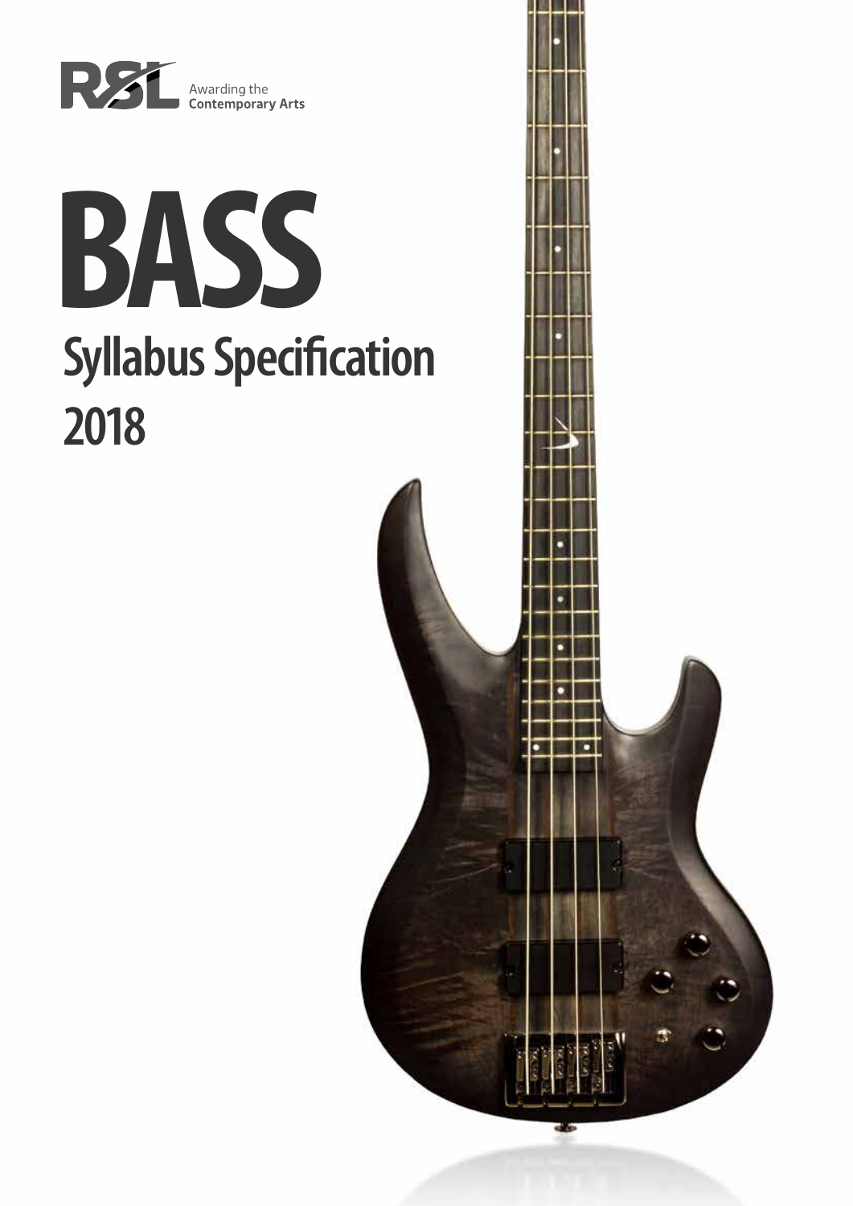RSL Awarding the Contemporary Arts

# BASS

## Syllabus Specification

## 2018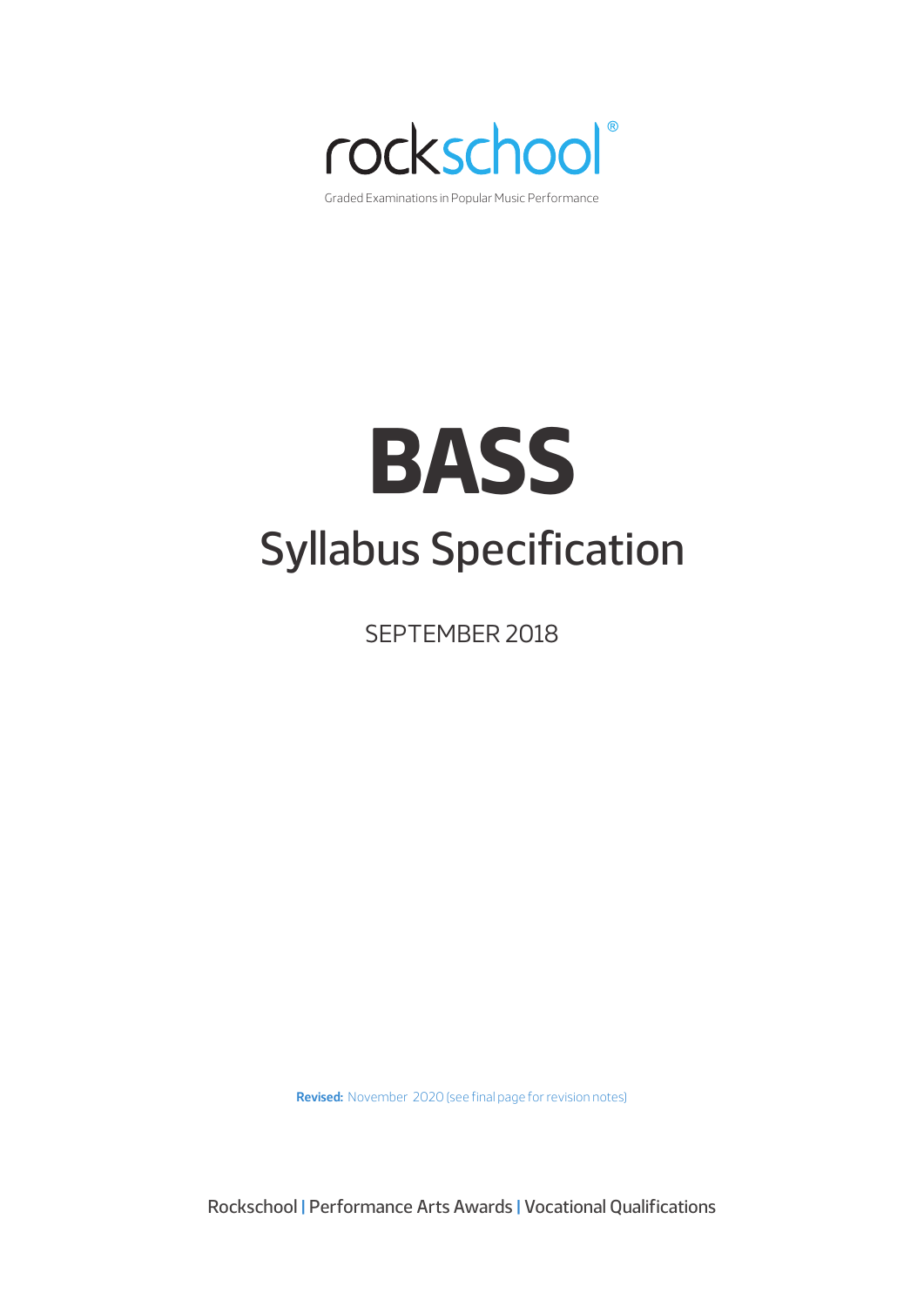rockschool®

Graded Examinations in Popular Music Performance

# BASS

## Syllabus Specification

SEPTEMBER 2018

**Revised:** November 2020 (see final page for revision notes)

Rockschool | Performance Arts Awards | Vocational Qualifications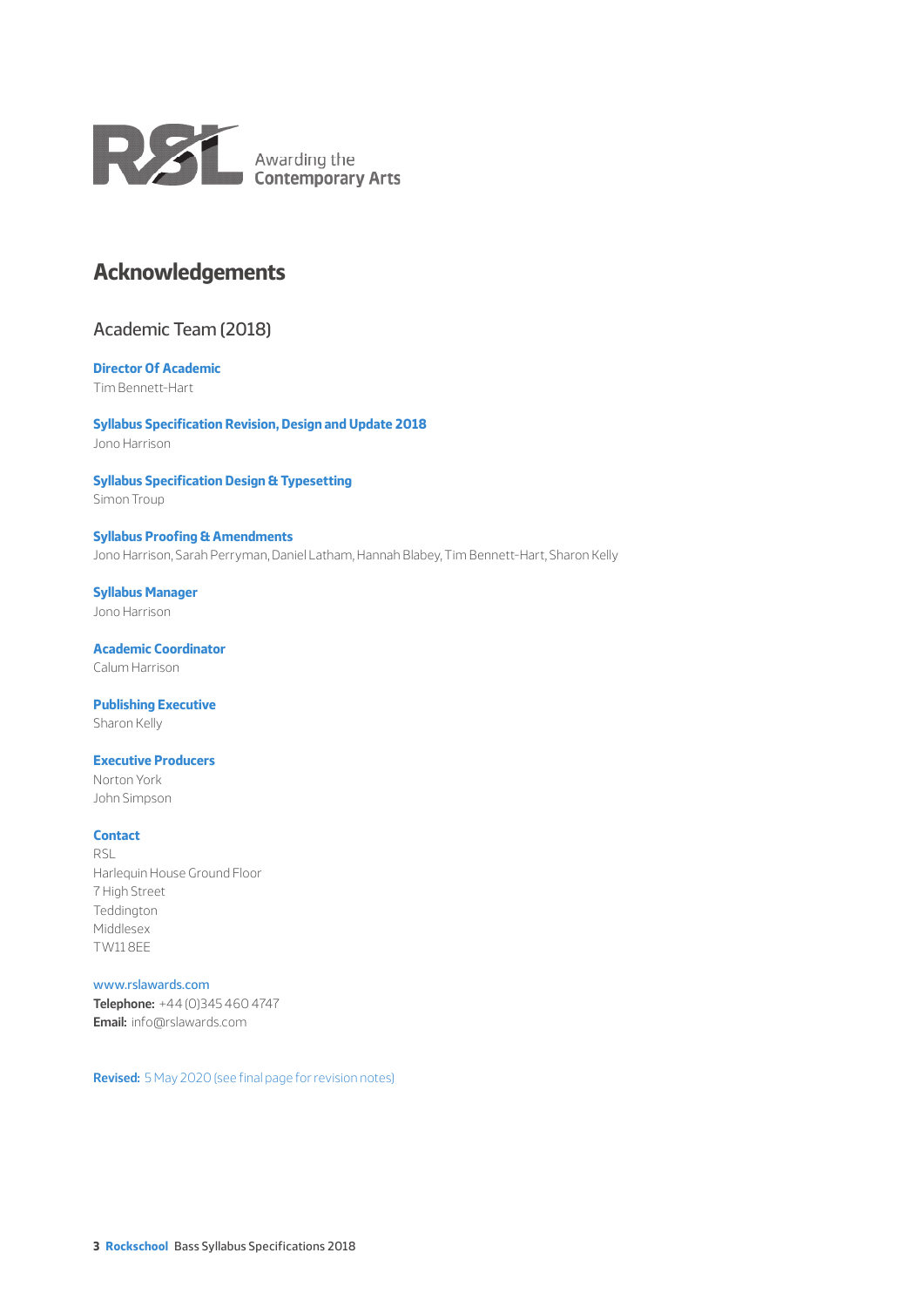Awarding the **Contemporary Arts**

# Acknowledgements

## Academic Team (2018)

**Director Of Academic**
Tim Bennett-Hart

**Syllabus Specification Revision, Design and Update 2018**
Jono Harrison

**Syllabus Specification Design & Typesetting**
Simon Troup

**Syllabus Proofing & Amendments**
Jono Harrison, Sarah Perryman, Daniel Latham, Hannah Blabey, Tim Bennett-Hart, Sharon Kelly

**Syllabus Manager**
Jono Harrison

**Academic Coordinator**
Calum Harrison

**Publishing Executive**
Sharon Kelly

**Executive Producers**
Norton York
John Simpson

**Contact**
RSL
Harlequin House Ground Floor
7 High Street
Teddington
Middlesex
TW11 8EE

www.rslawards.com
**Telephone:** +44 (0)345 460 4747
**Email:** info@rslawards.com

**Revised:** 5 May 2020 (see final page for revision notes)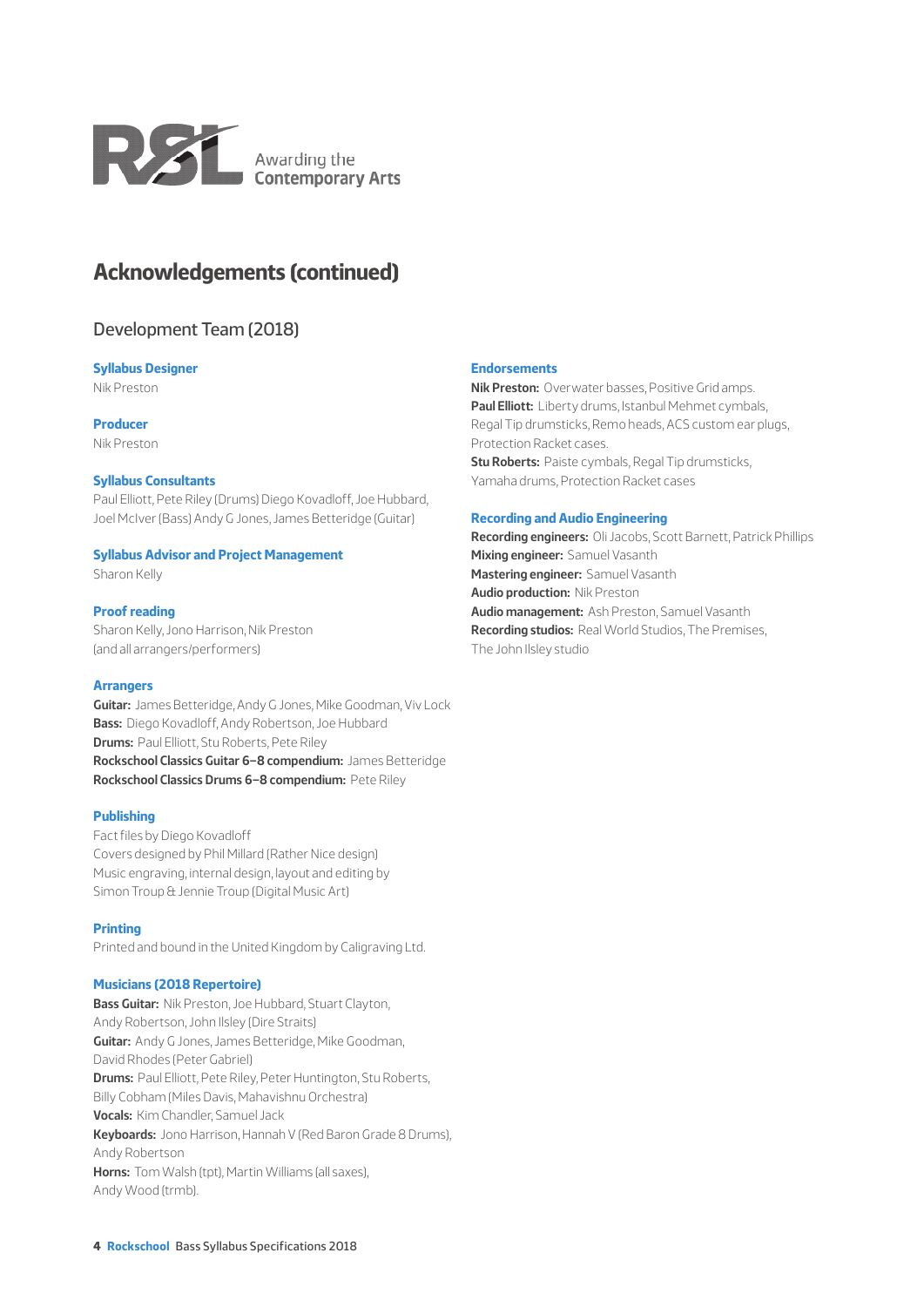Awarding the Contemporary Arts

# Acknowledgements (continued)

## Development Team (2018)

### Syllabus Designer
Nik Preston

### Producer
Nik Preston

### Syllabus Consultants
Paul Elliott, Pete Riley (Drums) Diego Kovadloff, Joe Hubbard, Joel McIver (Bass) Andy G Jones, James Betteridge (Guitar)

### Syllabus Advisor and Project Management
Sharon Kelly

### Proof reading
Sharon Kelly, Jono Harrison, Nik Preston (and all arrangers/performers)

### Arrangers
**Guitar:** James Betteridge, Andy G Jones, Mike Goodman, Viv Lock
**Bass:** Diego Kovadloff, Andy Robertson, Joe Hubbard
**Drums:** Paul Elliott, Stu Roberts, Pete Riley
**Rockschool Classics Guitar 6–8 compendium:** James Betteridge
**Rockschool Classics Drums 6–8 compendium:** Pete Riley

### Publishing
Fact files by Diego Kovadloff
Covers designed by Phil Millard (Rather Nice design)
Music engraving, internal design, layout and editing by Simon Troup & Jennie Troup (Digital Music Art)

### Printing
Printed and bound in the United Kingdom by Caligraving Ltd.

### Musicians (2018 Repertoire)
**Bass Guitar:** Nik Preston, Joe Hubbard, Stuart Clayton, Andy Robertson, John Ilsley (Dire Straits)
**Guitar:** Andy G Jones, James Betteridge, Mike Goodman, David Rhodes (Peter Gabriel)
**Drums:** Paul Elliott, Pete Riley, Peter Huntington, Stu Roberts, Billy Cobham (Miles Davis, Mahavishnu Orchestra)
**Vocals:** Kim Chandler, Samuel Jack
**Keyboards:** Jono Harrison, Hannah V (Red Baron Grade 8 Drums), Andy Robertson
**Horns:** Tom Walsh (tpt), Martin Williams (all saxes), Andy Wood (trmb).

### Endorsements
**Nik Preston:** Overwater basses, Positive Grid amps.
**Paul Elliott:** Liberty drums, Istanbul Mehmet cymbals, Regal Tip drumsticks, Remo heads, ACS custom ear plugs, Protection Racket cases.
**Stu Roberts:** Paiste cymbals, Regal Tip drumsticks, Yamaha drums, Protection Racket cases

### Recording and Audio Engineering
**Recording engineers:** Oli Jacobs, Scott Barnett, Patrick Phillips
**Mixing engineer:** Samuel Vasanth
**Mastering engineer:** Samuel Vasanth
**Audio production:** Nik Preston
**Audio management:** Ash Preston, Samuel Vasanth
**Recording studios:** Real World Studios, The Premises, The John Ilsley studio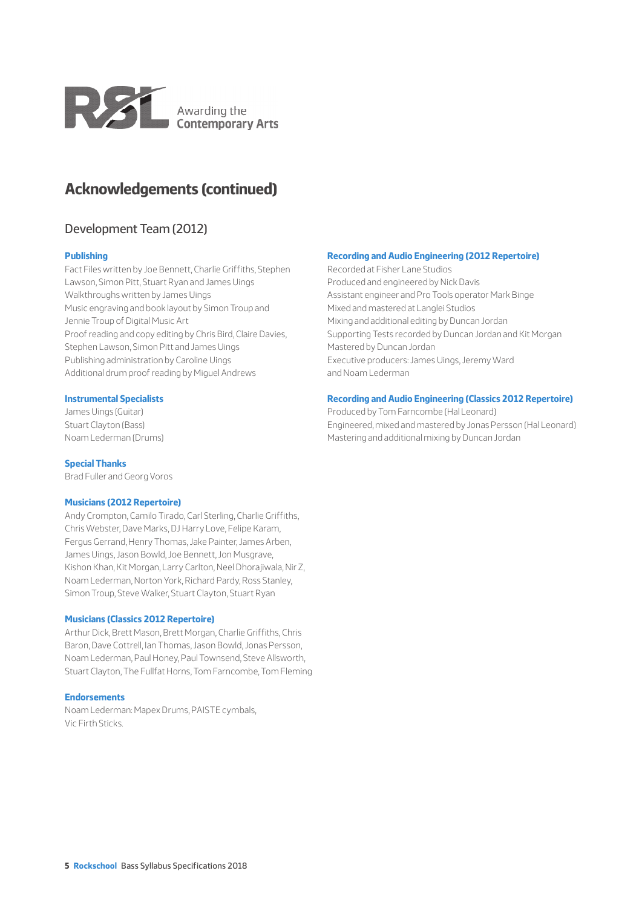# Acknowledgements (continued)

## Development Team (2012)

### Publishing

Fact Files written by Joe Bennett, Charlie Griffiths, Stephen Lawson, Simon Pitt, Stuart Ryan and James Uings
Walkthroughs written by James Uings
Music engraving and book layout by Simon Troup and Jennie Troup of Digital Music Art
Proof reading and copy editing by Chris Bird, Claire Davies, Stephen Lawson, Simon Pitt and James Uings
Publishing administration by Caroline Uings
Additional drum proof reading by Miguel Andrews

### Instrumental Specialists

James Uings (Guitar)
Stuart Clayton (Bass)
Noam Lederman (Drums)

### Special Thanks

Brad Fuller and Georg Voros

### Musicians (2012 Repertoire)

Andy Crompton, Camilo Tirado, Carl Sterling, Charlie Griffiths, Chris Webster, Dave Marks, DJ Harry Love, Felipe Karam, Fergus Gerrand, Henry Thomas, Jake Painter, James Arben, James Uings, Jason Bowld, Joe Bennett, Jon Musgrave, Kishon Khan, Kit Morgan, Larry Carlton, Neel Dhorajiwala, Nir Z, Noam Lederman, Norton York, Richard Pardy, Ross Stanley, Simon Troup, Steve Walker, Stuart Clayton, Stuart Ryan

### Musicians (Classics 2012 Repertoire)

Arthur Dick, Brett Mason, Brett Morgan, Charlie Griffiths, Chris Baron, Dave Cottrell, Ian Thomas, Jason Bowld, Jonas Persson, Noam Lederman, Paul Honey, Paul Townsend, Steve Allsworth, Stuart Clayton, The Fullfat Horns, Tom Farncombe, Tom Fleming

### Endorsements

Noam Lederman: Mapex Drums, PAISTE cymbals, Vic Firth Sticks.

### Recording and Audio Engineering (2012 Repertoire)

Recorded at Fisher Lane Studios
Produced and engineered by Nick Davis
Assistant engineer and Pro Tools operator Mark Binge
Mixed and mastered at Langlei Studios
Mixing and additional editing by Duncan Jordan
Supporting Tests recorded by Duncan Jordan and Kit Morgan
Mastered by Duncan Jordan
Executive producers: James Uings, Jeremy Ward and Noam Lederman

### Recording and Audio Engineering (Classics 2012 Repertoire)

Produced by Tom Farncombe (Hal Leonard)
Engineered, mixed and mastered by Jonas Persson (Hal Leonard)
Mastering and additional mixing by Duncan Jordan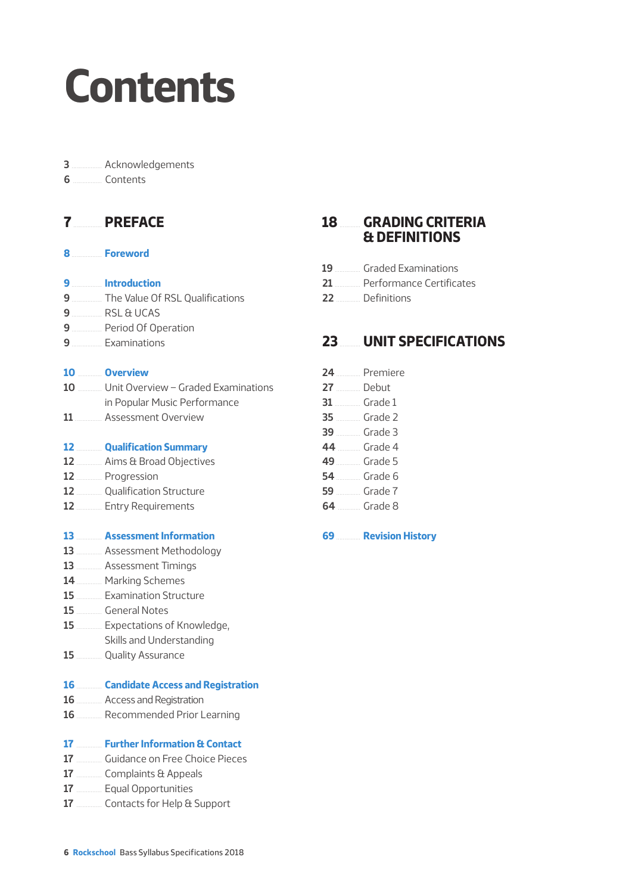# Contents

3 Acknowledgements
6 Contents

**7 PREFACE**

**8 Foreword**

**9 Introduction**
9 The Value Of RSL Qualifications
9 RSL & UCAS
9 Period Of Operation
9 Examinations

**10 Overview**
10 Unit Overview – Graded Examinations in Popular Music Performance
11 Assessment Overview

**12 Qualification Summary**
12 Aims & Broad Objectives
12 Progression
12 Qualification Structure
12 Entry Requirements

**13 Assessment Information**
13 Assessment Methodology
13 Assessment Timings
14 Marking Schemes
15 Examination Structure
15 General Notes
15 Expectations of Knowledge, Skills and Understanding
15 Quality Assurance

**16 Candidate Access and Registration**
16 Access and Registration
16 Recommended Prior Learning

**17 Further Information & Contact**
17 Guidance on Free Choice Pieces
17 Complaints & Appeals
17 Equal Opportunities
17 Contacts for Help & Support

**18 GRADING CRITERIA & DEFINITIONS**

19 Graded Examinations
21 Performance Certificates
22 Definitions

**23 UNIT SPECIFICATIONS**

24 Premiere
27 Debut
31 Grade 1
35 Grade 2
39 Grade 3
44 Grade 4
49 Grade 5
54 Grade 6
59 Grade 7
64 Grade 8

**69 Revision History**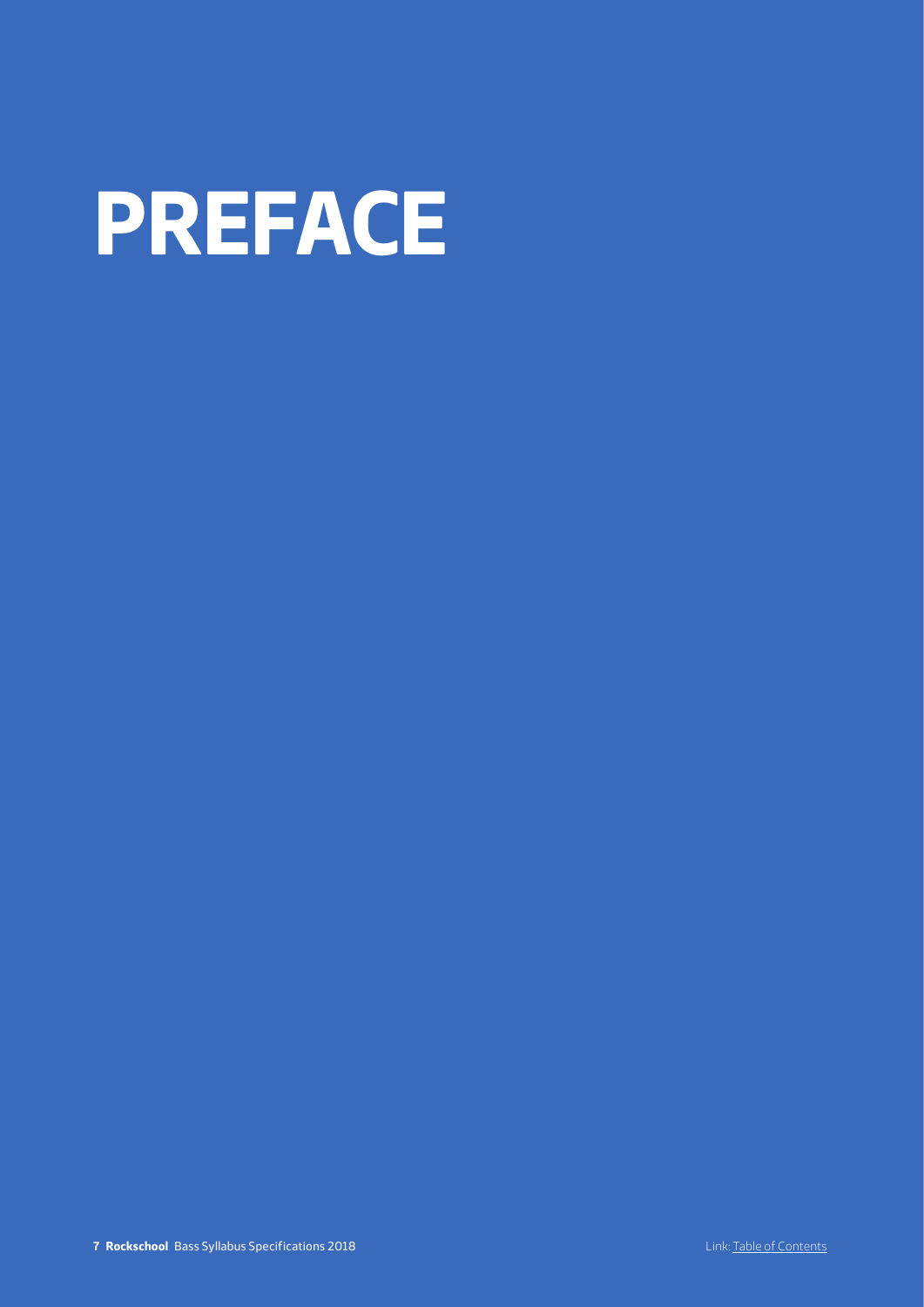# PREFACE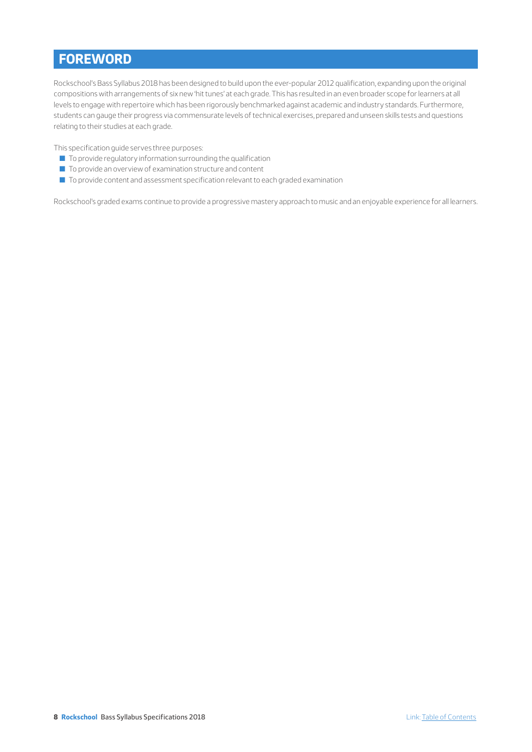# FOREWORD

Rockschool's Bass Syllabus 2018 has been designed to build upon the ever-popular 2012 qualification, expanding upon the original compositions with arrangements of six new 'hit tunes' at each grade. This has resulted in an even broader scope for learners at all levels to engage with repertoire which has been rigorously benchmarked against academic and industry standards. Furthermore, students can gauge their progress via commensurate levels of technical exercises, prepared and unseen skills tests and questions relating to their studies at each grade.

This specification guide serves three purposes:

- To provide regulatory information surrounding the qualification
- To provide an overview of examination structure and content
- To provide content and assessment specification relevant to each graded examination

Rockschool's graded exams continue to provide a progressive mastery approach to music and an enjoyable experience for all learners.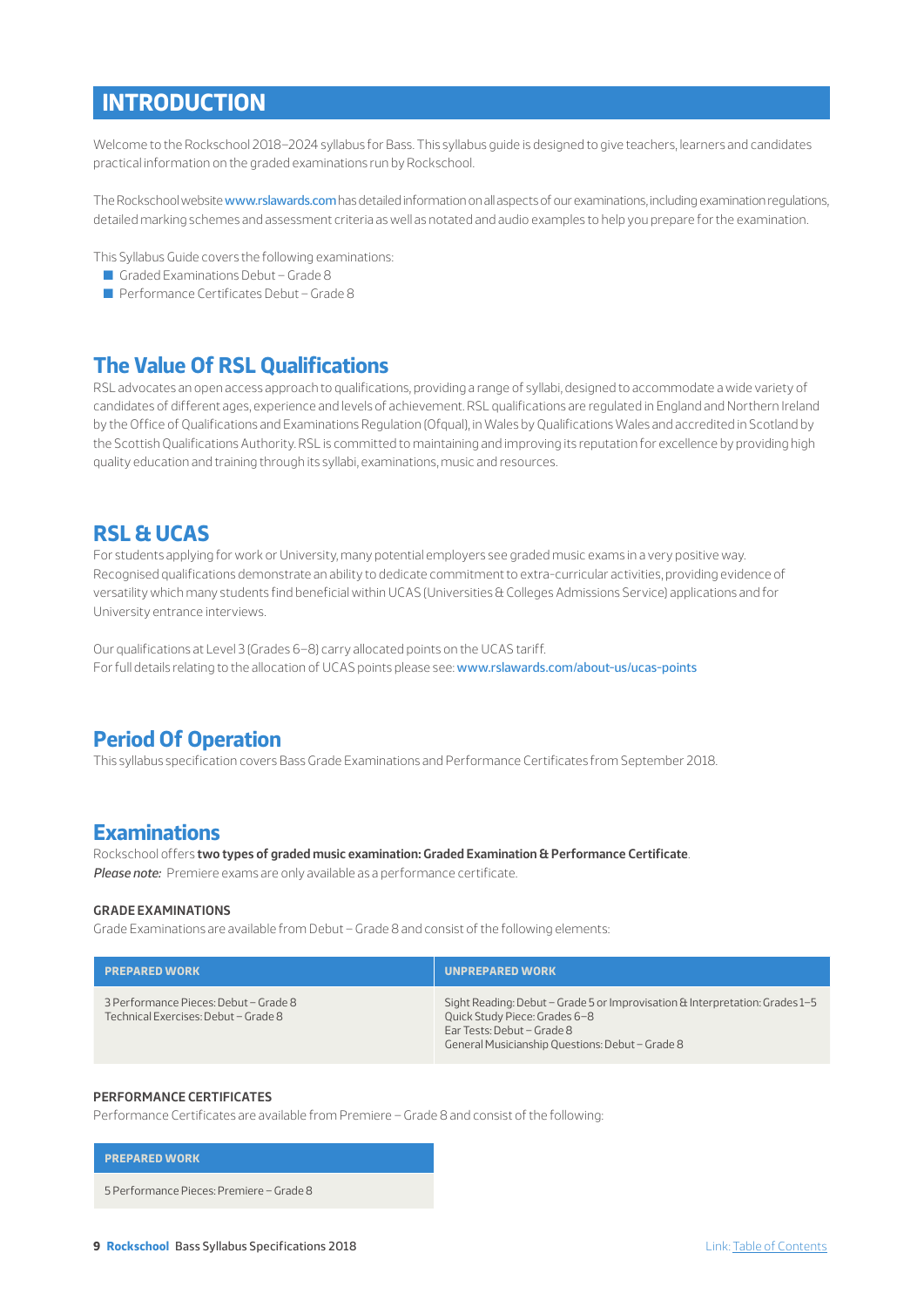# INTRODUCTION

Welcome to the Rockschool 2018–2024 syllabus for Bass. This syllabus guide is designed to give teachers, learners and candidates practical information on the graded examinations run by Rockschool.

The Rockschool website www.rslawards.com has detailed information on all aspects of our examinations, including examination regulations, detailed marking schemes and assessment criteria as well as notated and audio examples to help you prepare for the examination.

This Syllabus Guide covers the following examinations:

- Graded Examinations Debut – Grade 8
- Performance Certificates Debut – Grade 8

## The Value Of RSL Qualifications

RSL advocates an open access approach to qualifications, providing a range of syllabi, designed to accommodate a wide variety of candidates of different ages, experience and levels of achievement. RSL qualifications are regulated in England and Northern Ireland by the Office of Qualifications and Examinations Regulation (Ofqual), in Wales by Qualifications Wales and accredited in Scotland by the Scottish Qualifications Authority. RSL is committed to maintaining and improving its reputation for excellence by providing high quality education and training through its syllabi, examinations, music and resources.

## RSL & UCAS

For students applying for work or University, many potential employers see graded music exams in a very positive way. Recognised qualifications demonstrate an ability to dedicate commitment to extra-curricular activities, providing evidence of versatility which many students find beneficial within UCAS (Universities & Colleges Admissions Service) applications and for University entrance interviews.

Our qualifications at Level 3 (Grades 6–8) carry allocated points on the UCAS tariff.
For full details relating to the allocation of UCAS points please see: www.rslawards.com/about-us/ucas-points

## Period Of Operation

This syllabus specification covers Bass Grade Examinations and Performance Certificates from September 2018.

## Examinations

Rockschool offers **two types of graded music examination: Graded Examination & Performance Certificate**.
***Please note:*** Premiere exams are only available as a performance certificate.

### GRADE EXAMINATIONS

Grade Examinations are available from Debut – Grade 8 and consist of the following elements:

| PREPARED WORK | UNPREPARED WORK |
|---|---|
| 3 Performance Pieces: Debut – Grade 8<br>Technical Exercises: Debut – Grade 8 | Sight Reading: Debut – Grade 5 or Improvisation & Interpretation: Grades 1–5<br>Quick Study Piece: Grades 6–8<br>Ear Tests: Debut – Grade 8<br>General Musicianship Questions: Debut – Grade 8 |

### PERFORMANCE CERTIFICATES

Performance Certificates are available from Premiere – Grade 8 and consist of the following:

| PREPARED WORK |
|---|
| 5 Performance Pieces: Premiere – Grade 8 |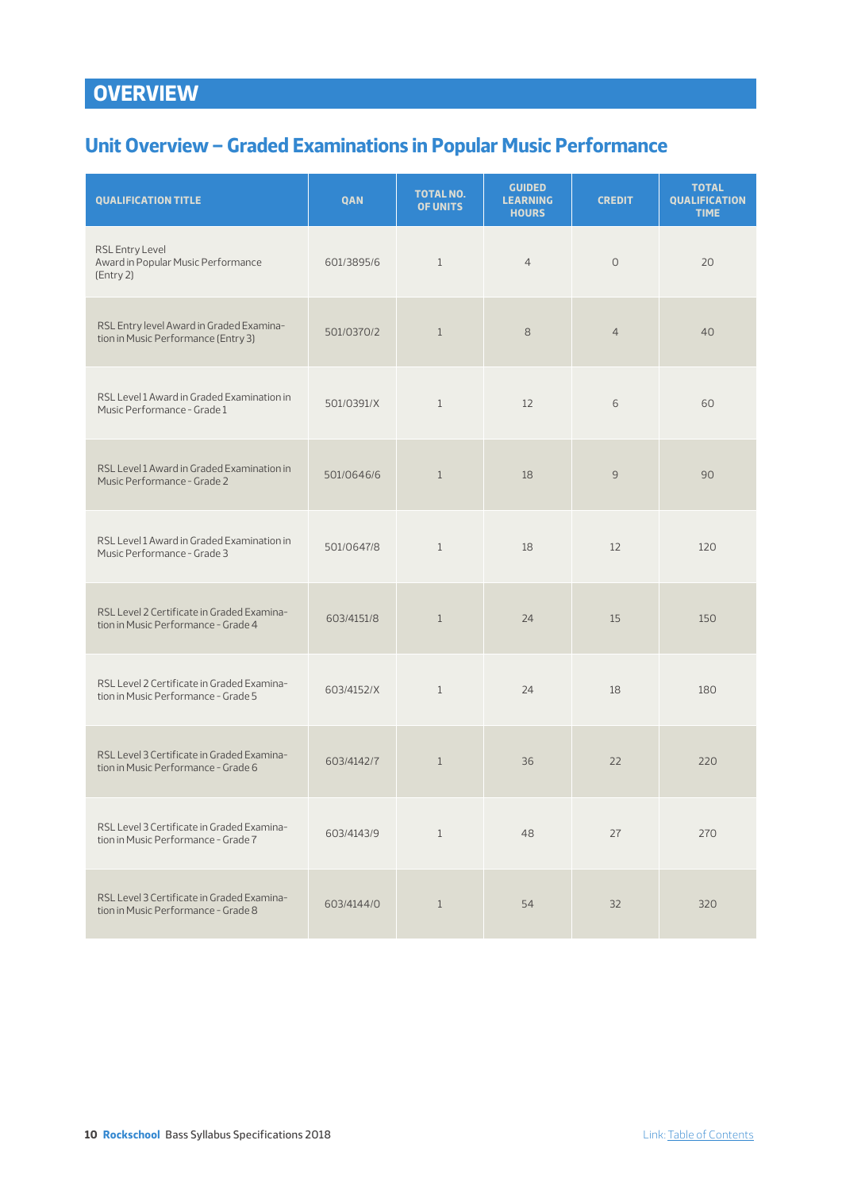# OVERVIEW

## Unit Overview – Graded Examinations in Popular Music Performance

| QUALIFICATION TITLE | QAN | TOTAL NO. OF UNITS | GUIDED LEARNING HOURS | CREDIT | TOTAL QUALIFICATION TIME |
|---|---|---|---|---|---|
| RSL Entry Level Award in Popular Music Performance (Entry 2) | 601/3895/6 | 1 | 4 | 0 | 20 |
| RSL Entry level Award in Graded Examination in Music Performance (Entry 3) | 501/0370/2 | 1 | 8 | 4 | 40 |
| RSL Level 1 Award in Graded Examination in Music Performance - Grade 1 | 501/0391/X | 1 | 12 | 6 | 60 |
| RSL Level 1 Award in Graded Examination in Music Performance - Grade 2 | 501/0646/6 | 1 | 18 | 9 | 90 |
| RSL Level 1 Award in Graded Examination in Music Performance - Grade 3 | 501/0647/8 | 1 | 18 | 12 | 120 |
| RSL Level 2 Certificate in Graded Examination in Music Performance - Grade 4 | 603/4151/8 | 1 | 24 | 15 | 150 |
| RSL Level 2 Certificate in Graded Examination in Music Performance - Grade 5 | 603/4152/X | 1 | 24 | 18 | 180 |
| RSL Level 3 Certificate in Graded Examination in Music Performance - Grade 6 | 603/4142/7 | 1 | 36 | 22 | 220 |
| RSL Level 3 Certificate in Graded Examination in Music Performance - Grade 7 | 603/4143/9 | 1 | 48 | 27 | 270 |
| RSL Level 3 Certificate in Graded Examination in Music Performance - Grade 8 | 603/4144/0 | 1 | 54 | 32 | 320 |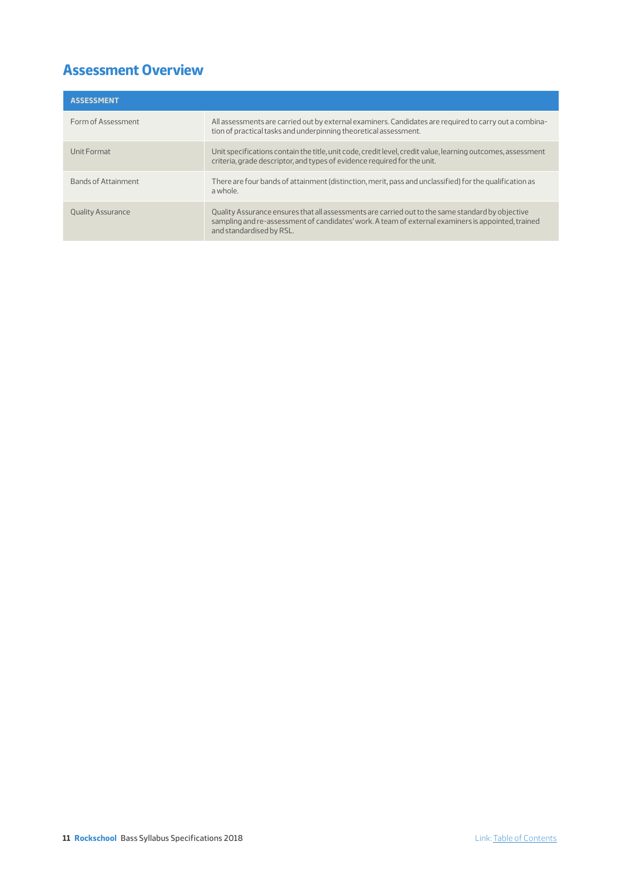## Assessment Overview

| ASSESSMENT | |
|---|---|
| Form of Assessment | All assessments are carried out by external examiners. Candidates are required to carry out a combination of practical tasks and underpinning theoretical assessment. |
| Unit Format | Unit specifications contain the title, unit code, credit level, credit value, learning outcomes, assessment criteria, grade descriptor, and types of evidence required for the unit. |
| Bands of Attainment | There are four bands of attainment (distinction, merit, pass and unclassified) for the qualification as a whole. |
| Quality Assurance | Quality Assurance ensures that all assessments are carried out to the same standard by objective sampling and re-assessment of candidates' work. A team of external examiners is appointed, trained and standardised by RSL. |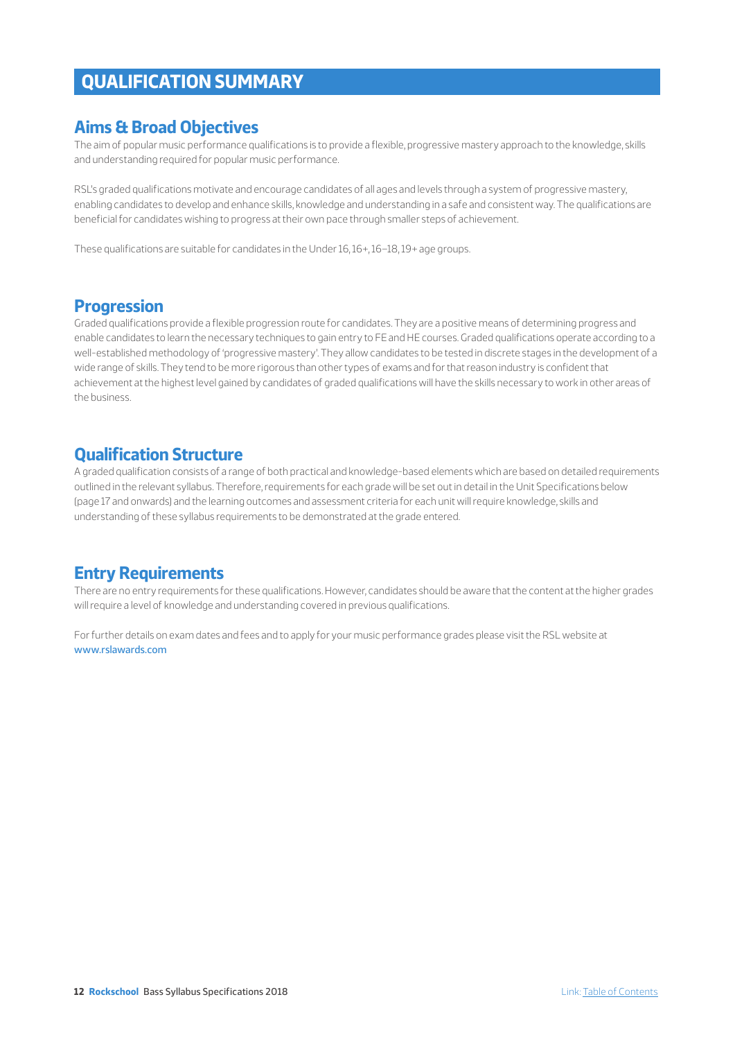# QUALIFICATION SUMMARY

## Aims & Broad Objectives

The aim of popular music performance qualifications is to provide a flexible, progressive mastery approach to the knowledge, skills and understanding required for popular music performance.

RSL's graded qualifications motivate and encourage candidates of all ages and levels through a system of progressive mastery, enabling candidates to develop and enhance skills, knowledge and understanding in a safe and consistent way. The qualifications are beneficial for candidates wishing to progress at their own pace through smaller steps of achievement.

These qualifications are suitable for candidates in the Under 16, 16+, 16–18, 19+ age groups.

## Progression

Graded qualifications provide a flexible progression route for candidates. They are a positive means of determining progress and enable candidates to learn the necessary techniques to gain entry to FE and HE courses. Graded qualifications operate according to a well-established methodology of 'progressive mastery'. They allow candidates to be tested in discrete stages in the development of a wide range of skills. They tend to be more rigorous than other types of exams and for that reason industry is confident that achievement at the highest level gained by candidates of graded qualifications will have the skills necessary to work in other areas of the business.

## Qualification Structure

A graded qualification consists of a range of both practical and knowledge-based elements which are based on detailed requirements outlined in the relevant syllabus. Therefore, requirements for each grade will be set out in detail in the Unit Specifications below (page 17 and onwards) and the learning outcomes and assessment criteria for each unit will require knowledge, skills and understanding of these syllabus requirements to be demonstrated at the grade entered.

## Entry Requirements

There are no entry requirements for these qualifications. However, candidates should be aware that the content at the higher grades will require a level of knowledge and understanding covered in previous qualifications.

For further details on exam dates and fees and to apply for your music performance grades please visit the RSL website at www.rslawards.com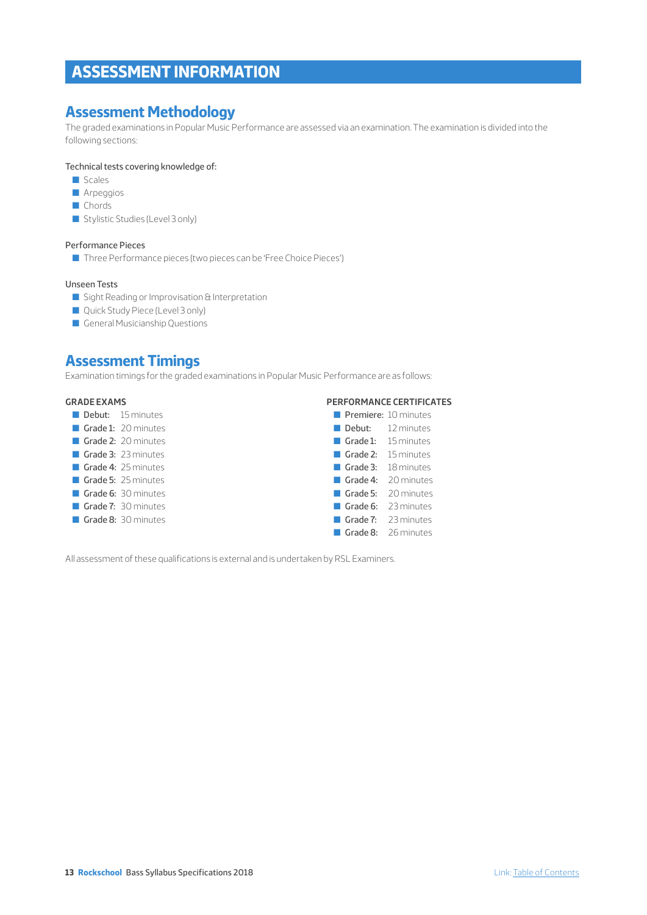# ASSESSMENT INFORMATION

## Assessment Methodology

The graded examinations in Popular Music Performance are assessed via an examination. The examination is divided into the following sections:

Technical tests covering knowledge of:

- Scales
- Arpeggios
- Chords
- Stylistic Studies (Level 3 only)

Performance Pieces

- Three Performance pieces (two pieces can be 'Free Choice Pieces')

Unseen Tests

- Sight Reading or Improvisation & Interpretation
- Quick Study Piece (Level 3 only)
- General Musicianship Questions

## Assessment Timings

Examination timings for the graded examinations in Popular Music Performance are as follows:

**GRADE EXAMS**

- **Debut:** 15 minutes
- **Grade 1:** 20 minutes
- **Grade 2:** 20 minutes
- **Grade 3:** 23 minutes
- **Grade 4:** 25 minutes
- **Grade 5:** 25 minutes
- **Grade 6:** 30 minutes
- **Grade 7:** 30 minutes
- **Grade 8:** 30 minutes

**PERFORMANCE CERTIFICATES**

- **Premiere:** 10 minutes
- **Debut:** 12 minutes
- **Grade 1:** 15 minutes
- **Grade 2:** 15 minutes
- **Grade 3:** 18 minutes
- **Grade 4:** 20 minutes
- **Grade 5:** 20 minutes
- **Grade 6:** 23 minutes
- **Grade 7:** 23 minutes
- **Grade 8:** 26 minutes

All assessment of these qualifications is external and is undertaken by RSL Examiners.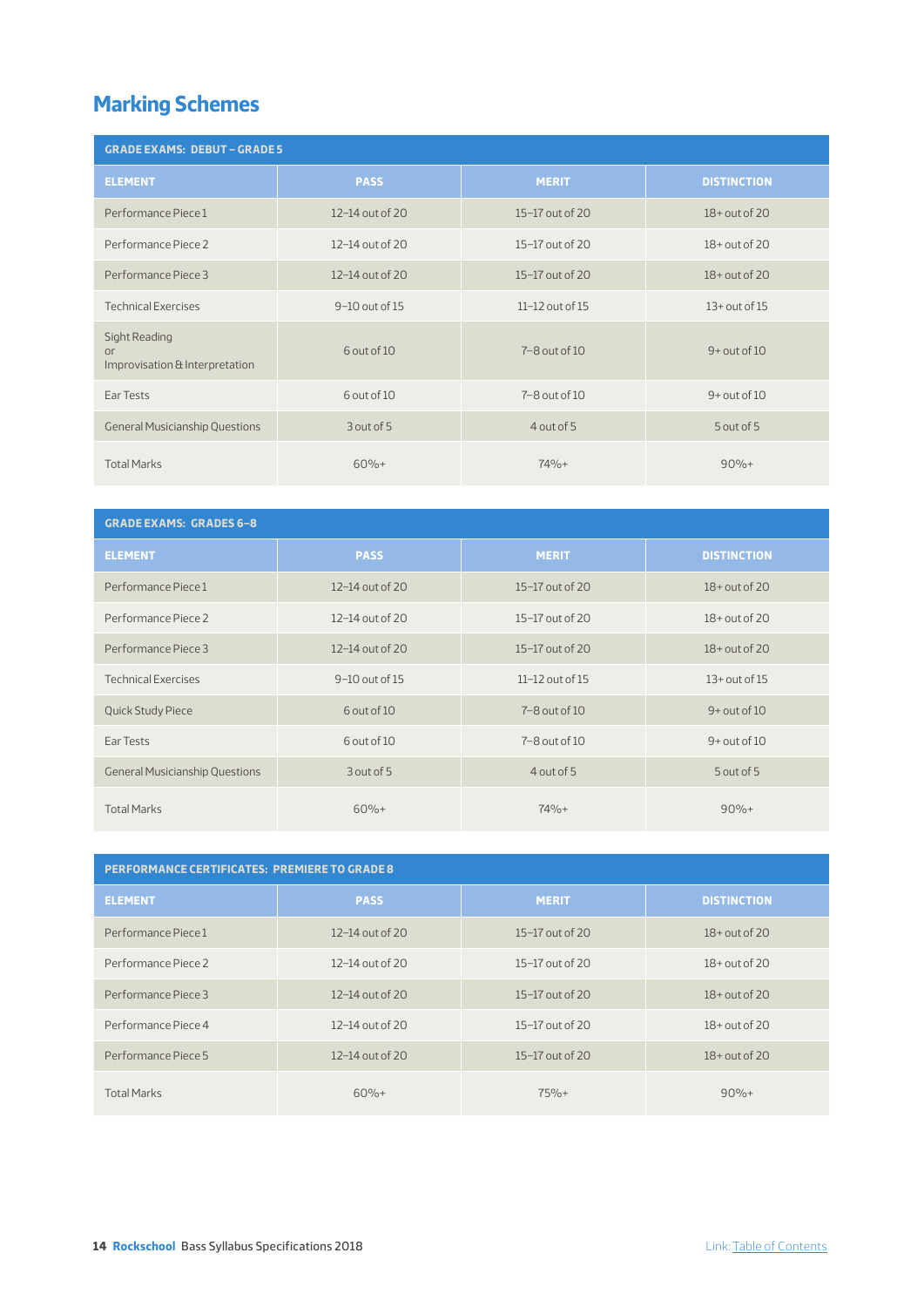## Marking Schemes

| GRADE EXAMS: DEBUT – GRADE 5 | | | |
|---|---|---|---|
| **ELEMENT** | **PASS** | **MERIT** | **DISTINCTION** |
| Performance Piece 1 | 12–14 out of 20 | 15–17 out of 20 | 18+ out of 20 |
| Performance Piece 2 | 12–14 out of 20 | 15–17 out of 20 | 18+ out of 20 |
| Performance Piece 3 | 12–14 out of 20 | 15–17 out of 20 | 18+ out of 20 |
| Technical Exercises | 9–10 out of 15 | 11–12 out of 15 | 13+ out of 15 |
| Sight Reading or Improvisation & Interpretation | 6 out of 10 | 7–8 out of 10 | 9+ out of 10 |
| Ear Tests | 6 out of 10 | 7–8 out of 10 | 9+ out of 10 |
| General Musicianship Questions | 3 out of 5 | 4 out of 5 | 5 out of 5 |
| Total Marks | 60%+ | 74%+ | 90%+ |

| GRADE EXAMS: GRADES 6–8 | | | |
|---|---|---|---|
| **ELEMENT** | **PASS** | **MERIT** | **DISTINCTION** |
| Performance Piece 1 | 12–14 out of 20 | 15–17 out of 20 | 18+ out of 20 |
| Performance Piece 2 | 12–14 out of 20 | 15–17 out of 20 | 18+ out of 20 |
| Performance Piece 3 | 12–14 out of 20 | 15–17 out of 20 | 18+ out of 20 |
| Technical Exercises | 9–10 out of 15 | 11–12 out of 15 | 13+ out of 15 |
| Quick Study Piece | 6 out of 10 | 7–8 out of 10 | 9+ out of 10 |
| Ear Tests | 6 out of 10 | 7–8 out of 10 | 9+ out of 10 |
| General Musicianship Questions | 3 out of 5 | 4 out of 5 | 5 out of 5 |
| Total Marks | 60%+ | 74%+ | 90%+ |

| PERFORMANCE CERTIFICATES: PREMIERE TO GRADE 8 | | | |
|---|---|---|---|
| **ELEMENT** | **PASS** | **MERIT** | **DISTINCTION** |
| Performance Piece 1 | 12–14 out of 20 | 15–17 out of 20 | 18+ out of 20 |
| Performance Piece 2 | 12–14 out of 20 | 15–17 out of 20 | 18+ out of 20 |
| Performance Piece 3 | 12–14 out of 20 | 15–17 out of 20 | 18+ out of 20 |
| Performance Piece 4 | 12–14 out of 20 | 15–17 out of 20 | 18+ out of 20 |
| Performance Piece 5 | 12–14 out of 20 | 15–17 out of 20 | 18+ out of 20 |
| Total Marks | 60%+ | 75%+ | 90%+ |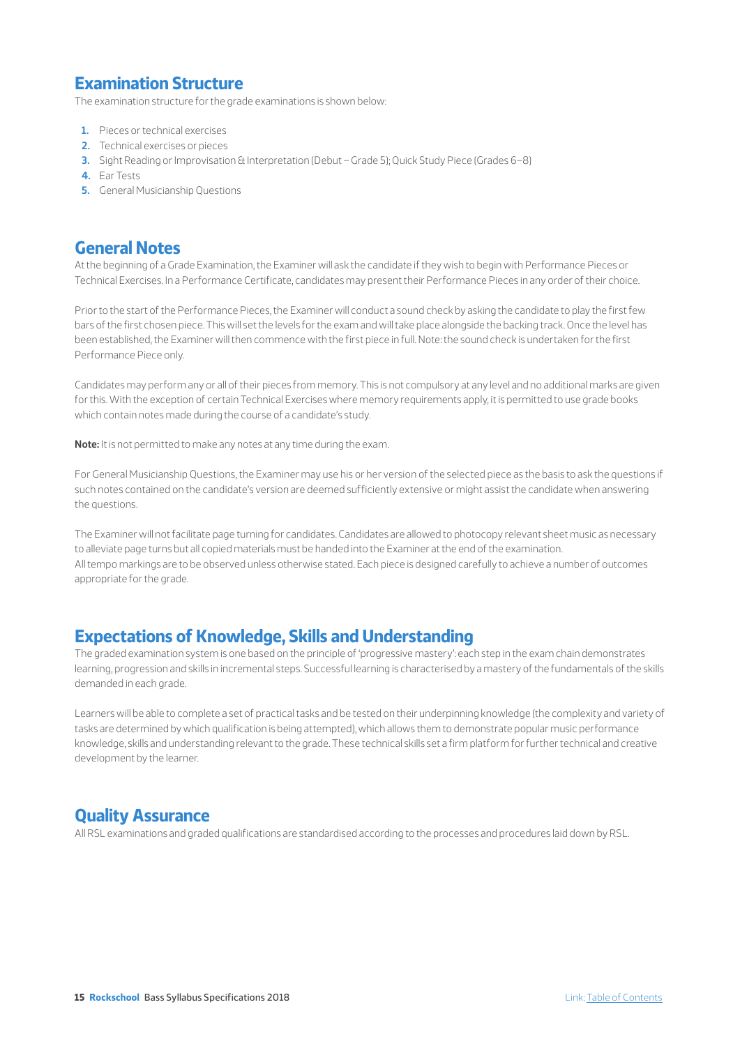## Examination Structure

The examination structure for the grade examinations is shown below:

1. Pieces or technical exercises
2. Technical exercises or pieces
3. Sight Reading or Improvisation & Interpretation (Debut – Grade 5); Quick Study Piece (Grades 6–8)
4. Ear Tests
5. General Musicianship Questions

## General Notes

At the beginning of a Grade Examination, the Examiner will ask the candidate if they wish to begin with Performance Pieces or Technical Exercises. In a Performance Certificate, candidates may present their Performance Pieces in any order of their choice.

Prior to the start of the Performance Pieces, the Examiner will conduct a sound check by asking the candidate to play the first few bars of the first chosen piece. This will set the levels for the exam and will take place alongside the backing track. Once the level has been established, the Examiner will then commence with the first piece in full. Note: the sound check is undertaken for the first Performance Piece only.

Candidates may perform any or all of their pieces from memory. This is not compulsory at any level and no additional marks are given for this. With the exception of certain Technical Exercises where memory requirements apply, it is permitted to use grade books which contain notes made during the course of a candidate's study.

**Note:** It is not permitted to make any notes at any time during the exam.

For General Musicianship Questions, the Examiner may use his or her version of the selected piece as the basis to ask the questions if such notes contained on the candidate's version are deemed sufficiently extensive or might assist the candidate when answering the questions.

The Examiner will not facilitate page turning for candidates. Candidates are allowed to photocopy relevant sheet music as necessary to alleviate page turns but all copied materials must be handed into the Examiner at the end of the examination.
All tempo markings are to be observed unless otherwise stated. Each piece is designed carefully to achieve a number of outcomes appropriate for the grade.

## Expectations of Knowledge, Skills and Understanding

The graded examination system is one based on the principle of 'progressive mastery': each step in the exam chain demonstrates learning, progression and skills in incremental steps. Successful learning is characterised by a mastery of the fundamentals of the skills demanded in each grade.

Learners will be able to complete a set of practical tasks and be tested on their underpinning knowledge (the complexity and variety of tasks are determined by which qualification is being attempted), which allows them to demonstrate popular music performance knowledge, skills and understanding relevant to the grade. These technical skills set a firm platform for further technical and creative development by the learner.

## Quality Assurance

All RSL examinations and graded qualifications are standardised according to the processes and procedures laid down by RSL.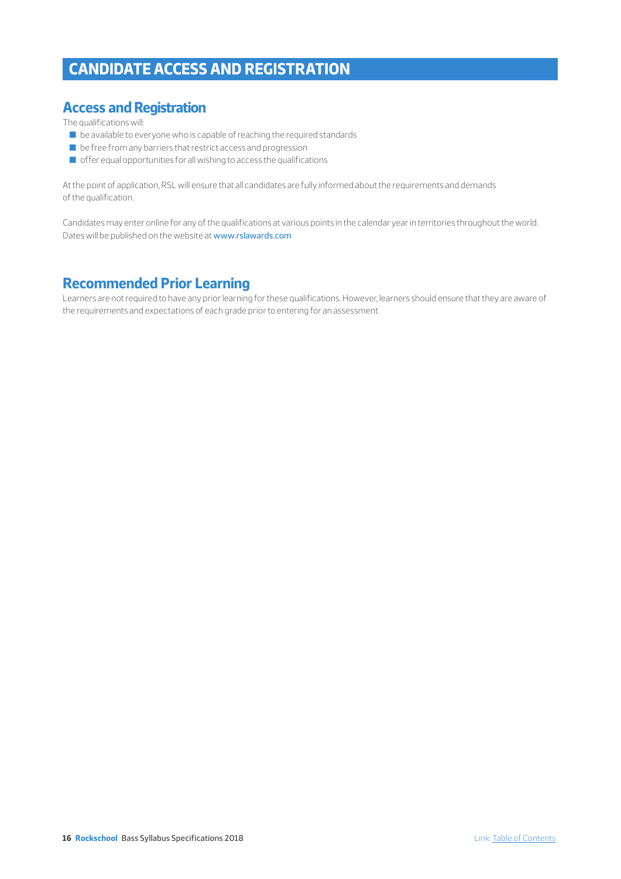# CANDIDATE ACCESS AND REGISTRATION

## Access and Registration

The qualifications will:

- be available to everyone who is capable of reaching the required standards
- be free from any barriers that restrict access and progression
- offer equal opportunities for all wishing to access the qualifications

At the point of application, RSL will ensure that all candidates are fully informed about the requirements and demands of the qualification.

Candidates may enter online for any of the qualifications at various points in the calendar year in territories throughout the world. Dates will be published on the website at www.rslawards.com

## Recommended Prior Learning

Learners are not required to have any prior learning for these qualifications. However, learners should ensure that they are aware of the requirements and expectations of each grade prior to entering for an assessment.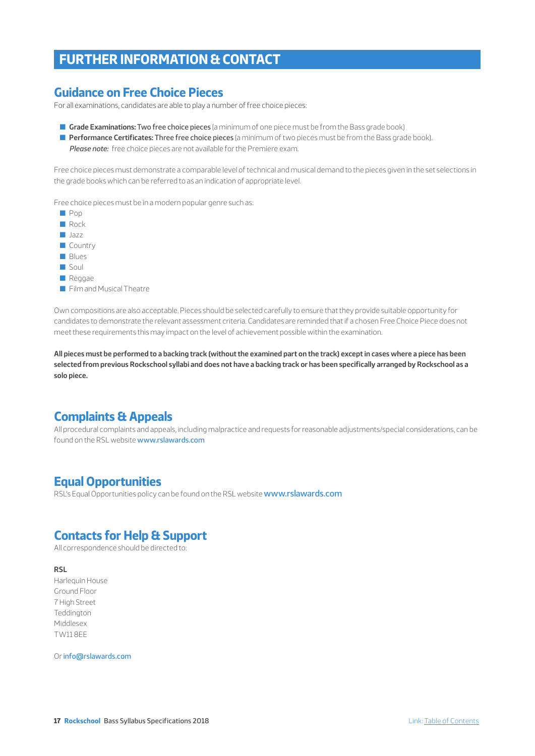# FURTHER INFORMATION & CONTACT

## Guidance on Free Choice Pieces

For all examinations, candidates are able to play a number of free choice pieces:

- **Grade Examinations:** Two free choice pieces (a minimum of one piece must be from the Bass grade book)
- **Performance Certificates:** Three free choice pieces (a minimum of two pieces must be from the Bass grade book).
  *Please note:* free choice pieces are not available for the Premiere exam.

Free choice pieces must demonstrate a comparable level of technical and musical demand to the pieces given in the set selections in the grade books which can be referred to as an indication of appropriate level.

Free choice pieces must be in a modern popular genre such as:

- Pop
- Rock
- Jazz
- Country
- Blues
- Soul
- Reggae
- Film and Musical Theatre

Own compositions are also acceptable. Pieces should be selected carefully to ensure that they provide suitable opportunity for candidates to demonstrate the relevant assessment criteria. Candidates are reminded that if a chosen Free Choice Piece does not meet these requirements this may impact on the level of achievement possible within the examination.

**All pieces must be performed to a backing track (without the examined part on the track) except in cases where a piece has been selected from previous Rockschool syllabi and does not have a backing track or has been specifically arranged by Rockschool as a solo piece.**

## Complaints & Appeals

All procedural complaints and appeals, including malpractice and requests for reasonable adjustments/special considerations, can be found on the RSL website www.rslawards.com

## Equal Opportunities

RSL's Equal Opportunities policy can be found on the RSL website www.rslawards.com

## Contacts for Help & Support

All correspondence should be directed to:

**RSL**
Harlequin House
Ground Floor
7 High Street
Teddington
Middlesex
TW11 8EE

Or info@rslawards.com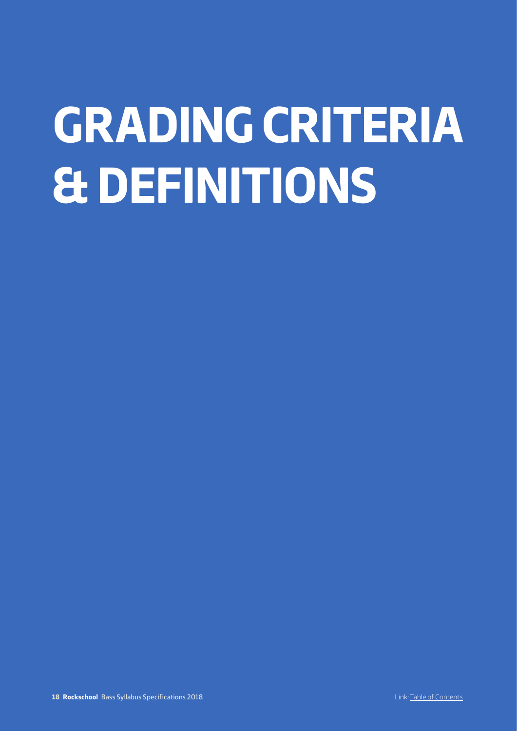# GRADING CRITERIA & DEFINITIONS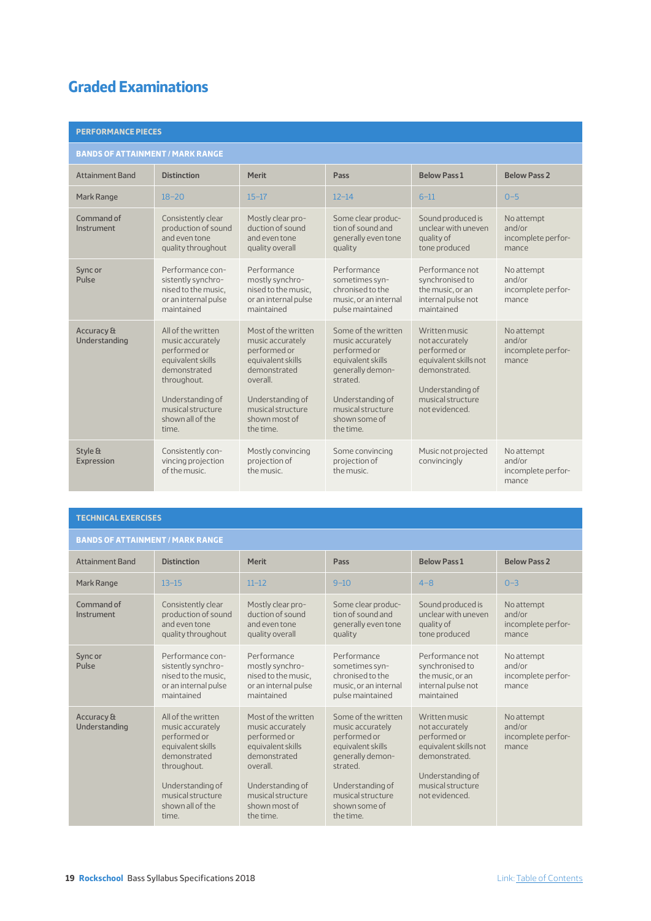## Graded Examinations

| PERFORMANCE PIECES | | | | | |
|---|---|---|---|---|---|
| **BANDS OF ATTAINMENT / MARK RANGE** | | | | | |
| Attainment Band | **Distinction** | **Merit** | **Pass** | **Below Pass 1** | **Below Pass 2** |
| Mark Range | 18–20 | 15–17 | 12–14 | 6–11 | 0–5 |
| Command of Instrument | Consistently clear production of sound and even tone quality throughout | Mostly clear production of sound and even tone quality overall | Some clear production of sound and generally even tone quality | Sound produced is unclear with uneven quality of tone produced | No attempt and/or incomplete performance |
| Sync or Pulse | Performance consistently synchronised to the music, or an internal pulse maintained | Performance mostly synchronised to the music, or an internal pulse maintained | Performance sometimes synchronised to the music, or an internal pulse maintained | Performance not synchronised to the music, or an internal pulse not maintained | No attempt and/or incomplete performance |
| Accuracy & Understanding | All of the written music accurately performed or equivalent skills demonstrated throughout. Understanding of musical structure shown all of the time. | Most of the written music accurately performed or equivalent skills demonstrated overall. Understanding of musical structure shown most of the time. | Some of the written music accurately performed or equivalent skills generally demonstrated. Understanding of musical structure shown some of the time. | Written music not accurately performed or equivalent skills not demonstrated. Understanding of musical structure not evidenced. | No attempt and/or incomplete performance |
| Style & Expression | Consistently convincing projection of the music. | Mostly convincing projection of the music. | Some convincing projection of the music. | Music not projected convincingly | No attempt and/or incomplete performance |

| TECHNICAL EXERCISES | | | | | |
|---|---|---|---|---|---|
| **BANDS OF ATTAINMENT / MARK RANGE** | | | | | |
| Attainment Band | **Distinction** | **Merit** | **Pass** | **Below Pass 1** | **Below Pass 2** |
| Mark Range | 13–15 | 11–12 | 9–10 | 4–8 | 0–3 |
| Command of Instrument | Consistently clear production of sound and even tone quality throughout | Mostly clear production of sound and even tone quality overall | Some clear production of sound and generally even tone quality | Sound produced is unclear with uneven quality of tone produced | No attempt and/or incomplete performance |
| Sync or Pulse | Performance consistently synchronised to the music, or an internal pulse maintained | Performance mostly synchronised to the music, or an internal pulse maintained | Performance sometimes synchronised to the music, or an internal pulse maintained | Performance not synchronised to the music, or an internal pulse not maintained | No attempt and/or incomplete performance |
| Accuracy & Understanding | All of the written music accurately performed or equivalent skills demonstrated throughout. Understanding of musical structure shown all of the time. | Most of the written music accurately performed or equivalent skills demonstrated overall. Understanding of musical structure shown most of the time. | Some of the written music accurately performed or equivalent skills generally demonstrated. Understanding of musical structure shown some of the time. | Written music not accurately performed or equivalent skills not demonstrated. Understanding of musical structure not evidenced. | No attempt and/or incomplete performance |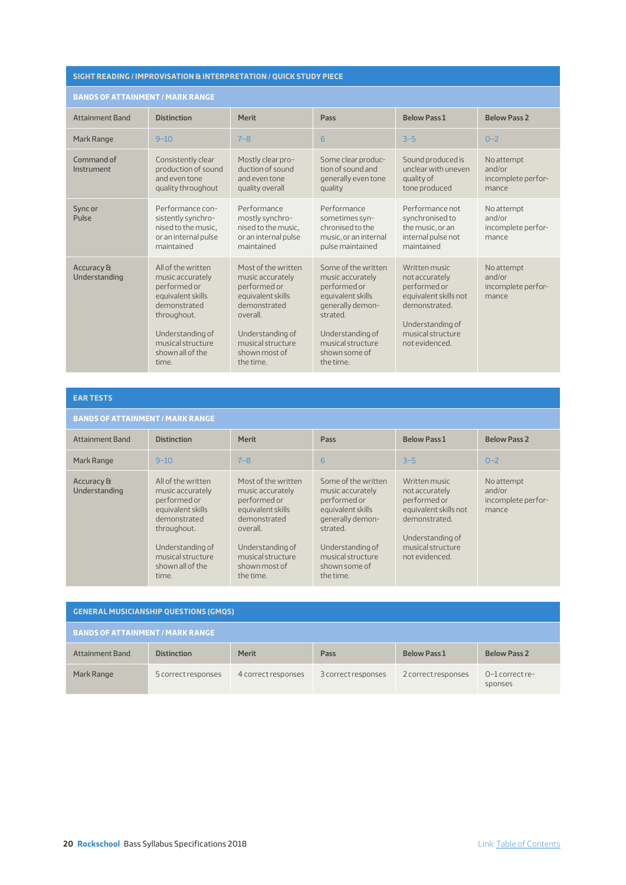## SIGHT READING / IMPROVISATION & INTERPRETATION / QUICK STUDY PIECE

### BANDS OF ATTAINMENT / MARK RANGE

| Attainment Band | Distinction | Merit | Pass | Below Pass 1 | Below Pass 2 |
|---|---|---|---|---|---|
| Mark Range | 9–10 | 7–8 | 6 | 3–5 | 0–2 |
| Command of Instrument | Consistently clear production of sound and even tone quality throughout | Mostly clear production of sound and even tone quality overall | Some clear production of sound and generally even tone quality | Sound produced is unclear with uneven quality of tone produced | No attempt and/or incomplete performance |
| Sync or Pulse | Performance consistently synchronised to the music, or an internal pulse maintained | Performance mostly synchronised to the music, or an internal pulse maintained | Performance sometimes synchronised to the music, or an internal pulse maintained | Performance not synchronised to the music, or an internal pulse not maintained | No attempt and/or incomplete performance |
| Accuracy & Understanding | All of the written music accurately performed or equivalent skills demonstrated throughout. Understanding of musical structure shown all of the time. | Most of the written music accurately performed or equivalent skills demonstrated overall. Understanding of musical structure shown most of the time. | Some of the written music accurately performed or equivalent skills generally demonstrated. Understanding of musical structure shown some of the time. | Written music not accurately performed or equivalent skills not demonstrated. Understanding of musical structure not evidenced. | No attempt and/or incomplete performance |

## EAR TESTS

### BANDS OF ATTAINMENT / MARK RANGE

| Attainment Band | Distinction | Merit | Pass | Below Pass 1 | Below Pass 2 |
|---|---|---|---|---|---|
| Mark Range | 9–10 | 7–8 | 6 | 3–5 | 0–2 |
| Accuracy & Understanding | All of the written music accurately performed or equivalent skills demonstrated throughout. Understanding of musical structure shown all of the time. | Most of the written music accurately performed or equivalent skills demonstrated overall. Understanding of musical structure shown most of the time. | Some of the written music accurately performed or equivalent skills generally demonstrated. Understanding of musical structure shown some of the time. | Written music not accurately performed or equivalent skills not demonstrated. Understanding of musical structure not evidenced. | No attempt and/or incomplete performance |

## GENERAL MUSICIANSHIP QUESTIONS (GMQS)

### BANDS OF ATTAINMENT / MARK RANGE

| Attainment Band | Distinction | Merit | Pass | Below Pass 1 | Below Pass 2 |
|---|---|---|---|---|---|
| Mark Range | 5 correct responses | 4 correct responses | 3 correct responses | 2 correct responses | 0–1 correct responses |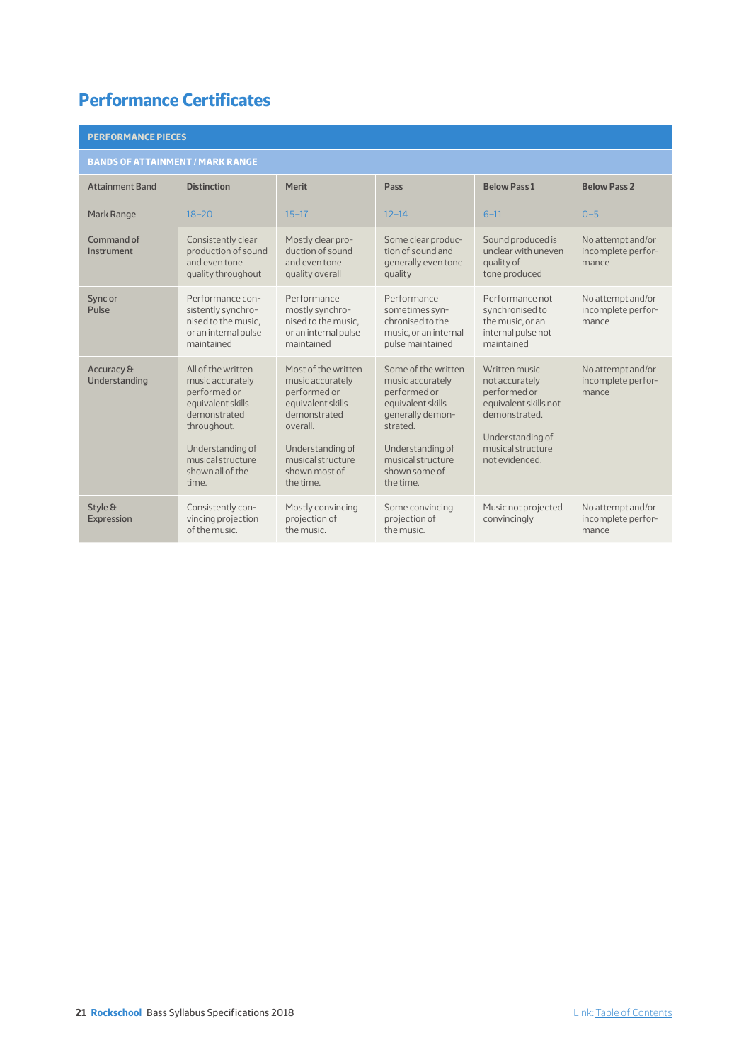# Performance Certificates

| PERFORMANCE PIECES | | | | | |
|---|---|---|---|---|---|
| BANDS OF ATTAINMENT / MARK RANGE | | | | | |
| Attainment Band | Distinction | Merit | Pass | Below Pass 1 | Below Pass 2 |
| Mark Range | 18–20 | 15–17 | 12–14 | 6–11 | 0–5 |
| Command of Instrument | Consistently clear production of sound and even tone quality throughout | Mostly clear production of sound and even tone quality overall | Some clear production of sound and generally even tone quality | Sound produced is unclear with uneven quality of tone produced | No attempt and/or incomplete performance |
| Sync or Pulse | Performance consistently synchronised to the music, or an internal pulse maintained | Performance mostly synchronised to the music, or an internal pulse maintained | Performance sometimes synchronised to the music, or an internal pulse maintained | Performance not synchronised to the music, or an internal pulse not maintained | No attempt and/or incomplete performance |
| Accuracy & Understanding | All of the written music accurately performed or equivalent skills demonstrated throughout. Understanding of musical structure shown all of the time. | Most of the written music accurately performed or equivalent skills demonstrated overall. Understanding of musical structure shown most of the time. | Some of the written music accurately performed or equivalent skills generally demonstrated. Understanding of musical structure shown some of the time. | Written music not accurately performed or equivalent skills not demonstrated. Understanding of musical structure not evidenced. | No attempt and/or incomplete performance |
| Style & Expression | Consistently convincing projection of the music. | Mostly convincing projection of the music. | Some convincing projection of the music. | Music not projected convincingly | No attempt and/or incomplete performance |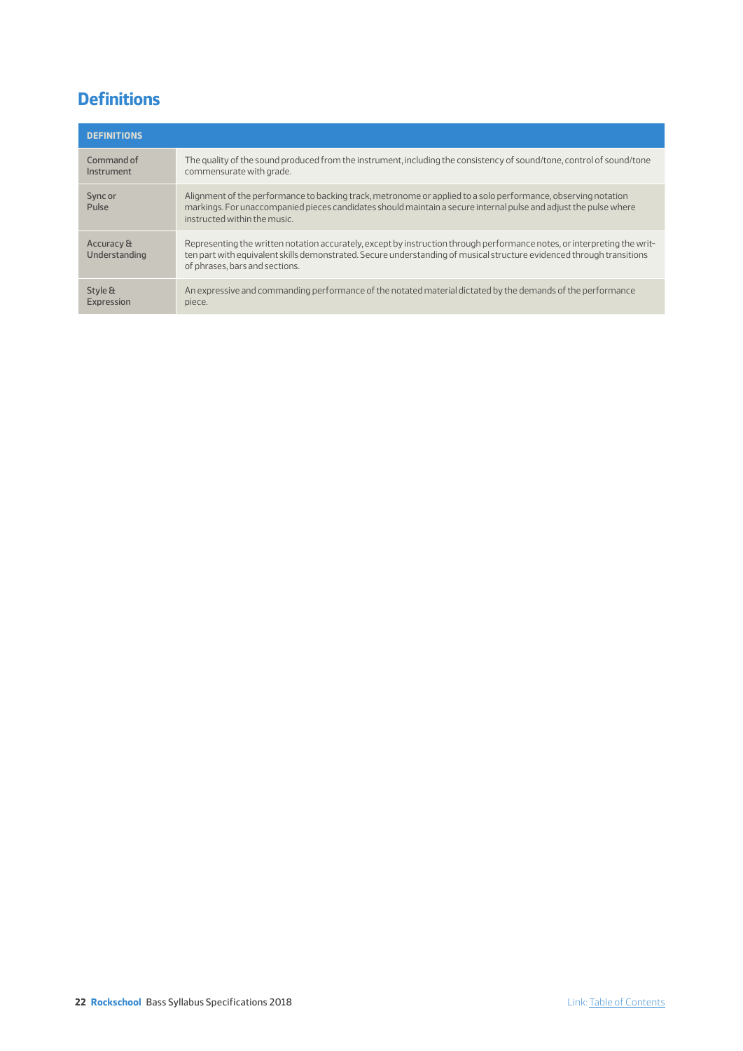# Definitions

| DEFINITIONS | |
|---|---|
| Command of Instrument | The quality of the sound produced from the instrument, including the consistency of sound/tone, control of sound/tone commensurate with grade. |
| Sync or Pulse | Alignment of the performance to backing track, metronome or applied to a solo performance, observing notation markings. For unaccompanied pieces candidates should maintain a secure internal pulse and adjust the pulse where instructed within the music. |
| Accuracy & Understanding | Representing the written notation accurately, except by instruction through performance notes, or interpreting the written part with equivalent skills demonstrated. Secure understanding of musical structure evidenced through transitions of phrases, bars and sections. |
| Style & Expression | An expressive and commanding performance of the notated material dictated by the demands of the performance piece. |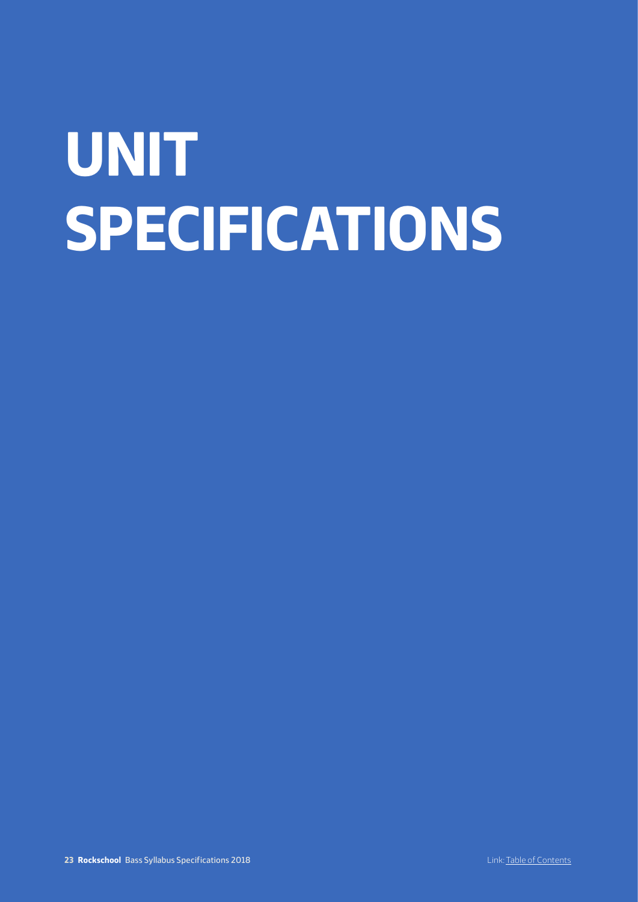# UNIT SPECIFICATIONS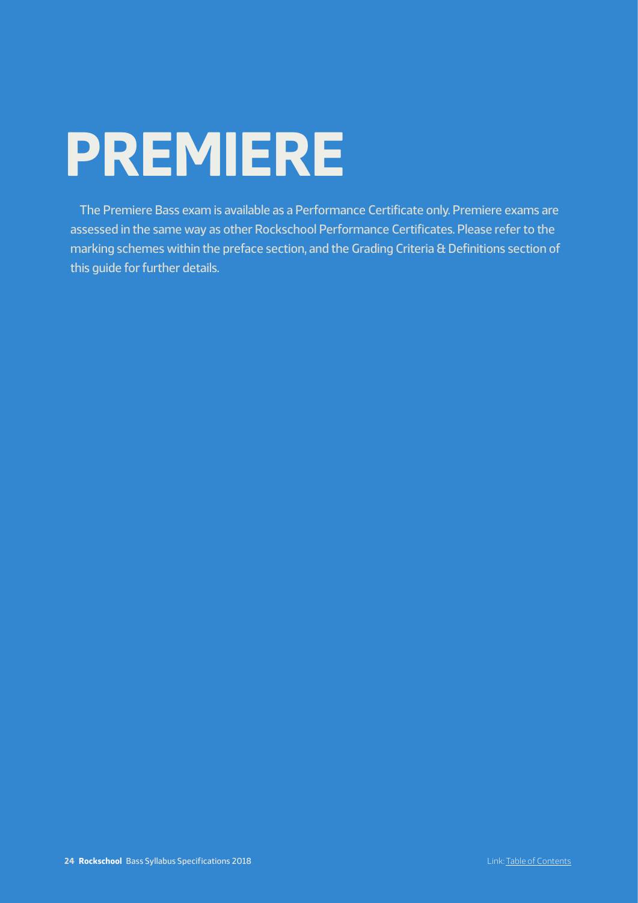# PREMIERE

The Premiere Bass exam is available as a Performance Certificate only. Premiere exams are assessed in the same way as other Rockschool Performance Certificates. Please refer to the marking schemes within the preface section, and the Grading Criteria & Definitions section of this guide for further details.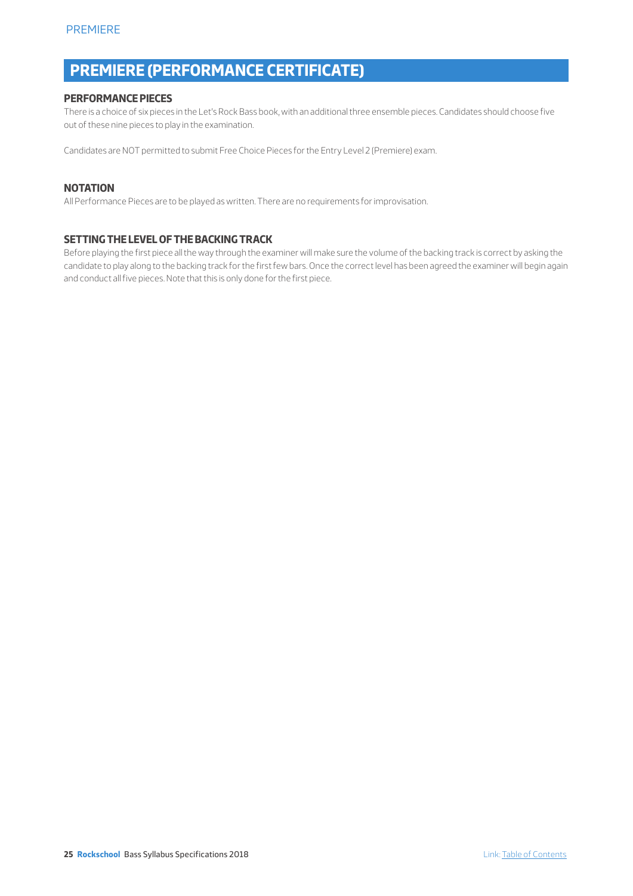# PREMIERE (PERFORMANCE CERTIFICATE)

### PERFORMANCE PIECES

There is a choice of six pieces in the Let's Rock Bass book, with an additional three ensemble pieces. Candidates should choose five out of these nine pieces to play in the examination.

Candidates are NOT permitted to submit Free Choice Pieces for the Entry Level 2 (Premiere) exam.

### NOTATION

All Performance Pieces are to be played as written. There are no requirements for improvisation.

### SETTING THE LEVEL OF THE BACKING TRACK

Before playing the first piece all the way through the examiner will make sure the volume of the backing track is correct by asking the candidate to play along to the backing track for the first few bars. Once the correct level has been agreed the examiner will begin again and conduct all five pieces. Note that this is only done for the first piece.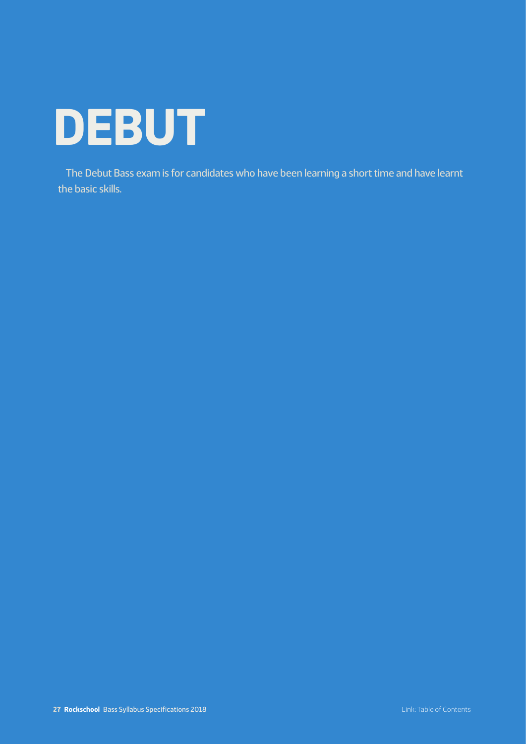# DEBUT

The Debut Bass exam is for candidates who have been learning a short time and have learnt the basic skills.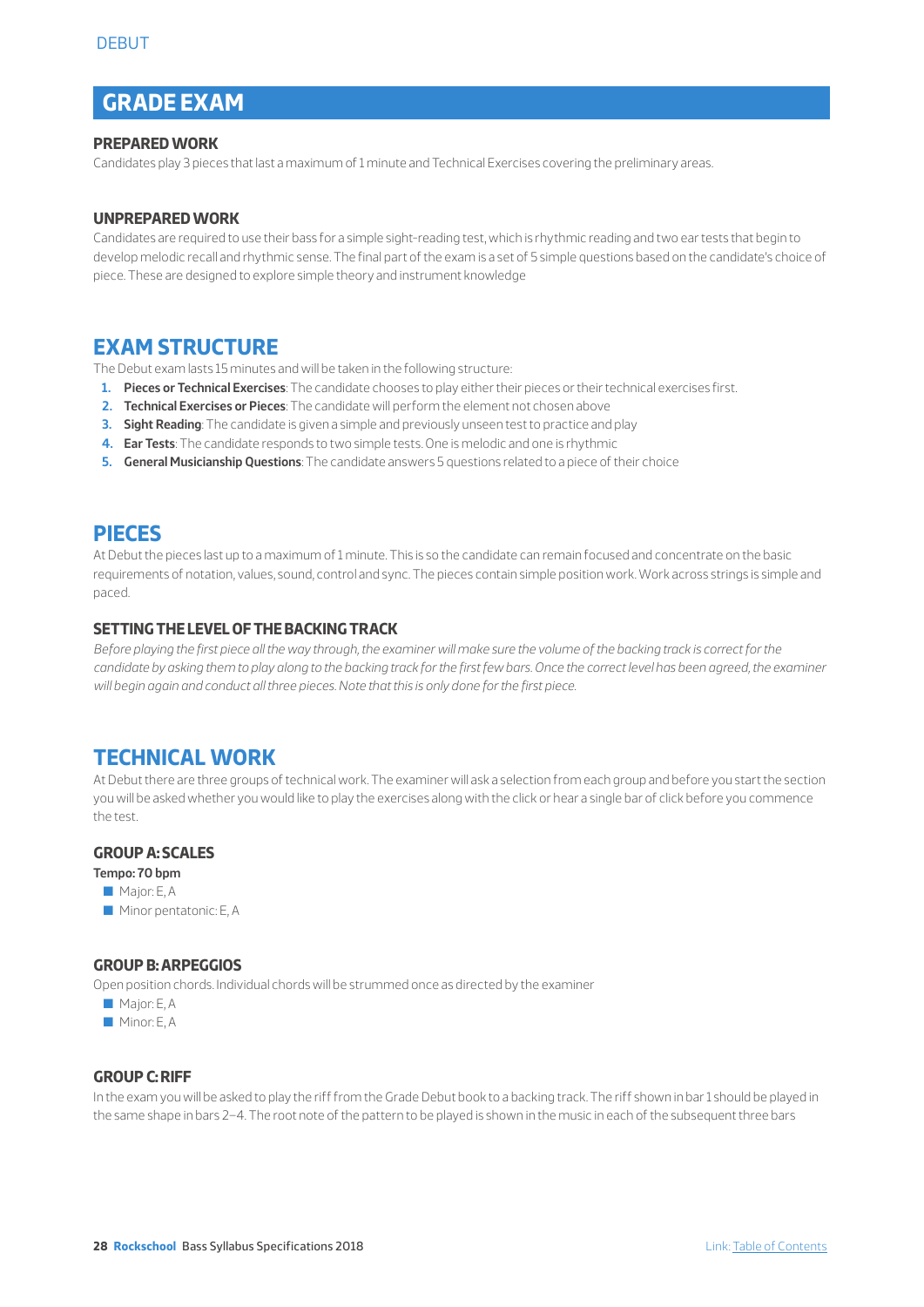## GRADE EXAM

### PREPARED WORK

Candidates play 3 pieces that last a maximum of 1 minute and Technical Exercises covering the preliminary areas.

### UNPREPARED WORK

Candidates are required to use their bass for a simple sight-reading test, which is rhythmic reading and two ear tests that begin to develop melodic recall and rhythmic sense. The final part of the exam is a set of 5 simple questions based on the candidate's choice of piece. These are designed to explore simple theory and instrument knowledge

## EXAM STRUCTURE

The Debut exam lasts 15 minutes and will be taken in the following structure:

1. **Pieces or Technical Exercises**: The candidate chooses to play either their pieces or their technical exercises first.
2. **Technical Exercises or Pieces**: The candidate will perform the element not chosen above
3. **Sight Reading**: The candidate is given a simple and previously unseen test to practice and play
4. **Ear Tests**: The candidate responds to two simple tests. One is melodic and one is rhythmic
5. **General Musicianship Questions**: The candidate answers 5 questions related to a piece of their choice

## PIECES

At Debut the pieces last up to a maximum of 1 minute. This is so the candidate can remain focused and concentrate on the basic requirements of notation, values, sound, control and sync. The pieces contain simple position work. Work across strings is simple and paced.

### SETTING THE LEVEL OF THE BACKING TRACK

*Before playing the first piece all the way through, the examiner will make sure the volume of the backing track is correct for the candidate by asking them to play along to the backing track for the first few bars. Once the correct level has been agreed, the examiner will begin again and conduct all three pieces. Note that this is only done for the first piece.*

## TECHNICAL WORK

At Debut there are three groups of technical work. The examiner will ask a selection from each group and before you start the section you will be asked whether you would like to play the exercises along with the click or hear a single bar of click before you commence the test.

### GROUP A: SCALES

**Tempo: 70 bpm**

- Major: E, A
- Minor pentatonic: E, A

### GROUP B: ARPEGGIOS

Open position chords. Individual chords will be strummed once as directed by the examiner

- Major: E, A
- Minor: E, A

### GROUP C: RIFF

In the exam you will be asked to play the riff from the Grade Debut book to a backing track. The riff shown in bar 1 should be played in the same shape in bars 2–4. The root note of the pattern to be played is shown in the music in each of the subsequent three bars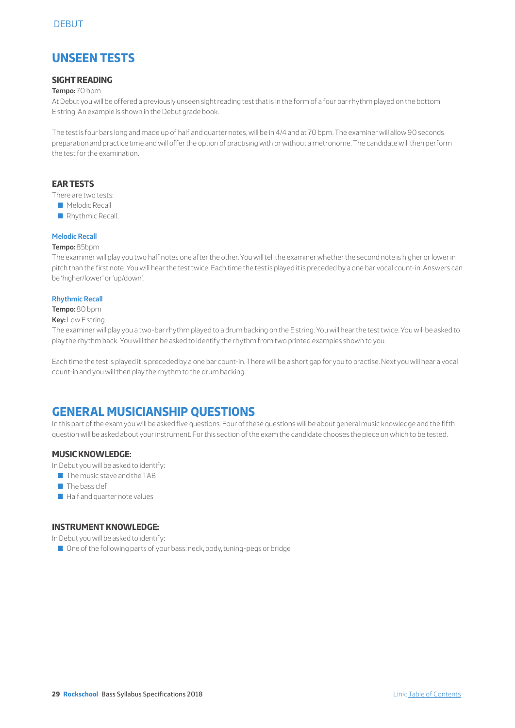## UNSEEN TESTS

### SIGHT READING

**Tempo:** 70 bpm

At Debut you will be offered a previously unseen sight reading test that is in the form of a four bar rhythm played on the bottom E string. An example is shown in the Debut grade book.

The test is four bars long and made up of half and quarter notes, will be in 4/4 and at 70 bpm. The examiner will allow 90 seconds preparation and practice time and will offer the option of practising with or without a metronome. The candidate will then perform the test for the examination.

### EAR TESTS

There are two tests:

- Melodic Recall
- Rhythmic Recall.

#### Melodic Recall

**Tempo:** 85bpm

The examiner will play you two half notes one after the other. You will tell the examiner whether the second note is higher or lower in pitch than the first note. You will hear the test twice. Each time the test is played it is preceded by a one bar vocal count-in. Answers can be 'higher/lower' or 'up/down'.

#### Rhythmic Recall

**Tempo:** 80 bpm

**Key:** Low E string

The examiner will play you a two-bar rhythm played to a drum backing on the E string. You will hear the test twice. You will be asked to play the rhythm back. You will then be asked to identify the rhythm from two printed examples shown to you.

Each time the test is played it is preceded by a one bar count-in. There will be a short gap for you to practise. Next you will hear a vocal count-in and you will then play the rhythm to the drum backing.

## GENERAL MUSICIANSHIP QUESTIONS

In this part of the exam you will be asked five questions. Four of these questions will be about general music knowledge and the fifth question will be asked about your instrument. For this section of the exam the candidate chooses the piece on which to be tested.

### MUSIC KNOWLEDGE:

In Debut you will be asked to identify:

- The music stave and the TAB
- The bass clef
- Half and quarter note values

### INSTRUMENT KNOWLEDGE:

In Debut you will be asked to identify:

- One of the following parts of your bass: neck, body, tuning-pegs or bridge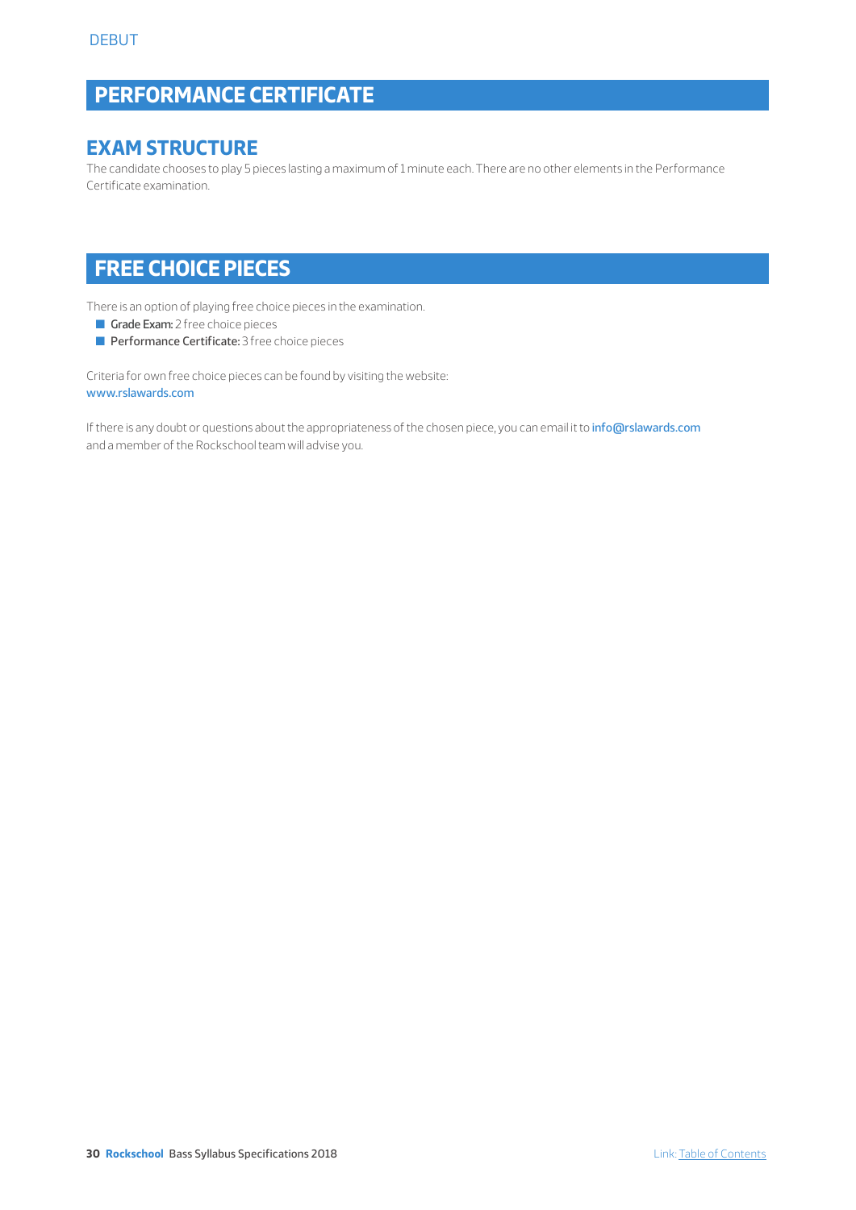## PERFORMANCE CERTIFICATE

### EXAM STRUCTURE

The candidate chooses to play 5 pieces lasting a maximum of 1 minute each. There are no other elements in the Performance Certificate examination.

## FREE CHOICE PIECES

There is an option of playing free choice pieces in the examination.

- **Grade Exam:** 2 free choice pieces
- **Performance Certificate:** 3 free choice pieces

Criteria for own free choice pieces can be found by visiting the website:
www.rslawards.com

If there is any doubt or questions about the appropriateness of the chosen piece, you can email it to info@rslawards.com and a member of the Rockschool team will advise you.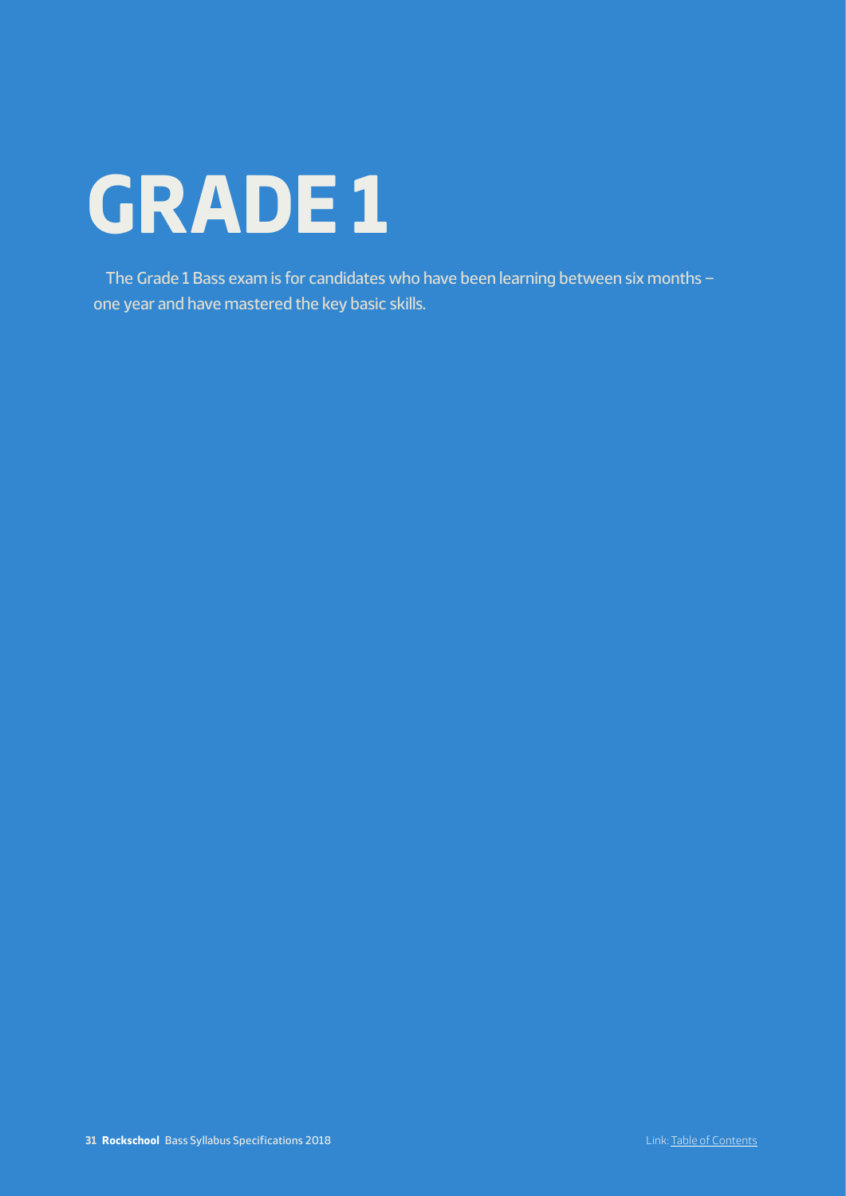# GRADE 1

The Grade 1 Bass exam is for candidates who have been learning between six months – one year and have mastered the key basic skills.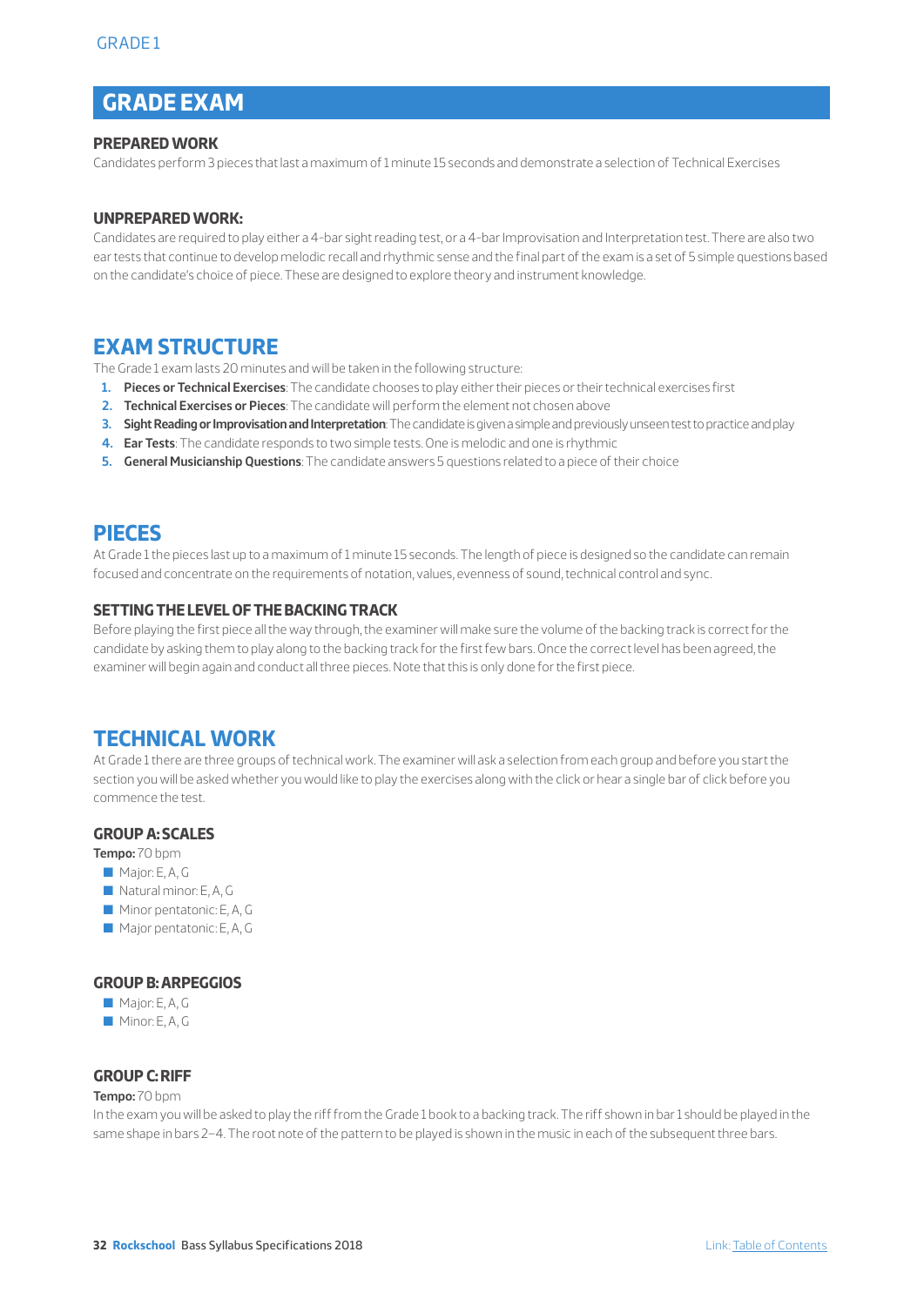# GRADE EXAM

### PREPARED WORK

Candidates perform 3 pieces that last a maximum of 1 minute 15 seconds and demonstrate a selection of Technical Exercises

### UNPREPARED WORK:

Candidates are required to play either a 4-bar sight reading test, or a 4-bar Improvisation and Interpretation test. There are also two ear tests that continue to develop melodic recall and rhythmic sense and the final part of the exam is a set of 5 simple questions based on the candidate's choice of piece. These are designed to explore theory and instrument knowledge.

## EXAM STRUCTURE

The Grade 1 exam lasts 20 minutes and will be taken in the following structure:

1. **Pieces or Technical Exercises**: The candidate chooses to play either their pieces or their technical exercises first
2. **Technical Exercises or Pieces**: The candidate will perform the element not chosen above
3. **Sight Reading or Improvisation and Interpretation**: The candidate is given a simple and previously unseen test to practice and play
4. **Ear Tests**: The candidate responds to two simple tests. One is melodic and one is rhythmic
5. **General Musicianship Questions**: The candidate answers 5 questions related to a piece of their choice

## PIECES

At Grade 1 the pieces last up to a maximum of 1 minute 15 seconds. The length of piece is designed so the candidate can remain focused and concentrate on the requirements of notation, values, evenness of sound, technical control and sync.

### SETTING THE LEVEL OF THE BACKING TRACK

Before playing the first piece all the way through, the examiner will make sure the volume of the backing track is correct for the candidate by asking them to play along to the backing track for the first few bars. Once the correct level has been agreed, the examiner will begin again and conduct all three pieces. Note that this is only done for the first piece.

## TECHNICAL WORK

At Grade 1 there are three groups of technical work. The examiner will ask a selection from each group and before you start the section you will be asked whether you would like to play the exercises along with the click or hear a single bar of click before you commence the test.

### GROUP A: SCALES

**Tempo:** 70 bpm

- Major: E, A, G
- Natural minor: E, A, G
- Minor pentatonic: E, A, G
- Major pentatonic: E, A, G

### GROUP B: ARPEGGIOS

- Major: E, A, G
- Minor: E, A, G

### GROUP C: RIFF

**Tempo:** 70 bpm

In the exam you will be asked to play the riff from the Grade 1 book to a backing track. The riff shown in bar 1 should be played in the same shape in bars 2–4. The root note of the pattern to be played is shown in the music in each of the subsequent three bars.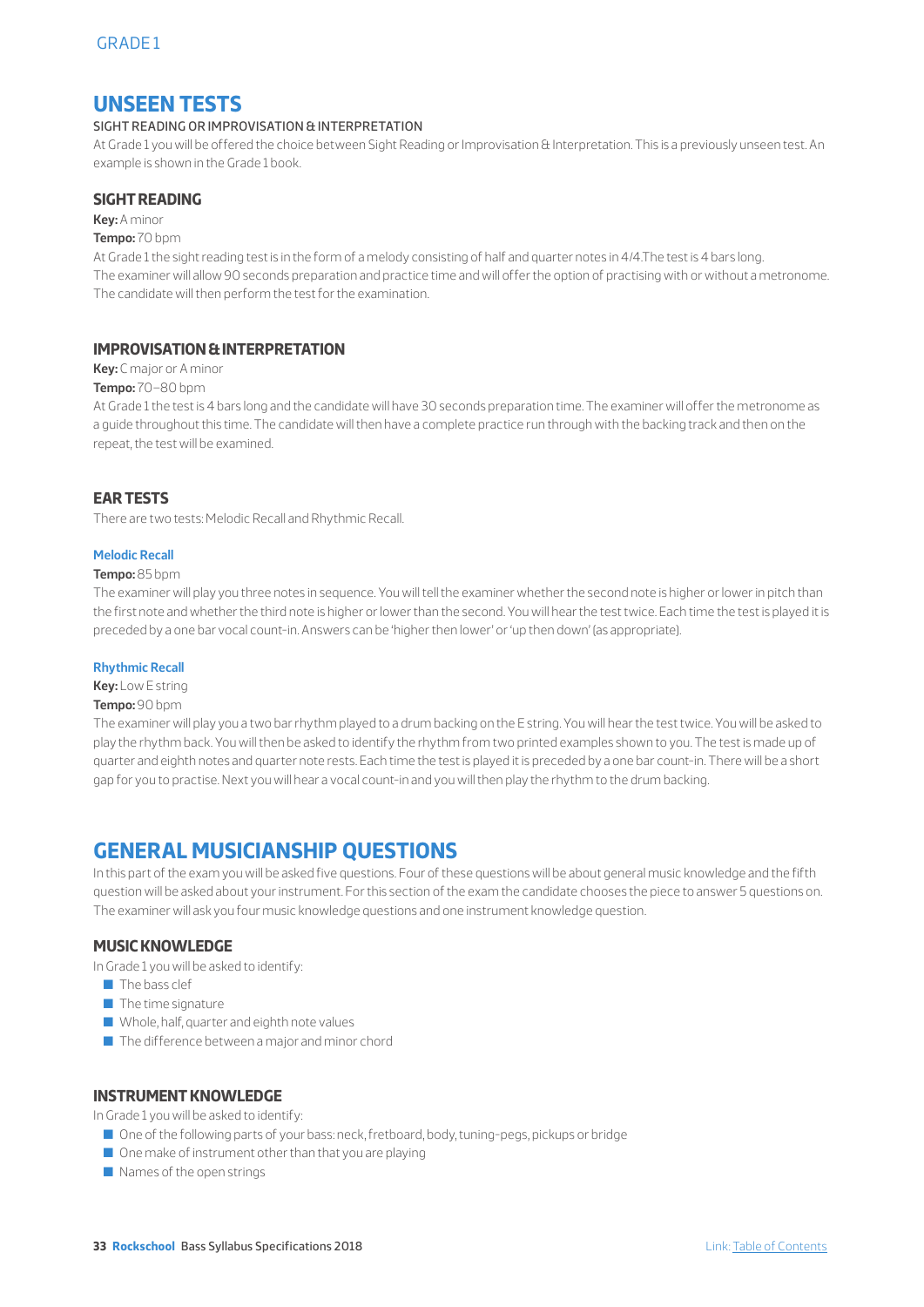## UNSEEN TESTS

SIGHT READING OR IMPROVISATION & INTERPRETATION

At Grade 1 you will be offered the choice between Sight Reading or Improvisation & Interpretation. This is a previously unseen test. An example is shown in the Grade 1 book.

### SIGHT READING

**Key:** A minor

**Tempo:** 70 bpm

At Grade 1 the sight reading test is in the form of a melody consisting of half and quarter notes in 4/4.The test is 4 bars long. The examiner will allow 90 seconds preparation and practice time and will offer the option of practising with or without a metronome. The candidate will then perform the test for the examination.

### IMPROVISATION & INTERPRETATION

**Key:** C major or A minor

**Tempo:** 70–80 bpm

At Grade 1 the test is 4 bars long and the candidate will have 30 seconds preparation time. The examiner will offer the metronome as a guide throughout this time. The candidate will then have a complete practice run through with the backing track and then on the repeat, the test will be examined.

### EAR TESTS

There are two tests: Melodic Recall and Rhythmic Recall.

#### Melodic Recall

**Tempo:** 85 bpm

The examiner will play you three notes in sequence. You will tell the examiner whether the second note is higher or lower in pitch than the first note and whether the third note is higher or lower than the second. You will hear the test twice. Each time the test is played it is preceded by a one bar vocal count-in. Answers can be 'higher then lower' or 'up then down' (as appropriate).

#### Rhythmic Recall

**Key:** Low E string

**Tempo:** 90 bpm

The examiner will play you a two bar rhythm played to a drum backing on the E string. You will hear the test twice. You will be asked to play the rhythm back. You will then be asked to identify the rhythm from two printed examples shown to you. The test is made up of quarter and eighth notes and quarter note rests. Each time the test is played it is preceded by a one bar count-in. There will be a short gap for you to practise. Next you will hear a vocal count-in and you will then play the rhythm to the drum backing.

## GENERAL MUSICIANSHIP QUESTIONS

In this part of the exam you will be asked five questions. Four of these questions will be about general music knowledge and the fifth question will be asked about your instrument. For this section of the exam the candidate chooses the piece to answer 5 questions on. The examiner will ask you four music knowledge questions and one instrument knowledge question.

### MUSIC KNOWLEDGE

In Grade 1 you will be asked to identify:

- The bass clef
- The time signature
- Whole, half, quarter and eighth note values
- The difference between a major and minor chord

### INSTRUMENT KNOWLEDGE

In Grade 1 you will be asked to identify:

- One of the following parts of your bass: neck, fretboard, body, tuning-pegs, pickups or bridge
- One make of instrument other than that you are playing
- Names of the open strings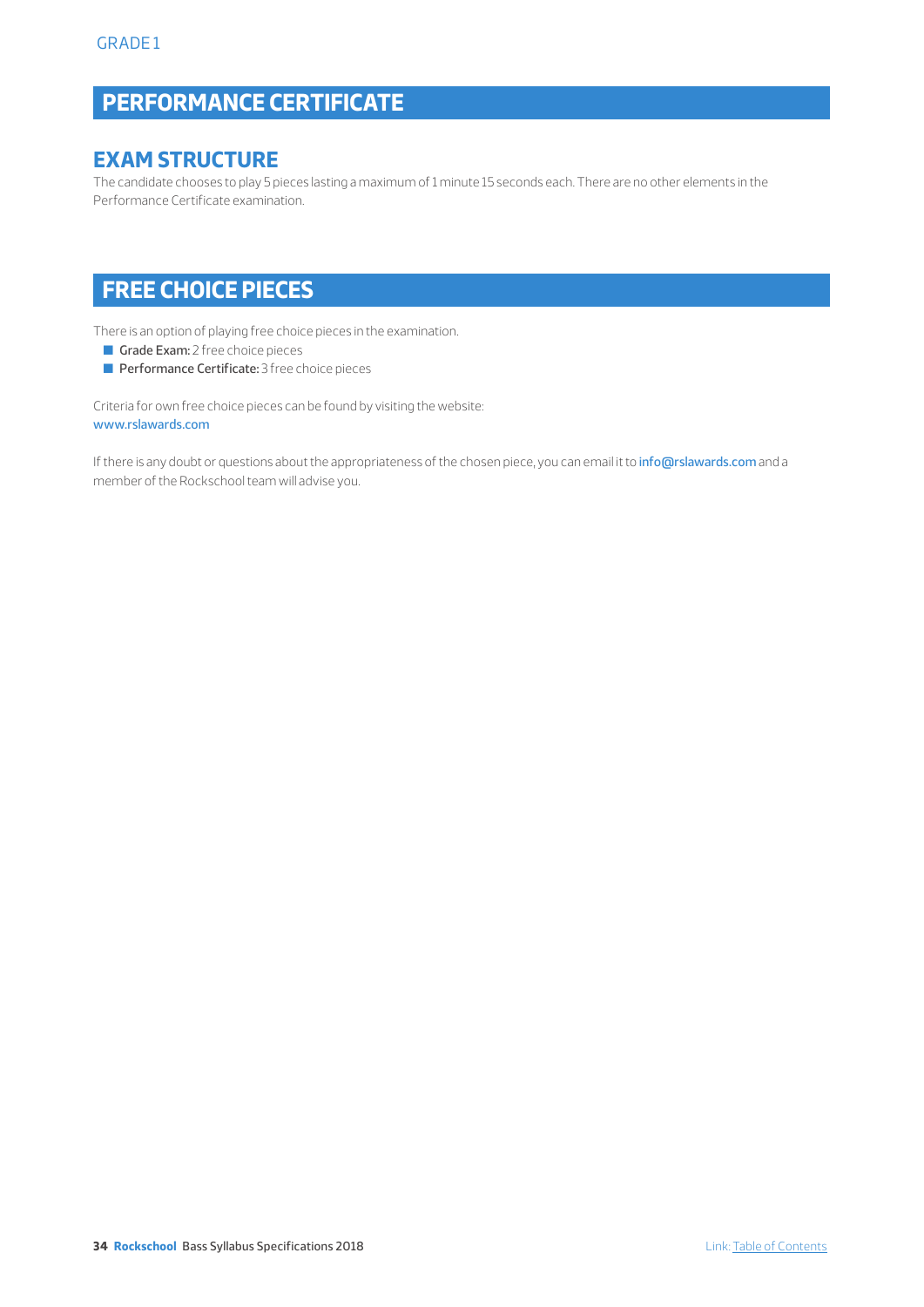# PERFORMANCE CERTIFICATE

## EXAM STRUCTURE

The candidate chooses to play 5 pieces lasting a maximum of 1 minute 15 seconds each. There are no other elements in the Performance Certificate examination.

# FREE CHOICE PIECES

There is an option of playing free choice pieces in the examination.

- **Grade Exam:** 2 free choice pieces
- **Performance Certificate:** 3 free choice pieces

Criteria for own free choice pieces can be found by visiting the website:
www.rslawards.com

If there is any doubt or questions about the appropriateness of the chosen piece, you can email it to info@rslawards.com and a member of the Rockschool team will advise you.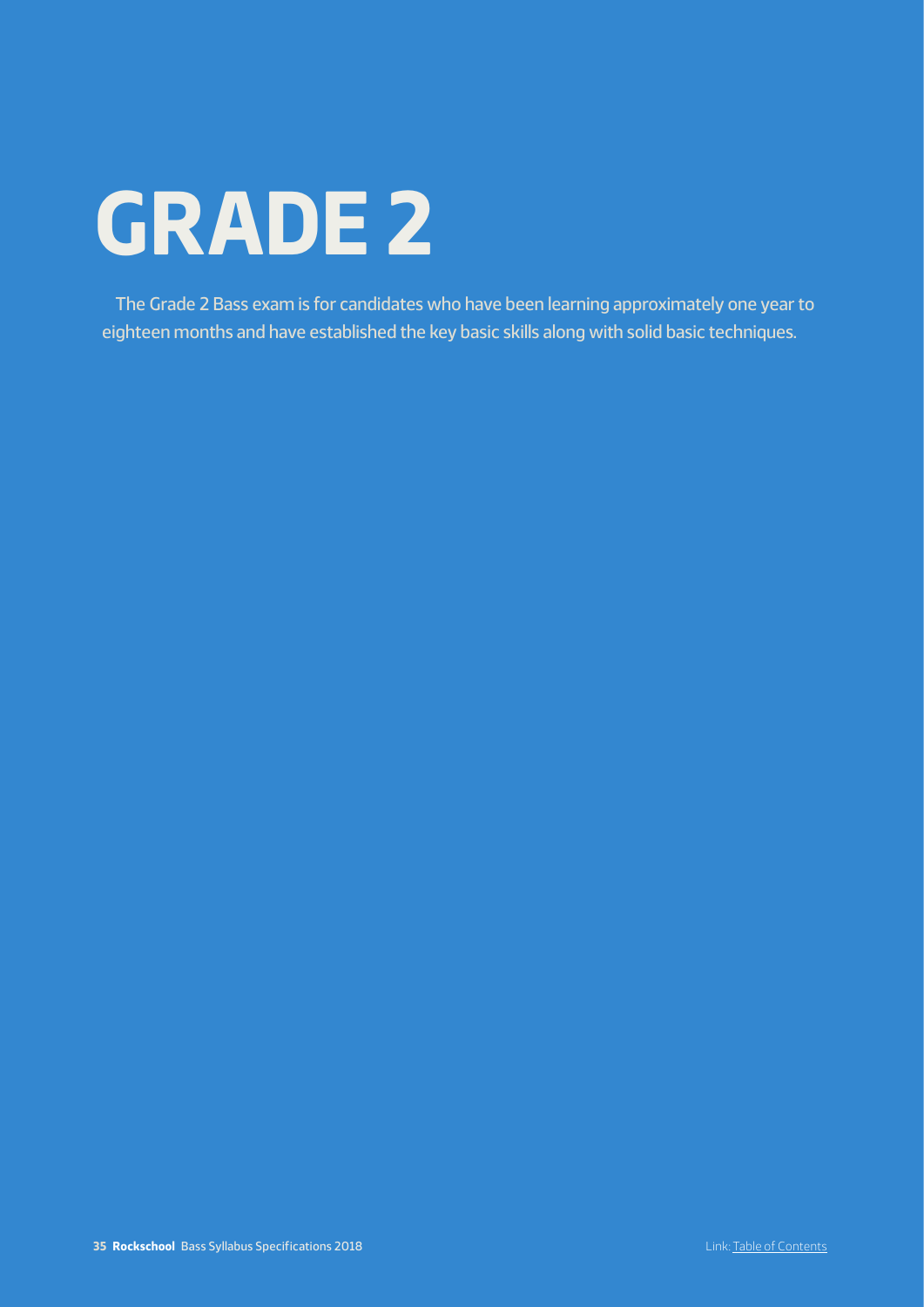# GRADE 2

The Grade 2 Bass exam is for candidates who have been learning approximately one year to eighteen months and have established the key basic skills along with solid basic techniques.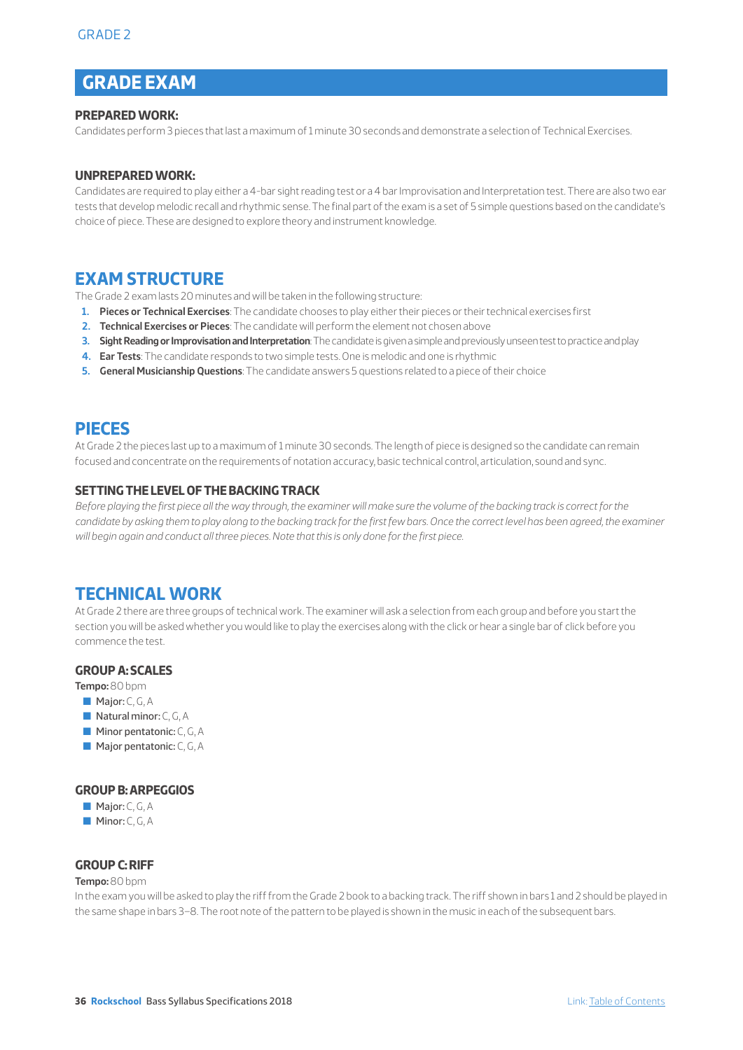# GRADE EXAM

**PREPARED WORK:**

Candidates perform 3 pieces that last a maximum of 1 minute 30 seconds and demonstrate a selection of Technical Exercises.

**UNPREPARED WORK:**

Candidates are required to play either a 4-bar sight reading test or a 4 bar Improvisation and Interpretation test. There are also two ear tests that develop melodic recall and rhythmic sense. The final part of the exam is a set of 5 simple questions based on the candidate's choice of piece. These are designed to explore theory and instrument knowledge.

## EXAM STRUCTURE

The Grade 2 exam lasts 20 minutes and will be taken in the following structure:

1. **Pieces or Technical Exercises**: The candidate chooses to play either their pieces or their technical exercises first
2. **Technical Exercises or Pieces**: The candidate will perform the element not chosen above
3. **Sight Reading or Improvisation and Interpretation**: The candidate is given a simple and previously unseen test to practice and play
4. **Ear Tests**: The candidate responds to two simple tests. One is melodic and one is rhythmic
5. **General Musicianship Questions**: The candidate answers 5 questions related to a piece of their choice

## PIECES

At Grade 2 the pieces last up to a maximum of 1 minute 30 seconds. The length of piece is designed so the candidate can remain focused and concentrate on the requirements of notation accuracy, basic technical control, articulation, sound and sync.

### SETTING THE LEVEL OF THE BACKING TRACK

*Before playing the first piece all the way through, the examiner will make sure the volume of the backing track is correct for the candidate by asking them to play along to the backing track for the first few bars. Once the correct level has been agreed, the examiner will begin again and conduct all three pieces. Note that this is only done for the first piece.*

## TECHNICAL WORK

At Grade 2 there are three groups of technical work. The examiner will ask a selection from each group and before you start the section you will be asked whether you would like to play the exercises along with the click or hear a single bar of click before you commence the test.

### GROUP A: SCALES

**Tempo:** 80 bpm

- **Major:** C, G, A
- **Natural minor:** C, G, A
- **Minor pentatonic:** C, G, A
- **Major pentatonic:** C, G, A

### GROUP B: ARPEGGIOS

- **Major:** C, G, A
- **Minor:** C, G, A

### GROUP C: RIFF

**Tempo:** 80 bpm

In the exam you will be asked to play the riff from the Grade 2 book to a backing track. The riff shown in bars 1 and 2 should be played in the same shape in bars 3–8. The root note of the pattern to be played is shown in the music in each of the subsequent bars.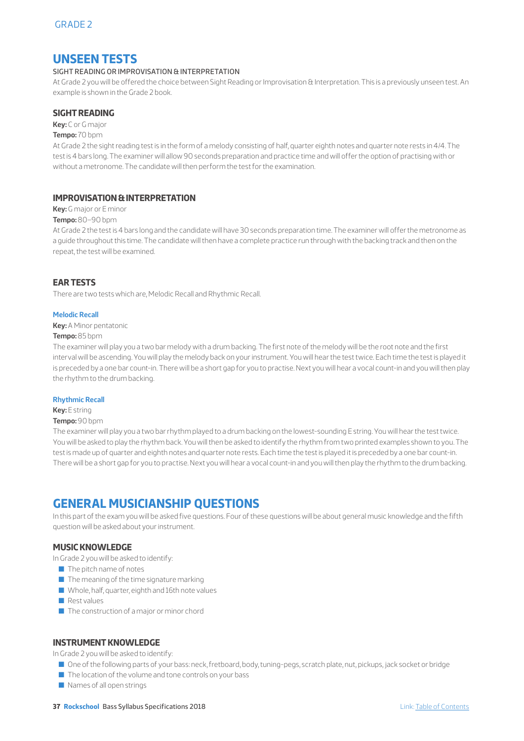## UNSEEN TESTS

SIGHT READING OR IMPROVISATION & INTERPRETATION

At Grade 2 you will be offered the choice between Sight Reading or Improvisation & Interpretation. This is a previously unseen test. An example is shown in the Grade 2 book.

### SIGHT READING

**Key:** C or G major

**Tempo:** 70 bpm

At Grade 2 the sight reading test is in the form of a melody consisting of half, quarter eighth notes and quarter note rests in 4/4. The test is 4 bars long. The examiner will allow 90 seconds preparation and practice time and will offer the option of practising with or without a metronome. The candidate will then perform the test for the examination.

### IMPROVISATION & INTERPRETATION

**Key:** G major or E minor

**Tempo:** 80–90 bpm

At Grade 2 the test is 4 bars long and the candidate will have 30 seconds preparation time. The examiner will offer the metronome as a guide throughout this time. The candidate will then have a complete practice run through with the backing track and then on the repeat, the test will be examined.

### EAR TESTS

There are two tests which are, Melodic Recall and Rhythmic Recall.

#### Melodic Recall

**Key:** A Minor pentatonic

**Tempo:** 85 bpm

The examiner will play you a two bar melody with a drum backing. The first note of the melody will be the root note and the first interval will be ascending. You will play the melody back on your instrument. You will hear the test twice. Each time the test is played it is preceded by a one bar count-in. There will be a short gap for you to practise. Next you will hear a vocal count-in and you will then play the rhythm to the drum backing.

#### Rhythmic Recall

**Key:** E string

**Tempo:** 90 bpm

The examiner will play you a two bar rhythm played to a drum backing on the lowest-sounding E string. You will hear the test twice. You will be asked to play the rhythm back. You will then be asked to identify the rhythm from two printed examples shown to you. The test is made up of quarter and eighth notes and quarter note rests. Each time the test is played it is preceded by a one bar count-in. There will be a short gap for you to practise. Next you will hear a vocal count-in and you will then play the rhythm to the drum backing.

## GENERAL MUSICIANSHIP QUESTIONS

In this part of the exam you will be asked five questions. Four of these questions will be about general music knowledge and the fifth question will be asked about your instrument.

### MUSIC KNOWLEDGE

In Grade 2 you will be asked to identify:

- The pitch name of notes
- The meaning of the time signature marking
- Whole, half, quarter, eighth and 16th note values
- Rest values
- The construction of a major or minor chord

### INSTRUMENT KNOWLEDGE

In Grade 2 you will be asked to identify:

- One of the following parts of your bass: neck, fretboard, body, tuning-pegs, scratch plate, nut, pickups, jack socket or bridge
- The location of the volume and tone controls on your bass
- Names of all open strings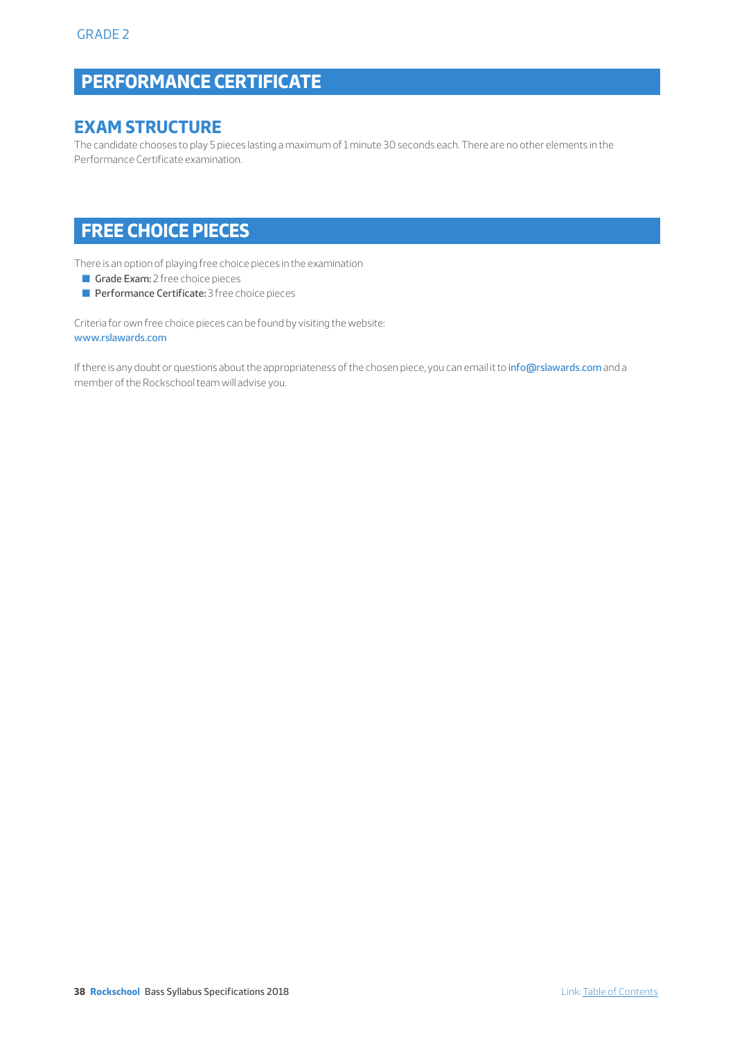GRADE 2

## PERFORMANCE CERTIFICATE

### EXAM STRUCTURE

The candidate chooses to play 5 pieces lasting a maximum of 1 minute 30 seconds each. There are no other elements in the Performance Certificate examination.

## FREE CHOICE PIECES

There is an option of playing free choice pieces in the examination

- **Grade Exam:** 2 free choice pieces
- **Performance Certificate:** 3 free choice pieces

Criteria for own free choice pieces can be found by visiting the website:
www.rslawards.com

If there is any doubt or questions about the appropriateness of the chosen piece, you can email it to info@rslawards.com and a member of the Rockschool team will advise you.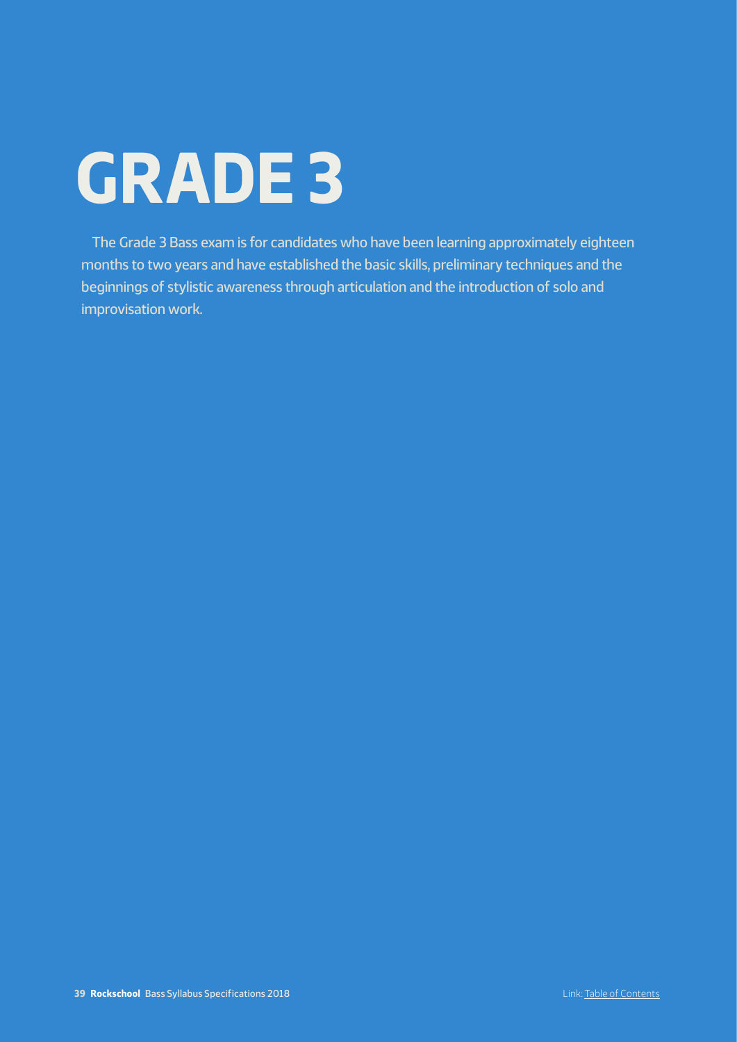# GRADE 3

The Grade 3 Bass exam is for candidates who have been learning approximately eighteen months to two years and have established the basic skills, preliminary techniques and the beginnings of stylistic awareness through articulation and the introduction of solo and improvisation work.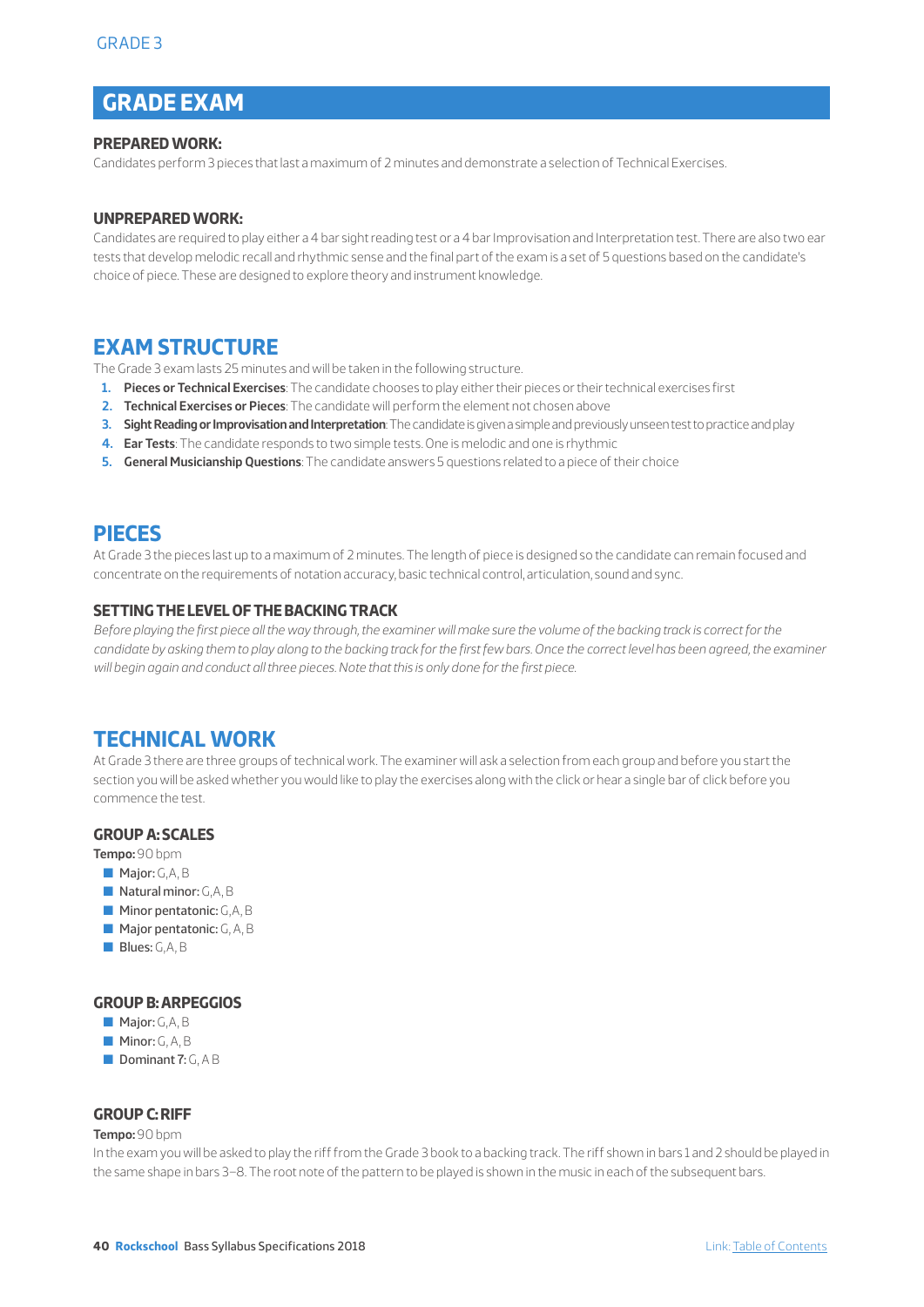GRADE 3

## GRADE EXAM

### PREPARED WORK:

Candidates perform 3 pieces that last a maximum of 2 minutes and demonstrate a selection of Technical Exercises.

### UNPREPARED WORK:

Candidates are required to play either a 4 bar sight reading test or a 4 bar Improvisation and Interpretation test. There are also two ear tests that develop melodic recall and rhythmic sense and the final part of the exam is a set of 5 questions based on the candidate's choice of piece. These are designed to explore theory and instrument knowledge.

## EXAM STRUCTURE

The Grade 3 exam lasts 25 minutes and will be taken in the following structure.

1. **Pieces or Technical Exercises**: The candidate chooses to play either their pieces or their technical exercises first
2. **Technical Exercises or Pieces**: The candidate will perform the element not chosen above
3. **Sight Reading or Improvisation and Interpretation**: The candidate is given a simple and previously unseen test to practice and play
4. **Ear Tests**: The candidate responds to two simple tests. One is melodic and one is rhythmic
5. **General Musicianship Questions**: The candidate answers 5 questions related to a piece of their choice

## PIECES

At Grade 3 the pieces last up to a maximum of 2 minutes. The length of piece is designed so the candidate can remain focused and concentrate on the requirements of notation accuracy, basic technical control, articulation, sound and sync.

### SETTING THE LEVEL OF THE BACKING TRACK

*Before playing the first piece all the way through, the examiner will make sure the volume of the backing track is correct for the candidate by asking them to play along to the backing track for the first few bars. Once the correct level has been agreed, the examiner will begin again and conduct all three pieces. Note that this is only done for the first piece.*

## TECHNICAL WORK

At Grade 3 there are three groups of technical work. The examiner will ask a selection from each group and before you start the section you will be asked whether you would like to play the exercises along with the click or hear a single bar of click before you commence the test.

### GROUP A: SCALES

**Tempo:** 90 bpm

- **Major:** G, A, B
- **Natural minor:** G, A, B
- **Minor pentatonic:** G, A, B
- **Major pentatonic:** G, A, B
- **Blues:** G, A, B

### GROUP B: ARPEGGIOS

- **Major:** G, A, B
- **Minor:** G, A, B
- **Dominant 7:** G, A B

### GROUP C: RIFF

**Tempo:** 90 bpm

In the exam you will be asked to play the riff from the Grade 3 book to a backing track. The riff shown in bars 1 and 2 should be played in the same shape in bars 3–8. The root note of the pattern to be played is shown in the music in each of the subsequent bars.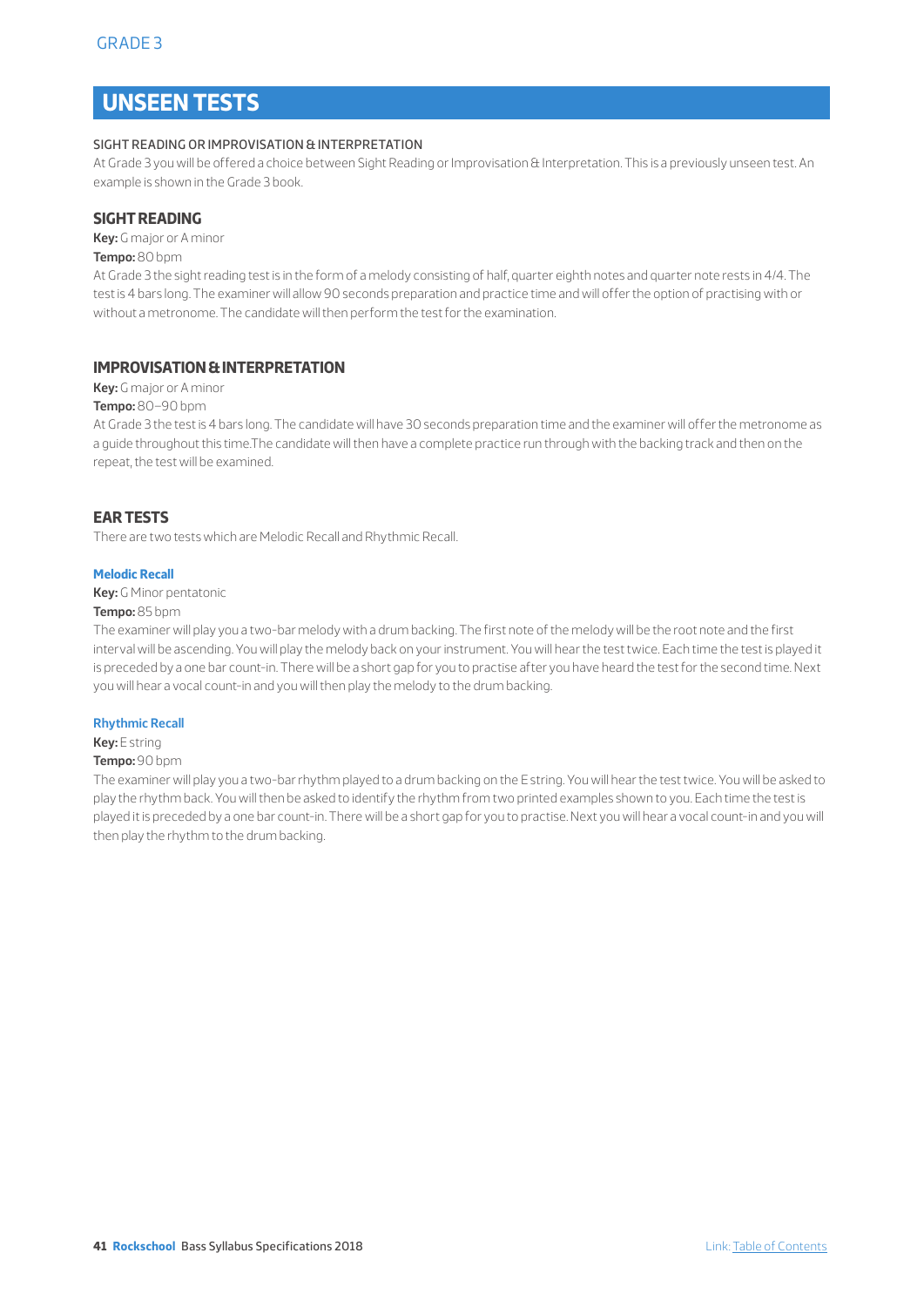GRADE 3

## UNSEEN TESTS

SIGHT READING OR IMPROVISATION & INTERPRETATION

At Grade 3 you will be offered a choice between Sight Reading or Improvisation & Interpretation. This is a previously unseen test. An example is shown in the Grade 3 book.

### SIGHT READING

**Key:** G major or A minor

**Tempo:** 80 bpm

At Grade 3 the sight reading test is in the form of a melody consisting of half, quarter eighth notes and quarter note rests in 4/4. The test is 4 bars long. The examiner will allow 90 seconds preparation and practice time and will offer the option of practising with or without a metronome. The candidate will then perform the test for the examination.

### IMPROVISATION & INTERPRETATION

**Key:** G major or A minor

**Tempo:** 80–90 bpm

At Grade 3 the test is 4 bars long. The candidate will have 30 seconds preparation time and the examiner will offer the metronome as a guide throughout this time.The candidate will then have a complete practice run through with the backing track and then on the repeat, the test will be examined.

### EAR TESTS

There are two tests which are Melodic Recall and Rhythmic Recall.

#### Melodic Recall

**Key:** G Minor pentatonic

**Tempo:** 85 bpm

The examiner will play you a two-bar melody with a drum backing. The first note of the melody will be the root note and the first interval will be ascending. You will play the melody back on your instrument. You will hear the test twice. Each time the test is played it is preceded by a one bar count-in. There will be a short gap for you to practise after you have heard the test for the second time. Next you will hear a vocal count-in and you will then play the melody to the drum backing.

#### Rhythmic Recall

**Key:** E string

**Tempo:** 90 bpm

The examiner will play you a two-bar rhythm played to a drum backing on the E string. You will hear the test twice. You will be asked to play the rhythm back. You will then be asked to identify the rhythm from two printed examples shown to you. Each time the test is played it is preceded by a one bar count-in. There will be a short gap for you to practise. Next you will hear a vocal count-in and you will then play the rhythm to the drum backing.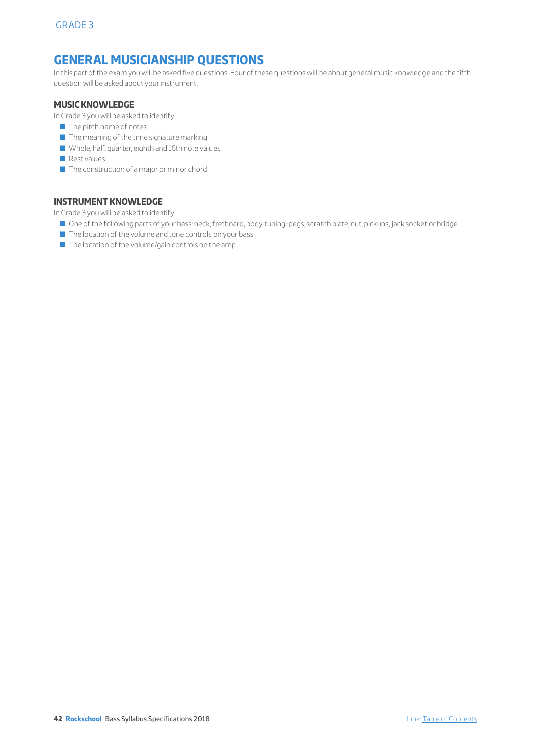# GENERAL MUSICIANSHIP QUESTIONS

In this part of the exam you will be asked five questions. Four of these questions will be about general music knowledge and the fifth question will be asked about your instrument.

### MUSIC KNOWLEDGE

In Grade 3 you will be asked to identify:

- The pitch name of notes
- The meaning of the time signature marking
- Whole, half, quarter, eighth and 16th note values
- Rest values
- The construction of a major or minor chord

### INSTRUMENT KNOWLEDGE

In Grade 3 you will be asked to identify:

- One of the following parts of your bass: neck, fretboard, body, tuning-pegs, scratch plate, nut, pickups, jack socket or bridge
- The location of the volume and tone controls on your bass
- The location of the volume/gain controls on the amp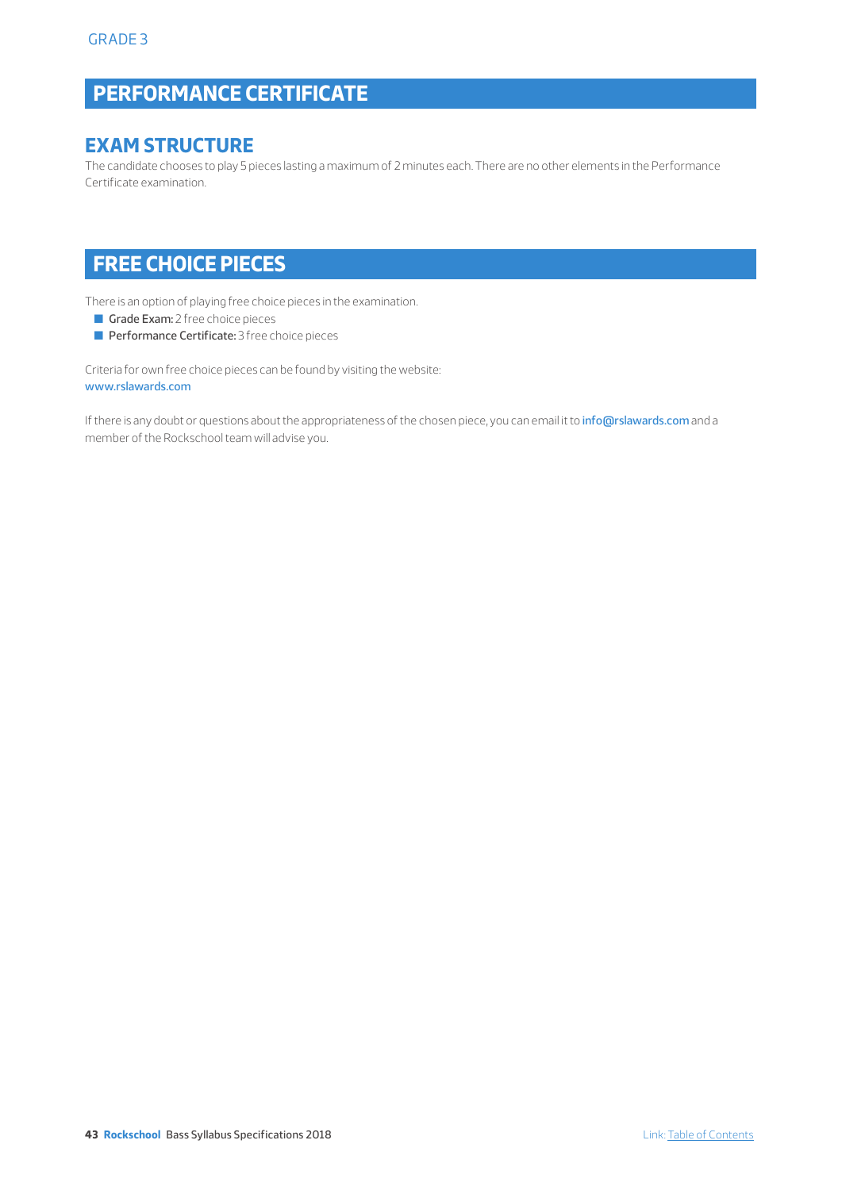GRADE 3

# PERFORMANCE CERTIFICATE

## EXAM STRUCTURE

The candidate chooses to play 5 pieces lasting a maximum of 2 minutes each. There are no other elements in the Performance Certificate examination.

# FREE CHOICE PIECES

There is an option of playing free choice pieces in the examination.

- **Grade Exam:** 2 free choice pieces
- **Performance Certificate:** 3 free choice pieces

Criteria for own free choice pieces can be found by visiting the website:
www.rslawards.com

If there is any doubt or questions about the appropriateness of the chosen piece, you can email it to info@rslawards.com and a member of the Rockschool team will advise you.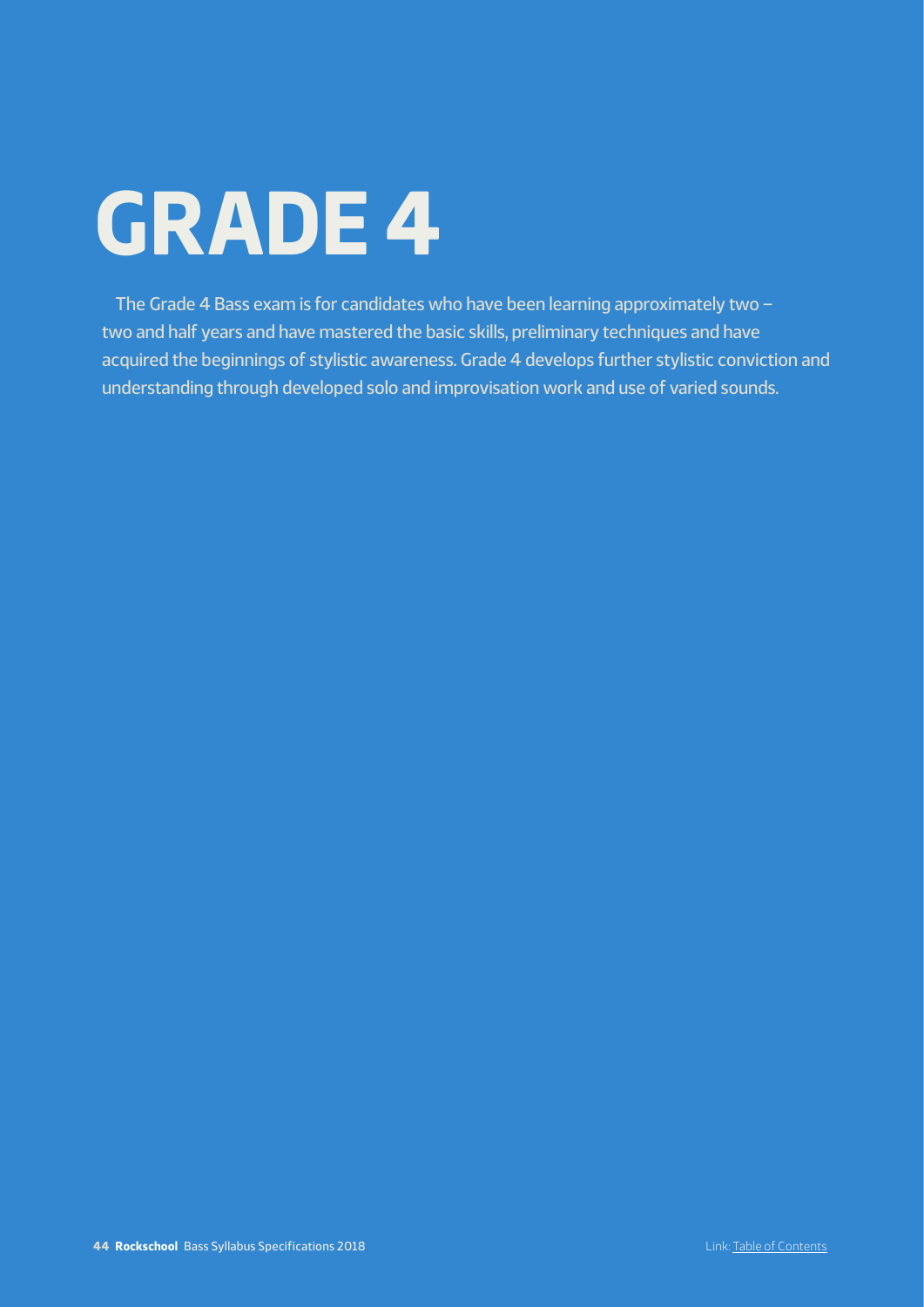# GRADE 4

The Grade 4 Bass exam is for candidates who have been learning approximately two – two and half years and have mastered the basic skills, preliminary techniques and have acquired the beginnings of stylistic awareness. Grade 4 develops further stylistic conviction and understanding through developed solo and improvisation work and use of varied sounds.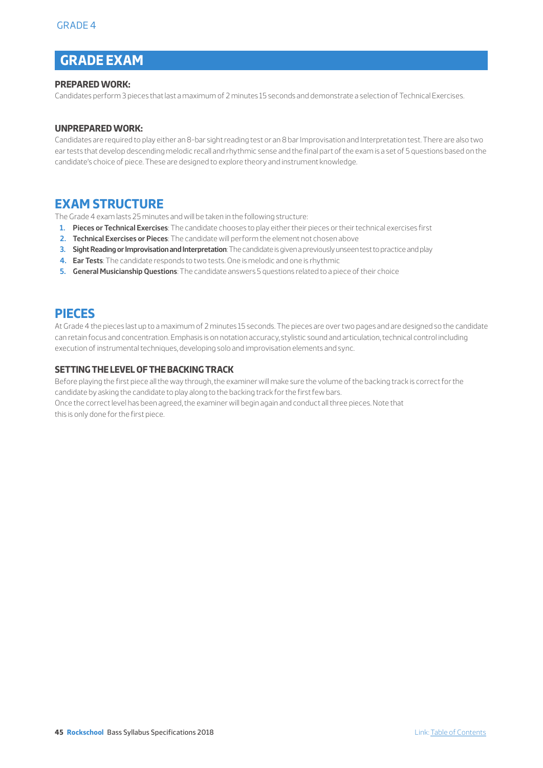## GRADE EXAM

### PREPARED WORK:

Candidates perform 3 pieces that last a maximum of 2 minutes 15 seconds and demonstrate a selection of Technical Exercises.

### UNPREPARED WORK:

Candidates are required to play either an 8-bar sight reading test or an 8 bar Improvisation and Interpretation test. There are also two ear tests that develop descending melodic recall and rhythmic sense and the final part of the exam is a set of 5 questions based on the candidate's choice of piece. These are designed to explore theory and instrument knowledge.

## EXAM STRUCTURE

The Grade 4 exam lasts 25 minutes and will be taken in the following structure:

1. **Pieces or Technical Exercises**: The candidate chooses to play either their pieces or their technical exercises first
2. **Technical Exercises or Pieces**: The candidate will perform the element not chosen above
3. **Sight Reading or Improvisation and Interpretation**: The candidate is given a previously unseen test to practice and play
4. **Ear Tests**: The candidate responds to two tests. One is melodic and one is rhythmic
5. **General Musicianship Questions**: The candidate answers 5 questions related to a piece of their choice

## PIECES

At Grade 4 the pieces last up to a maximum of 2 minutes 15 seconds. The pieces are over two pages and are designed so the candidate can retain focus and concentration. Emphasis is on notation accuracy, stylistic sound and articulation, technical control including execution of instrumental techniques, developing solo and improvisation elements and sync.

### SETTING THE LEVEL OF THE BACKING TRACK

Before playing the first piece all the way through, the examiner will make sure the volume of the backing track is correct for the candidate by asking the candidate to play along to the backing track for the first few bars.
Once the correct level has been agreed, the examiner will begin again and conduct all three pieces. Note that this is only done for the first piece.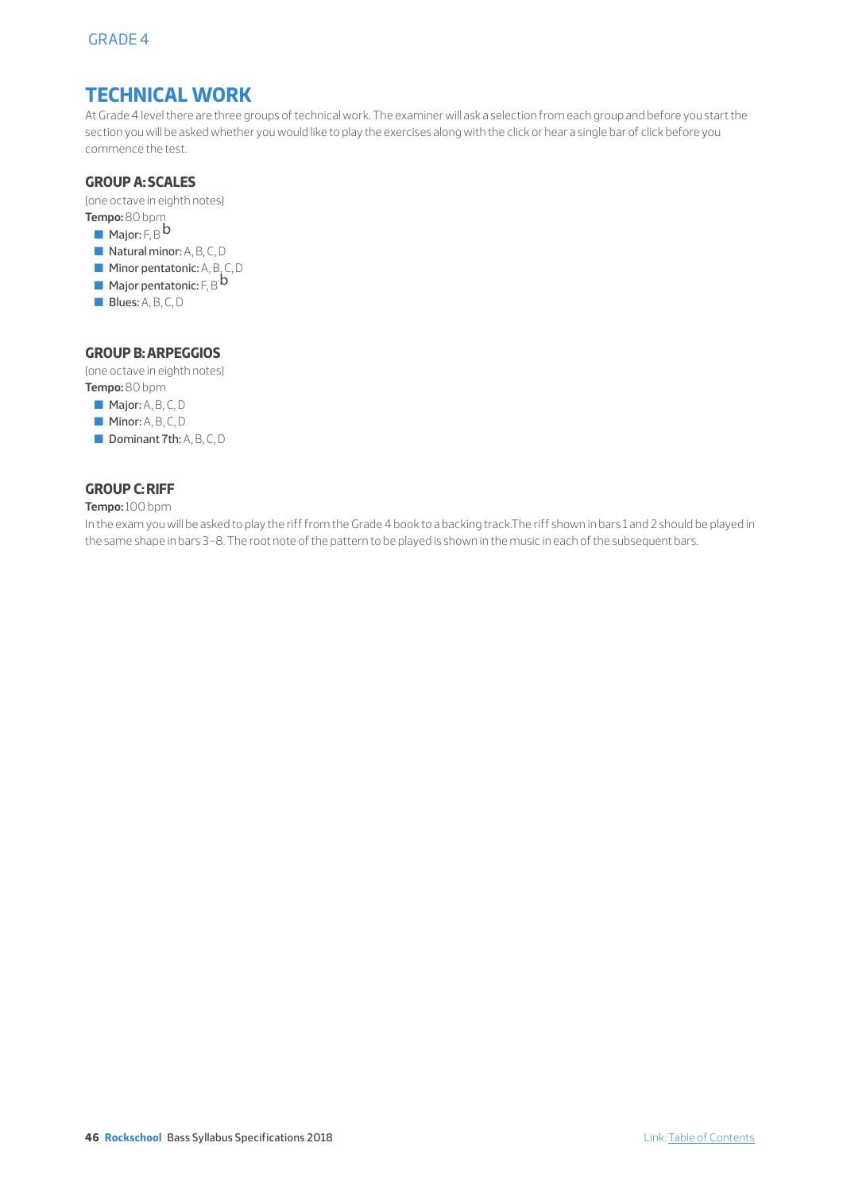GRADE 4

# TECHNICAL WORK

At Grade 4 level there are three groups of technical work. The examiner will ask a selection from each group and before you start the section you will be asked whether you would like to play the exercises along with the click or hear a single bar of click before you commence the test.

## GROUP A: SCALES

(one octave in eighth notes)

**Tempo:** 80 bpm

- **Major:** F, B♭
- **Natural minor:** A, B, C, D
- **Minor pentatonic:** A, B, C, D
- **Major pentatonic:** F, B♭
- **Blues:** A, B, C, D

## GROUP B: ARPEGGIOS

(one octave in eighth notes)

**Tempo:** 80 bpm

- **Major:** A, B, C, D
- **Minor:** A, B, C, D
- **Dominant 7th:** A, B, C, D

## GROUP C: RIFF

**Tempo:** 100 bpm

In the exam you will be asked to play the riff from the Grade 4 book to a backing track.The riff shown in bars 1 and 2 should be played in the same shape in bars 3–8. The root note of the pattern to be played is shown in the music in each of the subsequent bars.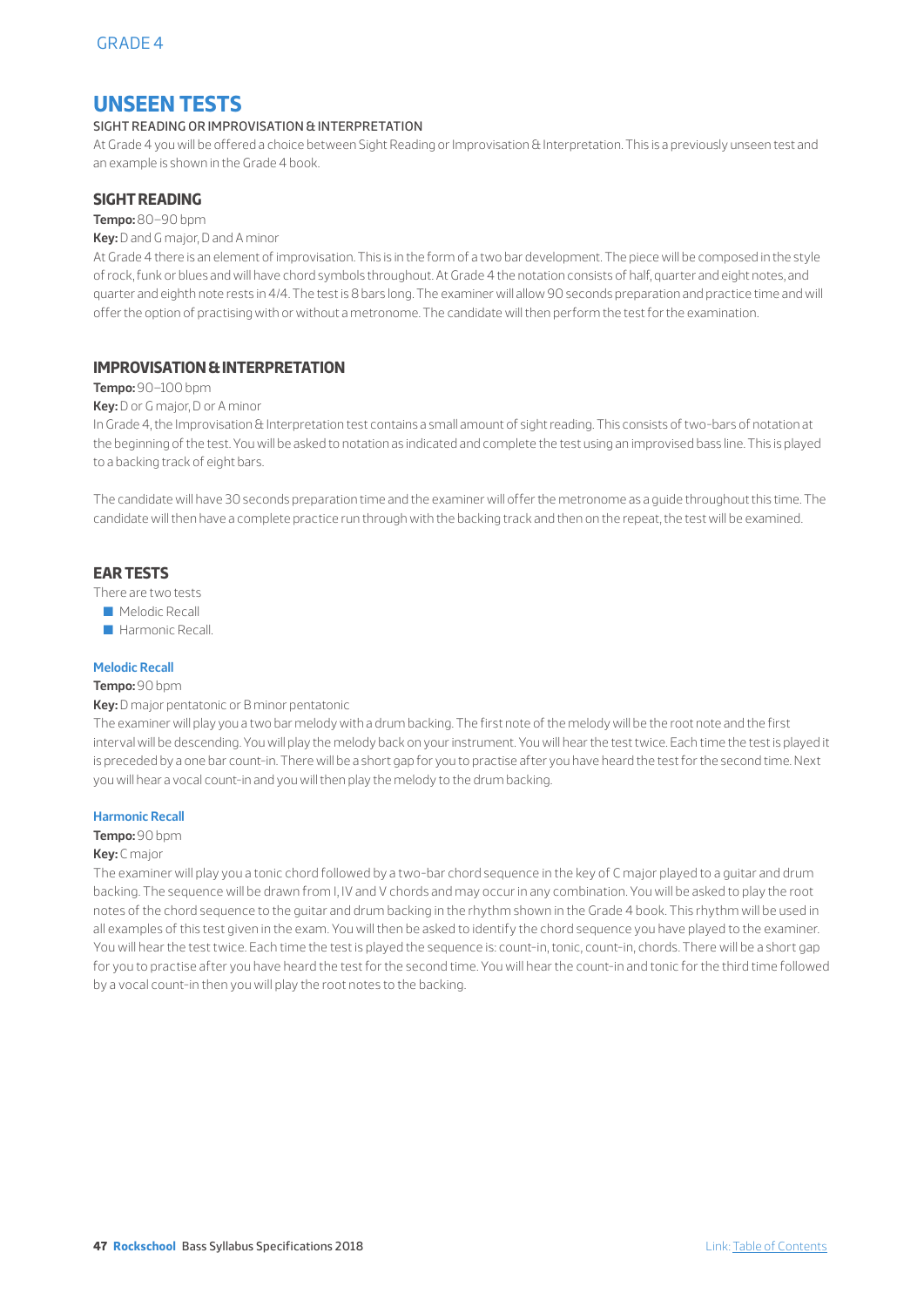GRADE 4

# UNSEEN TESTS

SIGHT READING OR IMPROVISATION & INTERPRETATION

At Grade 4 you will be offered a choice between Sight Reading or Improvisation & Interpretation. This is a previously unseen test and an example is shown in the Grade 4 book.

## SIGHT READING

**Tempo:** 80–90 bpm

**Key:** D and G major, D and A minor

At Grade 4 there is an element of improvisation. This is in the form of a two bar development. The piece will be composed in the style of rock, funk or blues and will have chord symbols throughout. At Grade 4 the notation consists of half, quarter and eight notes, and quarter and eighth note rests in 4/4. The test is 8 bars long. The examiner will allow 90 seconds preparation and practice time and will offer the option of practising with or without a metronome. The candidate will then perform the test for the examination.

## IMPROVISATION & INTERPRETATION

**Tempo:** 90–100 bpm

**Key:** D or G major, D or A minor

In Grade 4, the Improvisation & Interpretation test contains a small amount of sight reading. This consists of two-bars of notation at the beginning of the test. You will be asked to notation as indicated and complete the test using an improvised bass line. This is played to a backing track of eight bars.

The candidate will have 30 seconds preparation time and the examiner will offer the metronome as a guide throughout this time. The candidate will then have a complete practice run through with the backing track and then on the repeat, the test will be examined.

## EAR TESTS

There are two tests

- Melodic Recall
- Harmonic Recall.

### Melodic Recall

**Tempo:** 90 bpm

**Key:** D major pentatonic or B minor pentatonic

The examiner will play you a two bar melody with a drum backing. The first note of the melody will be the root note and the first interval will be descending. You will play the melody back on your instrument. You will hear the test twice. Each time the test is played it is preceded by a one bar count-in. There will be a short gap for you to practise after you have heard the test for the second time. Next you will hear a vocal count-in and you will then play the melody to the drum backing.

### Harmonic Recall

**Tempo:** 90 bpm

**Key:** C major

The examiner will play you a tonic chord followed by a two-bar chord sequence in the key of C major played to a guitar and drum backing. The sequence will be drawn from I, IV and V chords and may occur in any combination. You will be asked to play the root notes of the chord sequence to the guitar and drum backing in the rhythm shown in the Grade 4 book. This rhythm will be used in all examples of this test given in the exam. You will then be asked to identify the chord sequence you have played to the examiner. You will hear the test twice. Each time the test is played the sequence is: count-in, tonic, count-in, chords. There will be a short gap for you to practise after you have heard the test for the second time. You will hear the count-in and tonic for the third time followed by a vocal count-in then you will play the root notes to the backing.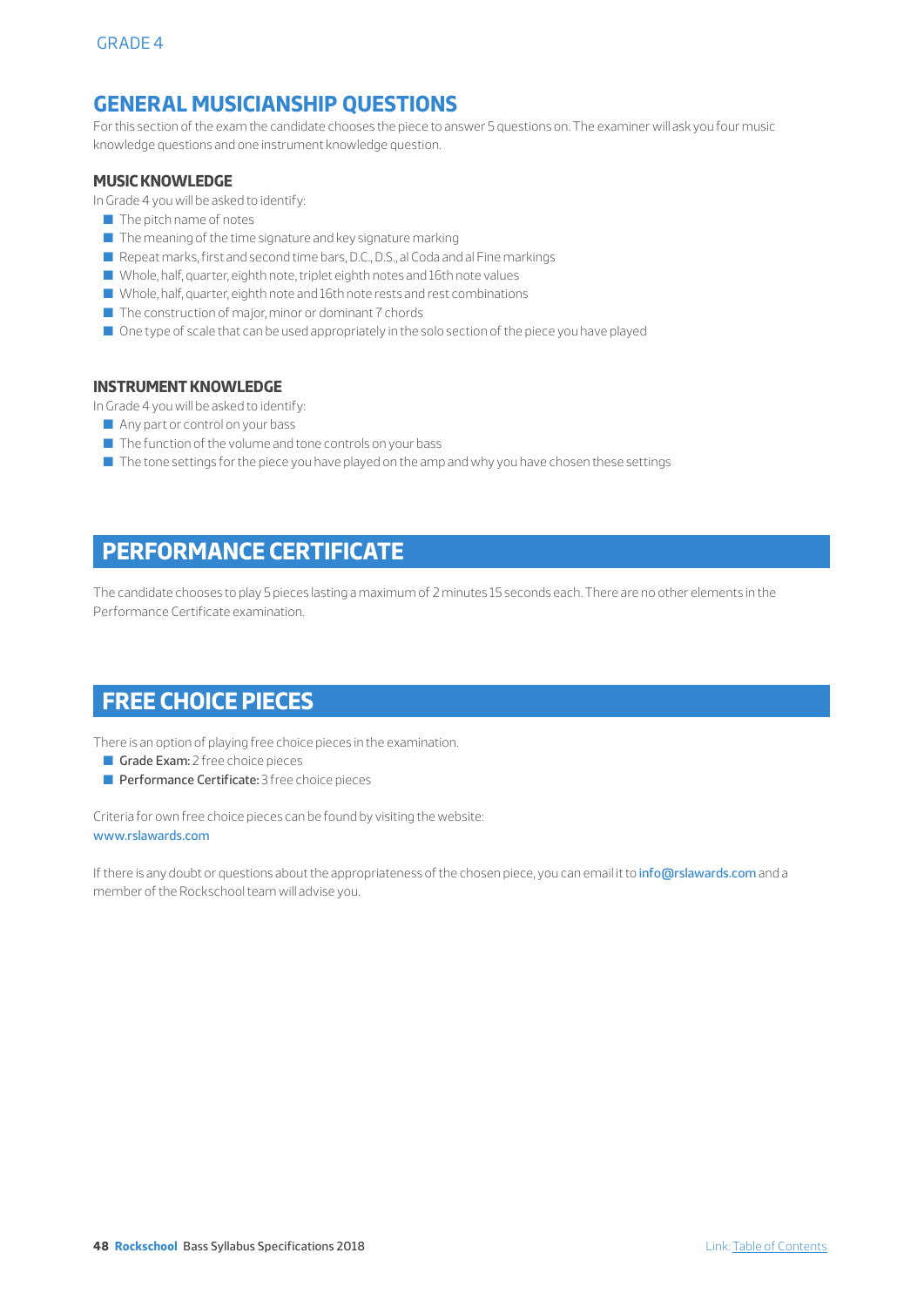## GENERAL MUSICIANSHIP QUESTIONS

For this section of the exam the candidate chooses the piece to answer 5 questions on. The examiner will ask you four music knowledge questions and one instrument knowledge question.

### MUSIC KNOWLEDGE

In Grade 4 you will be asked to identify:

- The pitch name of notes
- The meaning of the time signature and key signature marking
- Repeat marks, first and second time bars, D.C., D.S., al Coda and al Fine markings
- Whole, half, quarter, eighth note, triplet eighth notes and 16th note values
- Whole, half, quarter, eighth note and 16th note rests and rest combinations
- The construction of major, minor or dominant 7 chords
- One type of scale that can be used appropriately in the solo section of the piece you have played

### INSTRUMENT KNOWLEDGE

In Grade 4 you will be asked to identify:

- Any part or control on your bass
- The function of the volume and tone controls on your bass
- The tone settings for the piece you have played on the amp and why you have chosen these settings

## PERFORMANCE CERTIFICATE

The candidate chooses to play 5 pieces lasting a maximum of 2 minutes 15 seconds each. There are no other elements in the Performance Certificate examination.

## FREE CHOICE PIECES

There is an option of playing free choice pieces in the examination.

- **Grade Exam:** 2 free choice pieces
- **Performance Certificate:** 3 free choice pieces

Criteria for own free choice pieces can be found by visiting the website:
www.rslawards.com

If there is any doubt or questions about the appropriateness of the chosen piece, you can email it to info@rslawards.com and a member of the Rockschool team will advise you.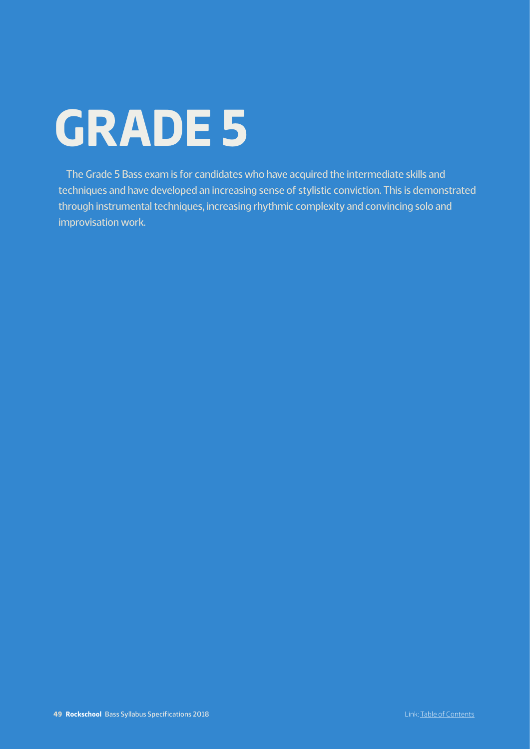# GRADE 5

The Grade 5 Bass exam is for candidates who have acquired the intermediate skills and techniques and have developed an increasing sense of stylistic conviction. This is demonstrated through instrumental techniques, increasing rhythmic complexity and convincing solo and improvisation work.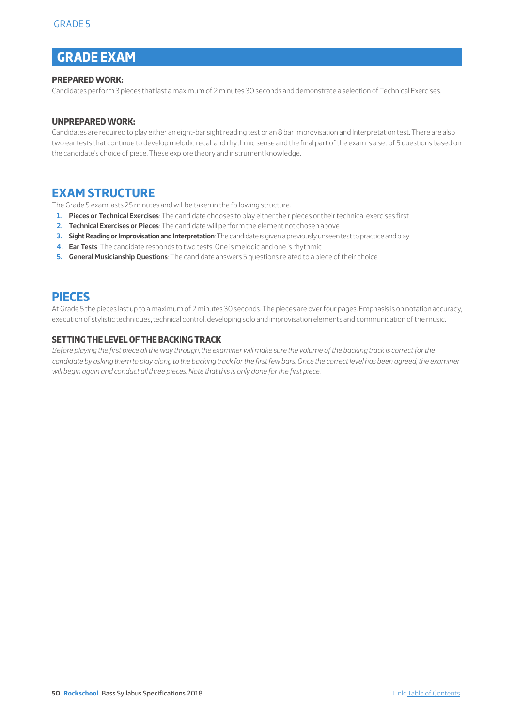## GRADE EXAM

**PREPARED WORK:**

Candidates perform 3 pieces that last a maximum of 2 minutes 30 seconds and demonstrate a selection of Technical Exercises.

**UNPREPARED WORK:**

Candidates are required to play either an eight-bar sight reading test or an 8 bar Improvisation and Interpretation test. There are also two ear tests that continue to develop melodic recall and rhythmic sense and the final part of the exam is a set of 5 questions based on the candidate's choice of piece. These explore theory and instrument knowledge.

## EXAM STRUCTURE

The Grade 5 exam lasts 25 minutes and will be taken in the following structure.

1. **Pieces or Technical Exercises**: The candidate chooses to play either their pieces or their technical exercises first
2. **Technical Exercises or Pieces**: The candidate will perform the element not chosen above
3. **Sight Reading or Improvisation and Interpretation**: The candidate is given a previously unseen test to practice and play
4. **Ear Tests**: The candidate responds to two tests. One is melodic and one is rhythmic
5. **General Musicianship Questions**: The candidate answers 5 questions related to a piece of their choice

## PIECES

At Grade 5 the pieces last up to a maximum of 2 minutes 30 seconds. The pieces are over four pages. Emphasis is on notation accuracy, execution of stylistic techniques, technical control, developing solo and improvisation elements and communication of the music.

### SETTING THE LEVEL OF THE BACKING TRACK

*Before playing the first piece all the way through, the examiner will make sure the volume of the backing track is correct for the candidate by asking them to play along to the backing track for the first few bars. Once the correct level has been agreed, the examiner will begin again and conduct all three pieces. Note that this is only done for the first piece.*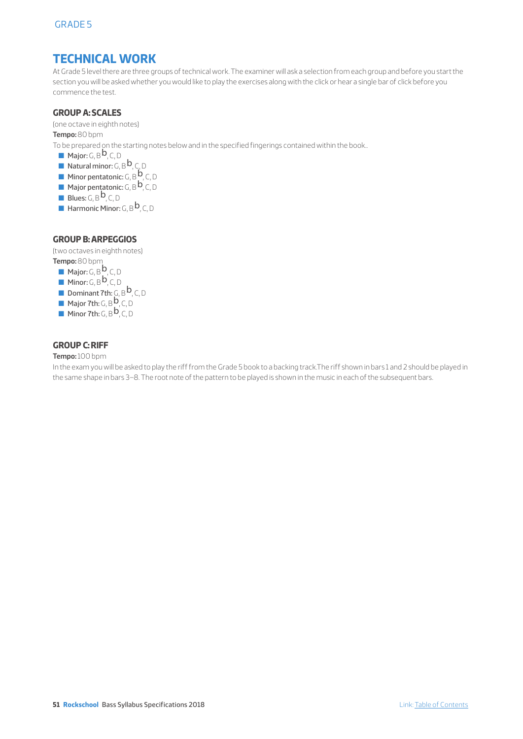GRADE 5

## TECHNICAL WORK

At Grade 5 level there are three groups of technical work. The examiner will ask a selection from each group and before you start the section you will be asked whether you would like to play the exercises along with the click or hear a single bar of click before you commence the test.

### GROUP A: SCALES

(one octave in eighth notes)

**Tempo:** 80 bpm

To be prepared on the starting notes below and in the specified fingerings contained within the book..

- **Major:** G, B♭, C, D
- **Natural minor:** G, B♭, C, D
- **Minor pentatonic:** G, B♭, C, D
- **Major pentatonic:** G, B♭, C, D
- **Blues:** G, B♭, C, D
- **Harmonic Minor:** G, B♭, C, D

### GROUP B: ARPEGGIOS

(two octaves in eighth notes)

**Tempo:** 80 bpm

- **Major:** G, B♭, C, D
- **Minor:** G, B♭, C, D
- **Dominant 7th:** G, B♭, C, D
- **Major 7th:** G, B♭, C, D
- **Minor 7th:** G, B♭, C, D

### GROUP C: RIFF

**Tempo:** 100 bpm

In the exam you will be asked to play the riff from the Grade 5 book to a backing track.The riff shown in bars 1 and 2 should be played in the same shape in bars 3–8. The root note of the pattern to be played is shown in the music in each of the subsequent bars.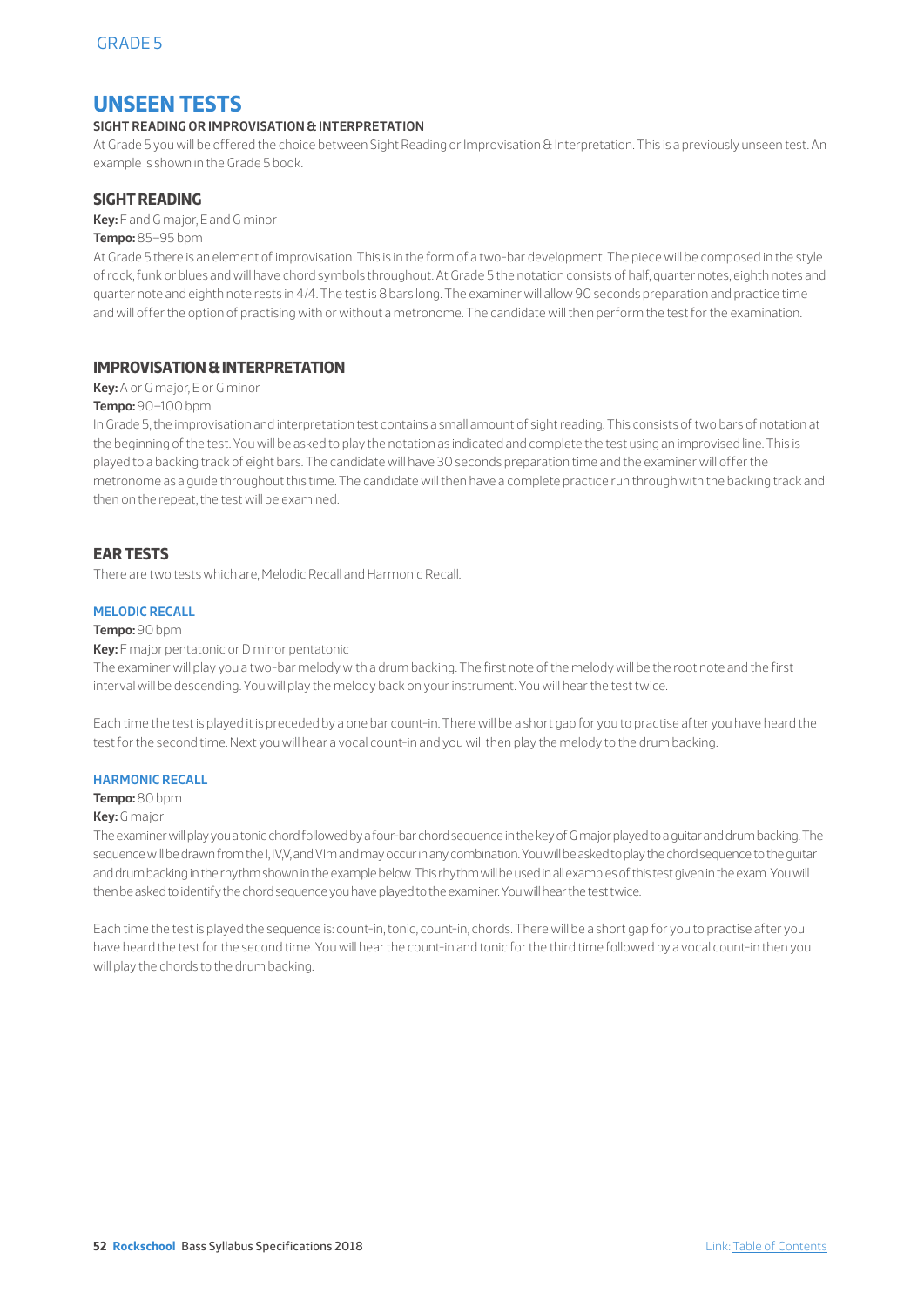# UNSEEN TESTS

**SIGHT READING OR IMPROVISATION & INTERPRETATION**

At Grade 5 you will be offered the choice between Sight Reading or Improvisation & Interpretation. This is a previously unseen test. An example is shown in the Grade 5 book.

## SIGHT READING

**Key:** F and G major, E and G minor

**Tempo:** 85–95 bpm

At Grade 5 there is an element of improvisation. This is in the form of a two-bar development. The piece will be composed in the style of rock, funk or blues and will have chord symbols throughout. At Grade 5 the notation consists of half, quarter notes, eighth notes and quarter note and eighth note rests in 4/4. The test is 8 bars long. The examiner will allow 90 seconds preparation and practice time and will offer the option of practising with or without a metronome. The candidate will then perform the test for the examination.

## IMPROVISATION & INTERPRETATION

**Key:** A or G major, E or G minor

**Tempo:** 90–100 bpm

In Grade 5, the improvisation and interpretation test contains a small amount of sight reading. This consists of two bars of notation at the beginning of the test. You will be asked to play the notation as indicated and complete the test using an improvised line. This is played to a backing track of eight bars. The candidate will have 30 seconds preparation time and the examiner will offer the metronome as a guide throughout this time. The candidate will then have a complete practice run through with the backing track and then on the repeat, the test will be examined.

## EAR TESTS

There are two tests which are, Melodic Recall and Harmonic Recall.

### MELODIC RECALL

**Tempo:** 90 bpm

**Key:** F major pentatonic or D minor pentatonic

The examiner will play you a two-bar melody with a drum backing. The first note of the melody will be the root note and the first interval will be descending. You will play the melody back on your instrument. You will hear the test twice.

Each time the test is played it is preceded by a one bar count-in. There will be a short gap for you to practise after you have heard the test for the second time. Next you will hear a vocal count-in and you will then play the melody to the drum backing.

### HARMONIC RECALL

**Tempo:** 80 bpm

**Key:** G major

The examiner will play you a tonic chord followed by a four-bar chord sequence in the key of G major played to a guitar and drum backing. The sequence will be drawn from the I, IV, V, and VIm and may occur in any combination. You will be asked to play the chord sequence to the guitar and drum backing in the rhythm shown in the example below. This rhythm will be used in all examples of this test given in the exam. You will then be asked to identify the chord sequence you have played to the examiner. You will hear the test twice.

Each time the test is played the sequence is: count-in, tonic, count-in, chords. There will be a short gap for you to practise after you have heard the test for the second time. You will hear the count-in and tonic for the third time followed by a vocal count-in then you will play the chords to the drum backing.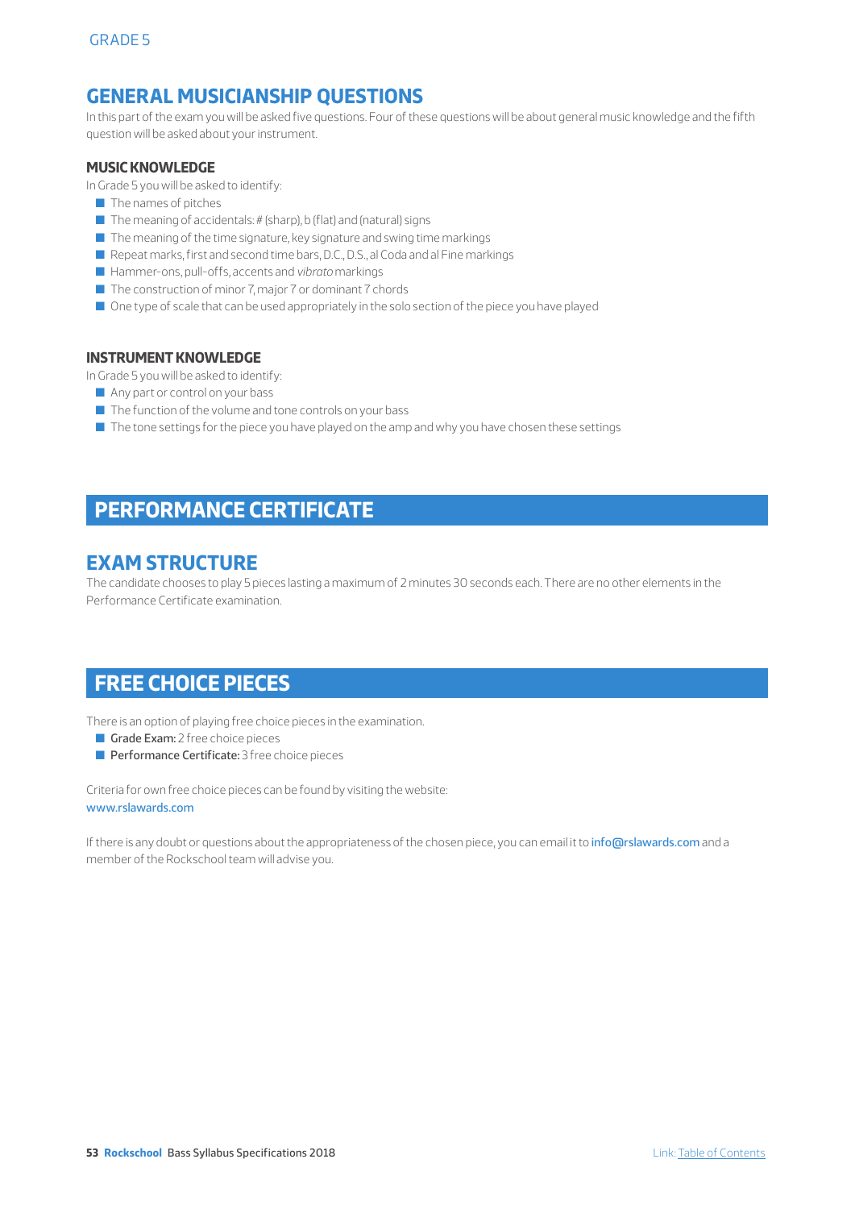## GENERAL MUSICIANSHIP QUESTIONS

In this part of the exam you will be asked five questions. Four of these questions will be about general music knowledge and the fifth question will be asked about your instrument.

### MUSIC KNOWLEDGE

In Grade 5 you will be asked to identify:

- The names of pitches
- The meaning of accidentals: # (sharp), b (flat) and (natural) signs
- The meaning of the time signature, key signature and swing time markings
- Repeat marks, first and second time bars, D.C., D.S., al Coda and al Fine markings
- Hammer-ons, pull-offs, accents and *vibrato* markings
- The construction of minor 7, major 7 or dominant 7 chords
- One type of scale that can be used appropriately in the solo section of the piece you have played

### INSTRUMENT KNOWLEDGE

In Grade 5 you will be asked to identify:

- Any part or control on your bass
- The function of the volume and tone controls on your bass
- The tone settings for the piece you have played on the amp and why you have chosen these settings

# PERFORMANCE CERTIFICATE

## EXAM STRUCTURE

The candidate chooses to play 5 pieces lasting a maximum of 2 minutes 30 seconds each. There are no other elements in the Performance Certificate examination.

# FREE CHOICE PIECES

There is an option of playing free choice pieces in the examination.

- **Grade Exam:** 2 free choice pieces
- **Performance Certificate:** 3 free choice pieces

Criteria for own free choice pieces can be found by visiting the website:
www.rslawards.com

If there is any doubt or questions about the appropriateness of the chosen piece, you can email it to info@rslawards.com and a member of the Rockschool team will advise you.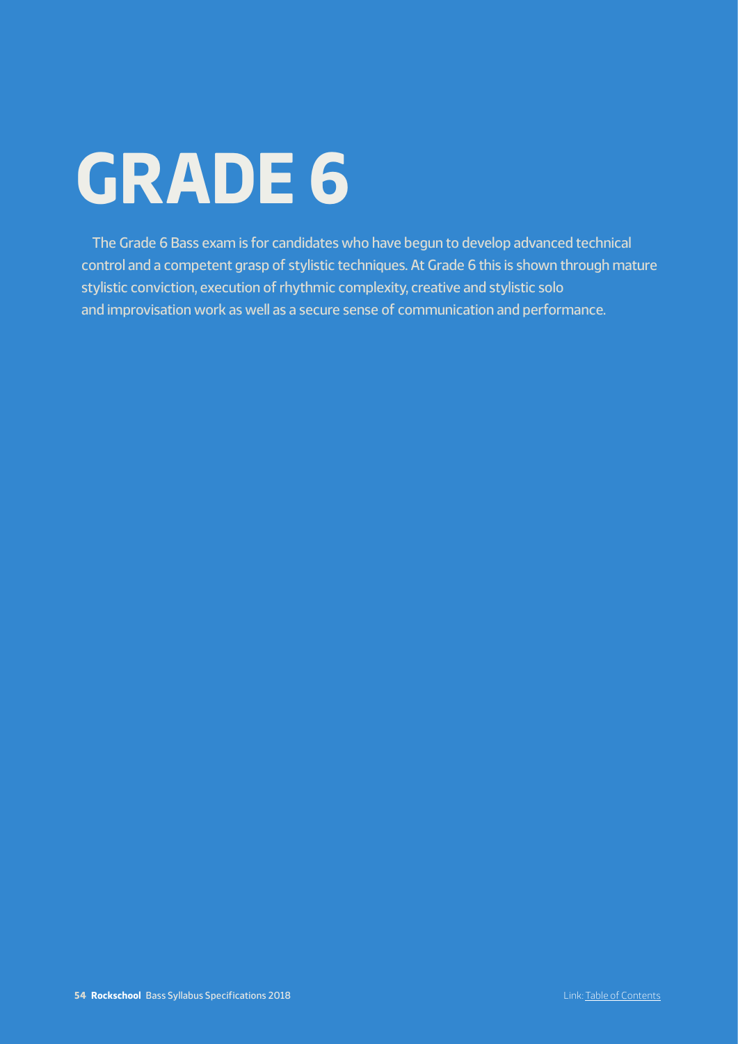# GRADE 6

The Grade 6 Bass exam is for candidates who have begun to develop advanced technical control and a competent grasp of stylistic techniques. At Grade 6 this is shown through mature stylistic conviction, execution of rhythmic complexity, creative and stylistic solo and improvisation work as well as a secure sense of communication and performance.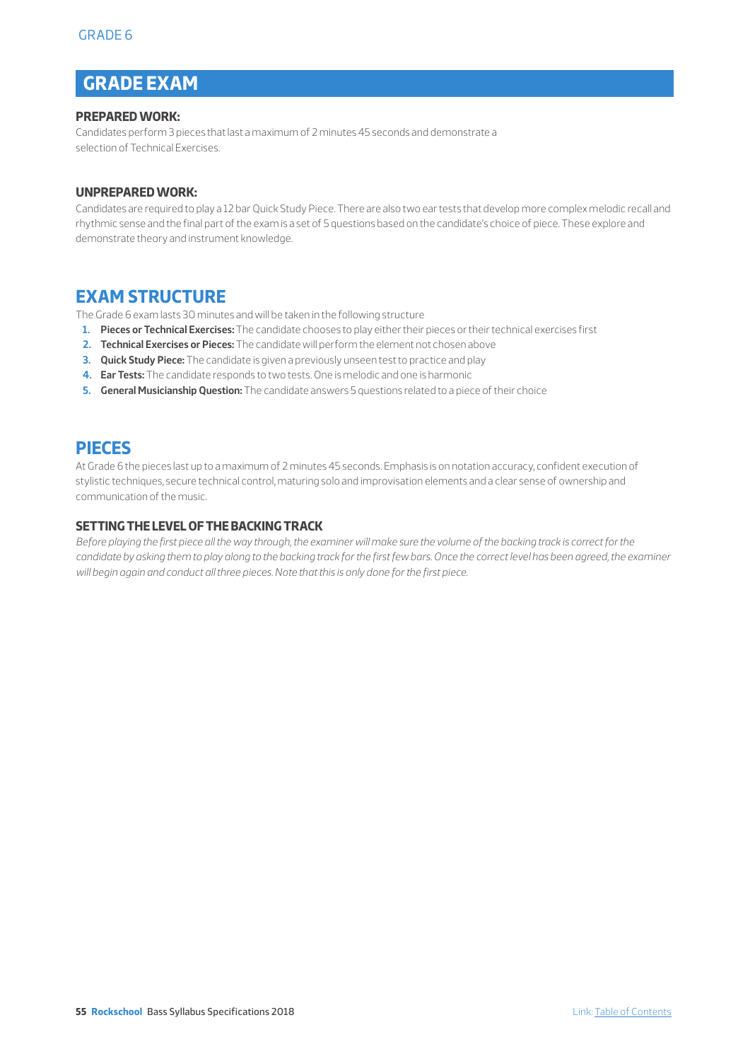# GRADE EXAM

### PREPARED WORK:

Candidates perform 3 pieces that last a maximum of 2 minutes 45 seconds and demonstrate a selection of Technical Exercises.

### UNPREPARED WORK:

Candidates are required to play a 12 bar Quick Study Piece. There are also two ear tests that develop more complex melodic recall and rhythmic sense and the final part of the exam is a set of 5 questions based on the candidate's choice of piece. These explore and demonstrate theory and instrument knowledge.

## EXAM STRUCTURE

The Grade 6 exam lasts 30 minutes and will be taken in the following structure

1. **Pieces or Technical Exercises:** The candidate chooses to play either their pieces or their technical exercises first
2. **Technical Exercises or Pieces:** The candidate will perform the element not chosen above
3. **Quick Study Piece:** The candidate is given a previously unseen test to practice and play
4. **Ear Tests:** The candidate responds to two tests. One is melodic and one is harmonic
5. **General Musicianship Question:** The candidate answers 5 questions related to a piece of their choice

## PIECES

At Grade 6 the pieces last up to a maximum of 2 minutes 45 seconds. Emphasis is on notation accuracy, confident execution of stylistic techniques, secure technical control, maturing solo and improvisation elements and a clear sense of ownership and communication of the music.

### SETTING THE LEVEL OF THE BACKING TRACK

*Before playing the first piece all the way through, the examiner will make sure the volume of the backing track is correct for the candidate by asking them to play along to the backing track for the first few bars. Once the correct level has been agreed, the examiner will begin again and conduct all three pieces. Note that this is only done for the first piece.*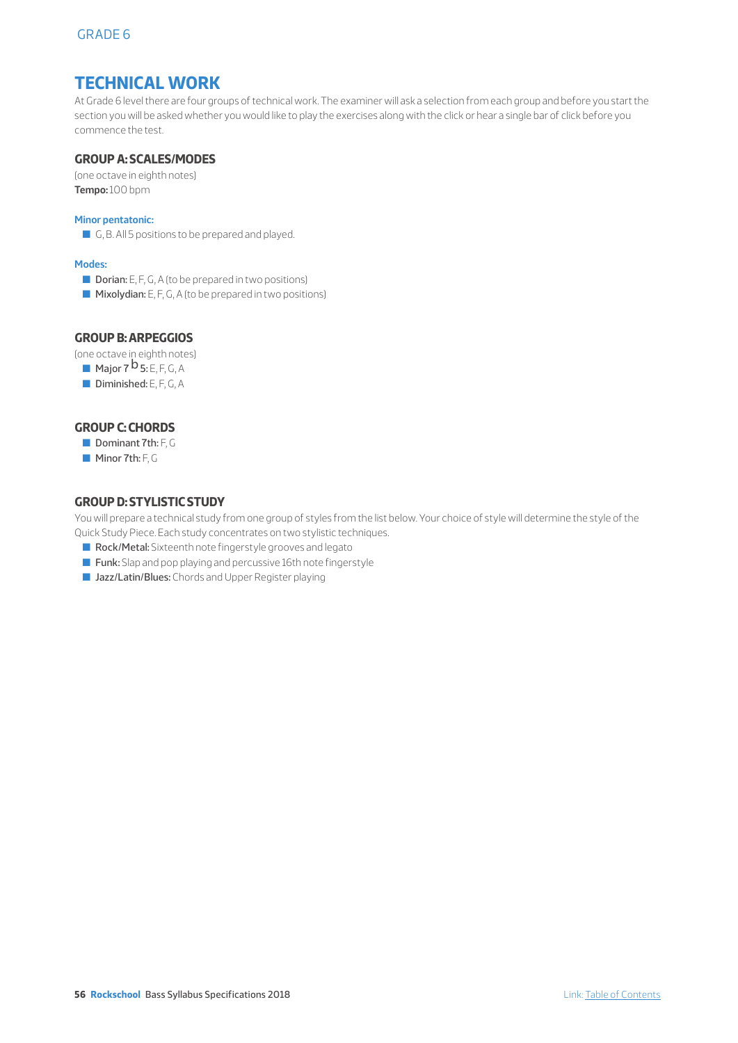# TECHNICAL WORK

At Grade 6 level there are four groups of technical work. The examiner will ask a selection from each group and before you start the section you will be asked whether you would like to play the exercises along with the click or hear a single bar of click before you commence the test.

## GROUP A: SCALES/MODES

(one octave in eighth notes)
**Tempo:** 100 bpm

### Minor pentatonic:

- G, B. All 5 positions to be prepared and played.

### Modes:

- **Dorian:** E, F, G, A (to be prepared in two positions)
- **Mixolydian:** E, F, G, A (to be prepared in two positions)

## GROUP B: ARPEGGIOS

(one octave in eighth notes)

- **Major 7♭5:** E, F, G, A
- **Diminished:** E, F, G, A

## GROUP C: CHORDS

- **Dominant 7th:** F, G
- **Minor 7th:** F, G

## GROUP D: STYLISTIC STUDY

You will prepare a technical study from one group of styles from the list below. Your choice of style will determine the style of the Quick Study Piece. Each study concentrates on two stylistic techniques.

- **Rock/Metal:** Sixteenth note fingerstyle grooves and legato
- **Funk:** Slap and pop playing and percussive 16th note fingerstyle
- **Jazz/Latin/Blues:** Chords and Upper Register playing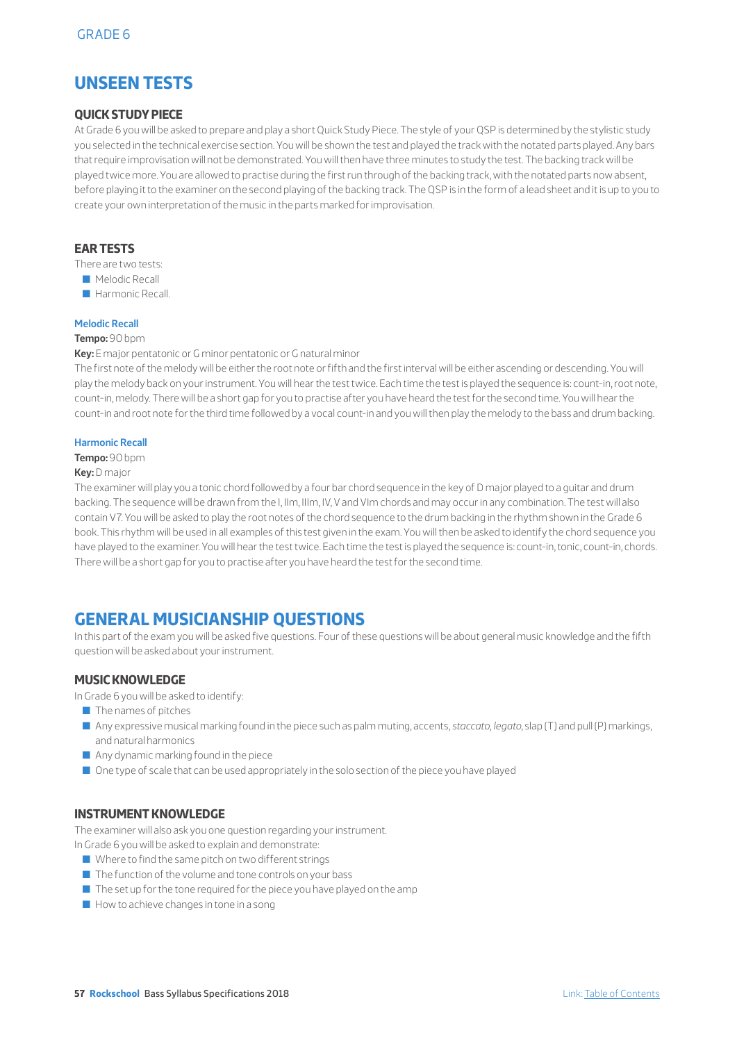GRADE 6

# UNSEEN TESTS

## QUICK STUDY PIECE

At Grade 6 you will be asked to prepare and play a short Quick Study Piece. The style of your QSP is determined by the stylistic study you selected in the technical exercise section. You will be shown the test and played the track with the notated parts played. Any bars that require improvisation will not be demonstrated. You will then have three minutes to study the test. The backing track will be played twice more. You are allowed to practise during the first run through of the backing track, with the notated parts now absent, before playing it to the examiner on the second playing of the backing track. The QSP is in the form of a lead sheet and it is up to you to create your own interpretation of the music in the parts marked for improvisation.

## EAR TESTS

There are two tests:

- Melodic Recall
- Harmonic Recall.

### Melodic Recall

**Tempo:** 90 bpm

**Key:** E major pentatonic or G minor pentatonic or G natural minor

The first note of the melody will be either the root note or fifth and the first interval will be either ascending or descending. You will play the melody back on your instrument. You will hear the test twice. Each time the test is played the sequence is: count-in, root note, count-in, melody. There will be a short gap for you to practise after you have heard the test for the second time. You will hear the count-in and root note for the third time followed by a vocal count-in and you will then play the melody to the bass and drum backing.

### Harmonic Recall

**Tempo:** 90 bpm

**Key:** D major

The examiner will play you a tonic chord followed by a four bar chord sequence in the key of D major played to a guitar and drum backing. The sequence will be drawn from the I, IIm, IIIm, IV, V and VIm chords and may occur in any combination. The test will also contain V7. You will be asked to play the root notes of the chord sequence to the drum backing in the rhythm shown in the Grade 6 book. This rhythm will be used in all examples of this test given in the exam. You will then be asked to identify the chord sequence you have played to the examiner. You will hear the test twice. Each time the test is played the sequence is: count-in, tonic, count-in, chords. There will be a short gap for you to practise after you have heard the test for the second time.

# GENERAL MUSICIANSHIP QUESTIONS

In this part of the exam you will be asked five questions. Four of these questions will be about general music knowledge and the fifth question will be asked about your instrument.

## MUSIC KNOWLEDGE

In Grade 6 you will be asked to identify:

- The names of pitches
- Any expressive musical marking found in the piece such as palm muting, accents, *staccato*, *legato*, slap (T) and pull (P) markings, and natural harmonics
- Any dynamic marking found in the piece
- One type of scale that can be used appropriately in the solo section of the piece you have played

## INSTRUMENT KNOWLEDGE

The examiner will also ask you one question regarding your instrument.

In Grade 6 you will be asked to explain and demonstrate:

- Where to find the same pitch on two different strings
- The function of the volume and tone controls on your bass
- The set up for the tone required for the piece you have played on the amp
- How to achieve changes in tone in a song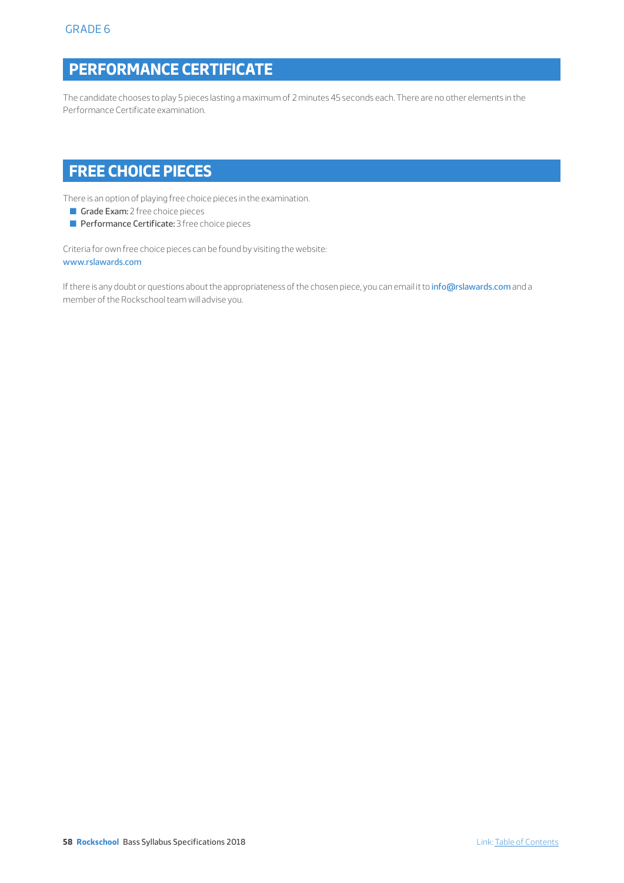## PERFORMANCE CERTIFICATE

The candidate chooses to play 5 pieces lasting a maximum of 2 minutes 45 seconds each. There are no other elements in the Performance Certificate examination.

## FREE CHOICE PIECES

There is an option of playing free choice pieces in the examination.

- **Grade Exam:** 2 free choice pieces
- **Performance Certificate:** 3 free choice pieces

Criteria for own free choice pieces can be found by visiting the website:
www.rslawards.com

If there is any doubt or questions about the appropriateness of the chosen piece, you can email it to info@rslawards.com and a member of the Rockschool team will advise you.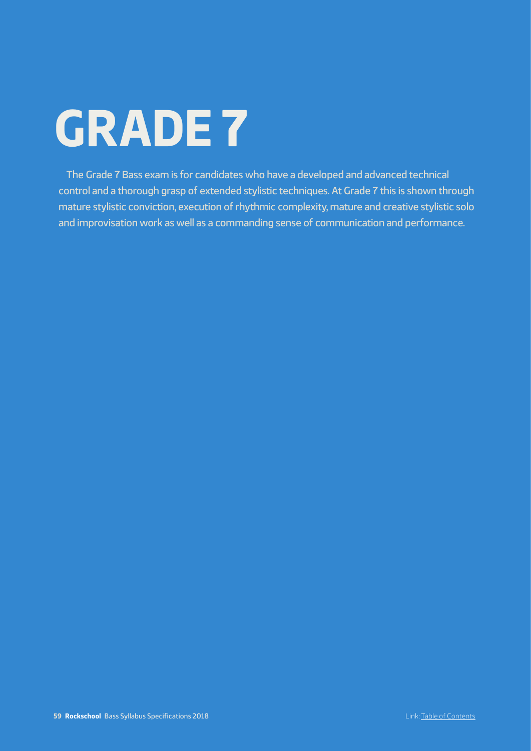# GRADE 7

The Grade 7 Bass exam is for candidates who have a developed and advanced technical control and a thorough grasp of extended stylistic techniques. At Grade 7 this is shown through mature stylistic conviction, execution of rhythmic complexity, mature and creative stylistic solo and improvisation work as well as a commanding sense of communication and performance.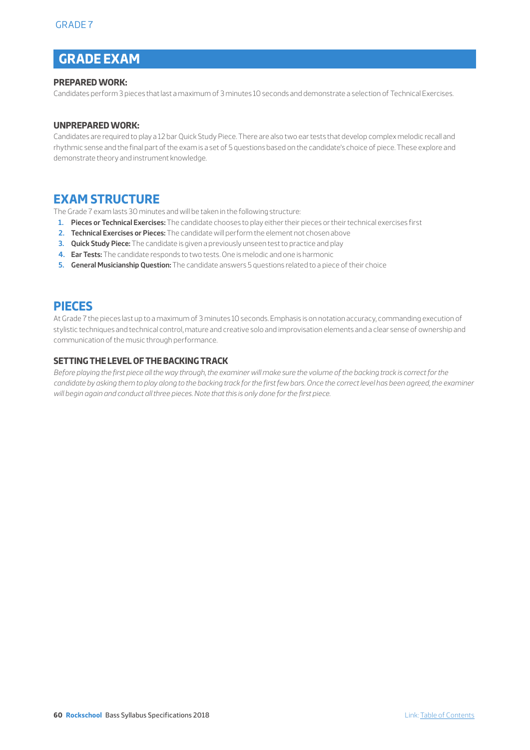## GRADE EXAM

**PREPARED WORK:**

Candidates perform 3 pieces that last a maximum of 3 minutes 10 seconds and demonstrate a selection of Technical Exercises.

**UNPREPARED WORK:**

Candidates are required to play a 12 bar Quick Study Piece. There are also two ear tests that develop complex melodic recall and rhythmic sense and the final part of the exam is a set of 5 questions based on the candidate's choice of piece. These explore and demonstrate theory and instrument knowledge.

## EXAM STRUCTURE

The Grade 7 exam lasts 30 minutes and will be taken in the following structure:

1. **Pieces or Technical Exercises:** The candidate chooses to play either their pieces or their technical exercises first
2. **Technical Exercises or Pieces:** The candidate will perform the element not chosen above
3. **Quick Study Piece:** The candidate is given a previously unseen test to practice and play
4. **Ear Tests:** The candidate responds to two tests. One is melodic and one is harmonic
5. **General Musicianship Question:** The candidate answers 5 questions related to a piece of their choice

## PIECES

At Grade 7 the pieces last up to a maximum of 3 minutes 10 seconds. Emphasis is on notation accuracy, commanding execution of stylistic techniques and technical control, mature and creative solo and improvisation elements and a clear sense of ownership and communication of the music through performance.

### SETTING THE LEVEL OF THE BACKING TRACK

*Before playing the first piece all the way through, the examiner will make sure the volume of the backing track is correct for the candidate by asking them to play along to the backing track for the first few bars. Once the correct level has been agreed, the examiner will begin again and conduct all three pieces. Note that this is only done for the first piece.*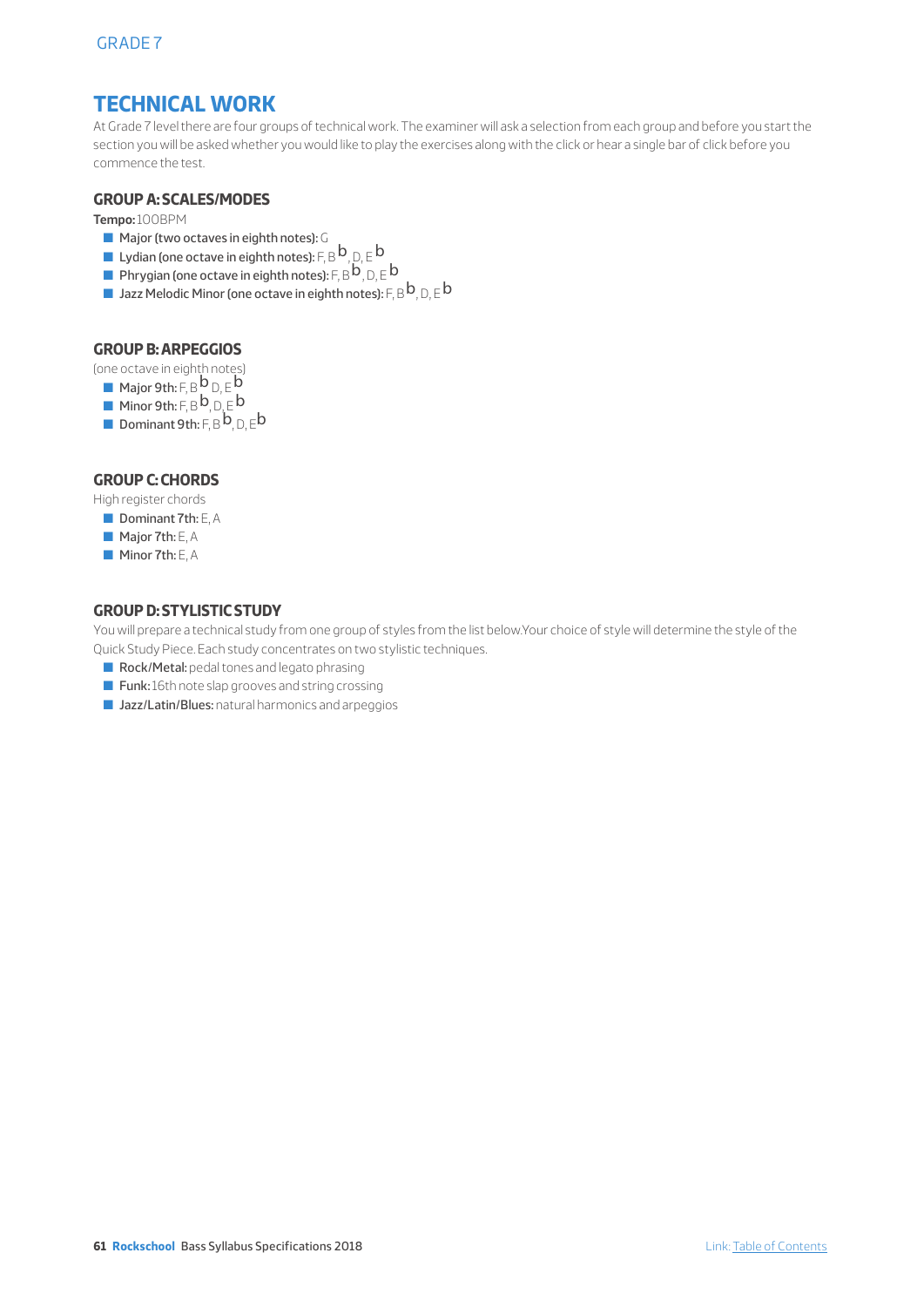## TECHNICAL WORK

At Grade 7 level there are four groups of technical work. The examiner will ask a selection from each group and before you start the section you will be asked whether you would like to play the exercises along with the click or hear a single bar of click before you commence the test.

### GROUP A: SCALES/MODES

**Tempo:** 100BPM

- **Major (two octaves in eighth notes):** G
- **Lydian (one octave in eighth notes):** F, B♭, D, E♭
- **Phrygian (one octave in eighth notes):** F, B♭, D, E♭
- **Jazz Melodic Minor (one octave in eighth notes):** F, B♭, D, E♭

### GROUP B: ARPEGGIOS

(one octave in eighth notes)

- **Major 9th:** F, B♭ D, E♭
- **Minor 9th:** F, B♭, D, E♭
- **Dominant 9th:** F, B♭, D, E♭

### GROUP C: CHORDS

High register chords

- **Dominant 7th:** E, A
- **Major 7th:** E, A
- **Minor 7th:** E, A

### GROUP D: STYLISTIC STUDY

You will prepare a technical study from one group of styles from the list below.Your choice of style will determine the style of the Quick Study Piece. Each study concentrates on two stylistic techniques.

- **Rock/Metal:** pedal tones and legato phrasing
- **Funk:** 16th note slap grooves and string crossing
- **Jazz/Latin/Blues:** natural harmonics and arpeggios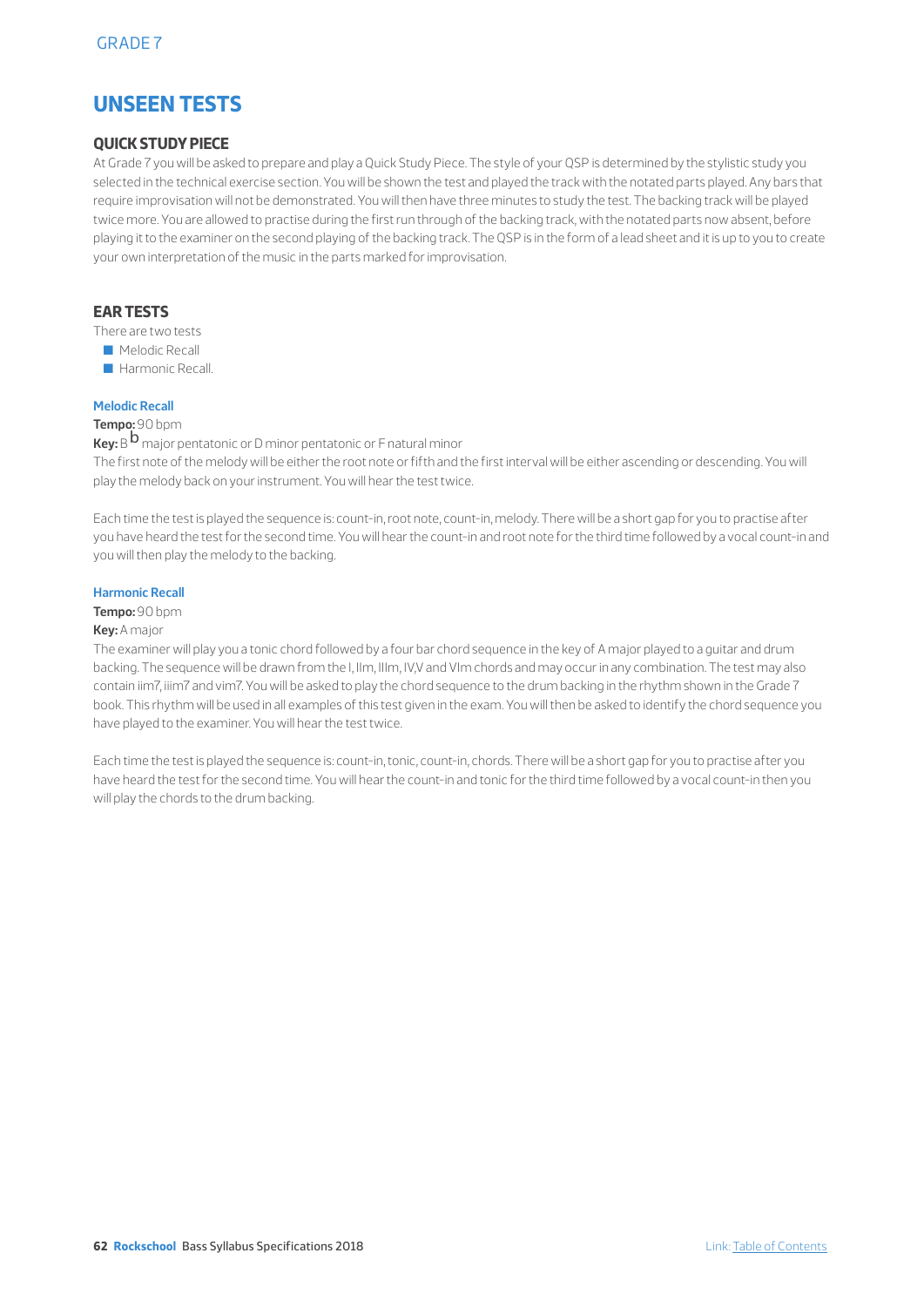GRADE 7

# UNSEEN TESTS

## QUICK STUDY PIECE

At Grade 7 you will be asked to prepare and play a Quick Study Piece. The style of your QSP is determined by the stylistic study you selected in the technical exercise section. You will be shown the test and played the track with the notated parts played. Any bars that require improvisation will not be demonstrated. You will then have three minutes to study the test. The backing track will be played twice more. You are allowed to practise during the first run through of the backing track, with the notated parts now absent, before playing it to the examiner on the second playing of the backing track. The QSP is in the form of a lead sheet and it is up to you to create your own interpretation of the music in the parts marked for improvisation.

## EAR TESTS

There are two tests

- Melodic Recall
- Harmonic Recall.

### Melodic Recall

**Tempo:** 90 bpm

**Key:** B♭ major pentatonic or D minor pentatonic or F natural minor

The first note of the melody will be either the root note or fifth and the first interval will be either ascending or descending. You will play the melody back on your instrument. You will hear the test twice.

Each time the test is played the sequence is: count-in, root note, count-in, melody. There will be a short gap for you to practise after you have heard the test for the second time. You will hear the count-in and root note for the third time followed by a vocal count-in and you will then play the melody to the backing.

### Harmonic Recall

**Tempo:** 90 bpm

**Key:** A major

The examiner will play you a tonic chord followed by a four bar chord sequence in the key of A major played to a guitar and drum backing. The sequence will be drawn from the I, IIm, IIIm, IV,V and VIm chords and may occur in any combination. The test may also contain iim7, iiim7 and vim7. You will be asked to play the chord sequence to the drum backing in the rhythm shown in the Grade 7 book. This rhythm will be used in all examples of this test given in the exam. You will then be asked to identify the chord sequence you have played to the examiner. You will hear the test twice.

Each time the test is played the sequence is: count-in, tonic, count-in, chords. There will be a short gap for you to practise after you have heard the test for the second time. You will hear the count-in and tonic for the third time followed by a vocal count-in then you will play the chords to the drum backing.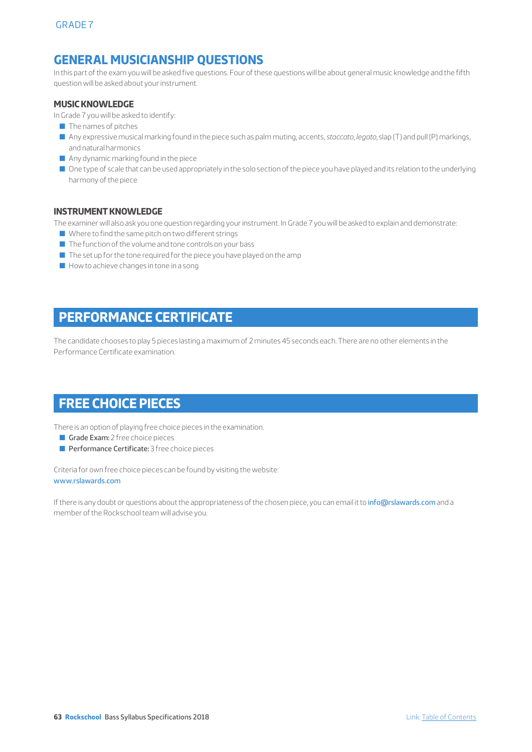## GENERAL MUSICIANSHIP QUESTIONS

In this part of the exam you will be asked five questions. Four of these questions will be about general music knowledge and the fifth question will be asked about your instrument.

### MUSIC KNOWLEDGE

In Grade 7 you will be asked to identify:

- The names of pitches
- Any expressive musical marking found in the piece such as palm muting, accents, *staccato*, *legato*, slap (T) and pull (P) markings, and natural harmonics
- Any dynamic marking found in the piece
- One type of scale that can be used appropriately in the solo section of the piece you have played and its relation to the underlying harmony of the piece

### INSTRUMENT KNOWLEDGE

The examiner will also ask you one question regarding your instrument. In Grade 7 you will be asked to explain and demonstrate:

- Where to find the same pitch on two different strings
- The function of the volume and tone controls on your bass
- The set up for the tone required for the piece you have played on the amp
- How to achieve changes in tone in a song

## PERFORMANCE CERTIFICATE

The candidate chooses to play 5 pieces lasting a maximum of 2 minutes 45 seconds each. There are no other elements in the Performance Certificate examination.

## FREE CHOICE PIECES

There is an option of playing free choice pieces in the examination.

- **Grade Exam:** 2 free choice pieces
- **Performance Certificate:** 3 free choice pieces

Criteria for own free choice pieces can be found by visiting the website:
www.rslawards.com

If there is any doubt or questions about the appropriateness of the chosen piece, you can email it to info@rslawards.com and a member of the Rockschool team will advise you.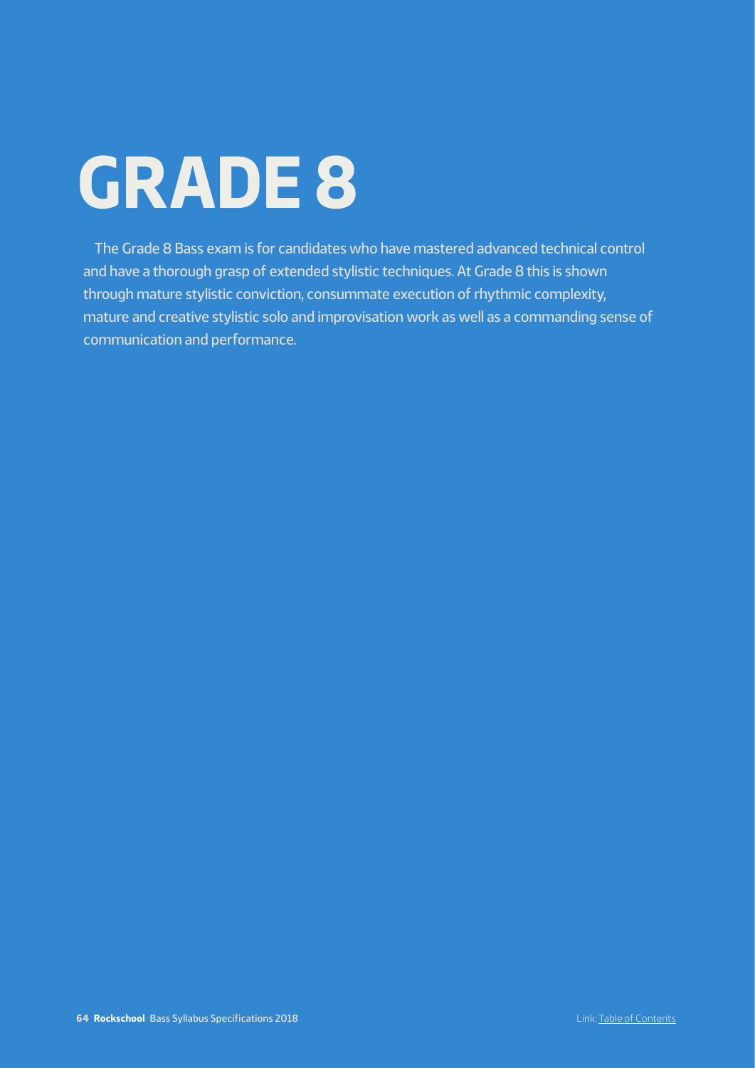# GRADE 8

The Grade 8 Bass exam is for candidates who have mastered advanced technical control and have a thorough grasp of extended stylistic techniques. At Grade 8 this is shown through mature stylistic conviction, consummate execution of rhythmic complexity, mature and creative stylistic solo and improvisation work as well as a commanding sense of communication and performance.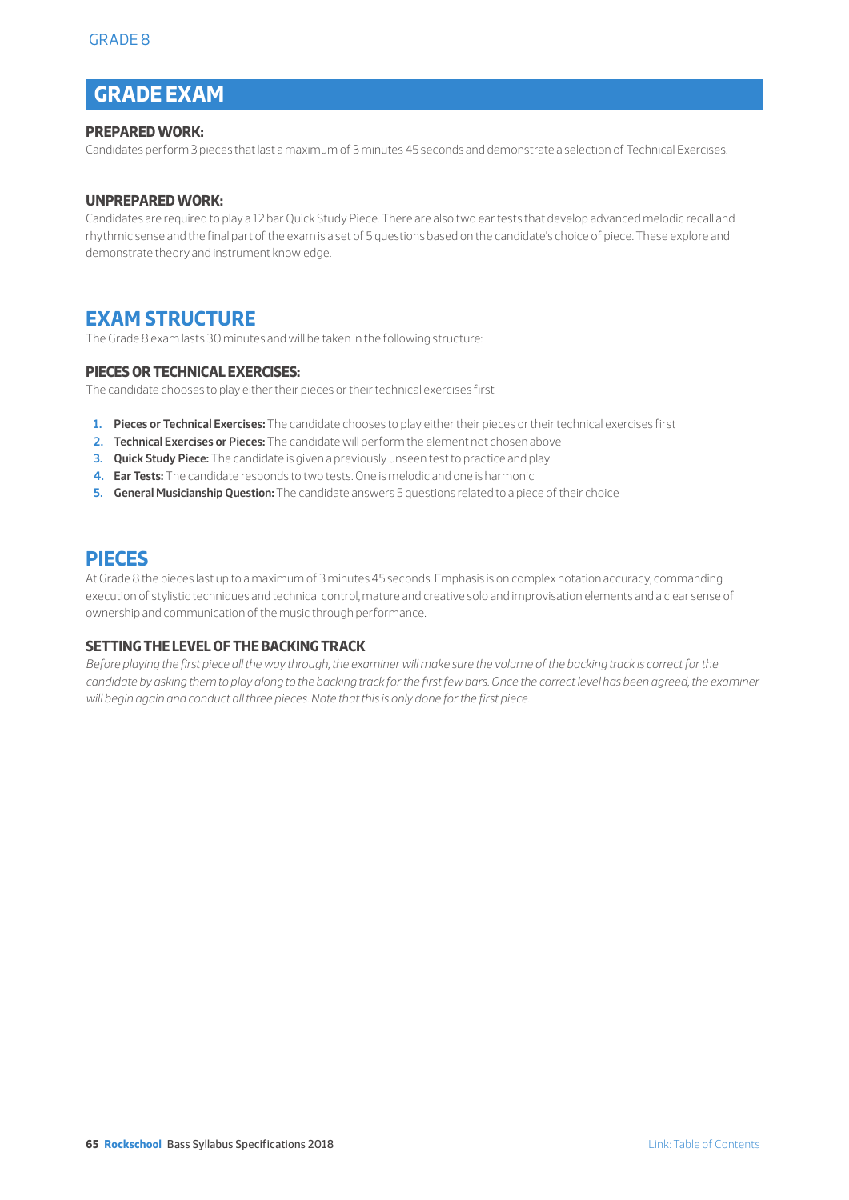## GRADE EXAM

#### PREPARED WORK:

Candidates perform 3 pieces that last a maximum of 3 minutes 45 seconds and demonstrate a selection of Technical Exercises.

#### UNPREPARED WORK:

Candidates are required to play a 12 bar Quick Study Piece. There are also two ear tests that develop advanced melodic recall and rhythmic sense and the final part of the exam is a set of 5 questions based on the candidate's choice of piece. These explore and demonstrate theory and instrument knowledge.

## EXAM STRUCTURE

The Grade 8 exam lasts 30 minutes and will be taken in the following structure:

#### PIECES OR TECHNICAL EXERCISES:

The candidate chooses to play either their pieces or their technical exercises first

1. **Pieces or Technical Exercises:** The candidate chooses to play either their pieces or their technical exercises first
2. **Technical Exercises or Pieces:** The candidate will perform the element not chosen above
3. **Quick Study Piece:** The candidate is given a previously unseen test to practice and play
4. **Ear Tests:** The candidate responds to two tests. One is melodic and one is harmonic
5. **General Musicianship Question:** The candidate answers 5 questions related to a piece of their choice

## PIECES

At Grade 8 the pieces last up to a maximum of 3 minutes 45 seconds. Emphasis is on complex notation accuracy, commanding execution of stylistic techniques and technical control, mature and creative solo and improvisation elements and a clear sense of ownership and communication of the music through performance.

#### SETTING THE LEVEL OF THE BACKING TRACK

*Before playing the first piece all the way through, the examiner will make sure the volume of the backing track is correct for the candidate by asking them to play along to the backing track for the first few bars. Once the correct level has been agreed, the examiner will begin again and conduct all three pieces. Note that this is only done for the first piece.*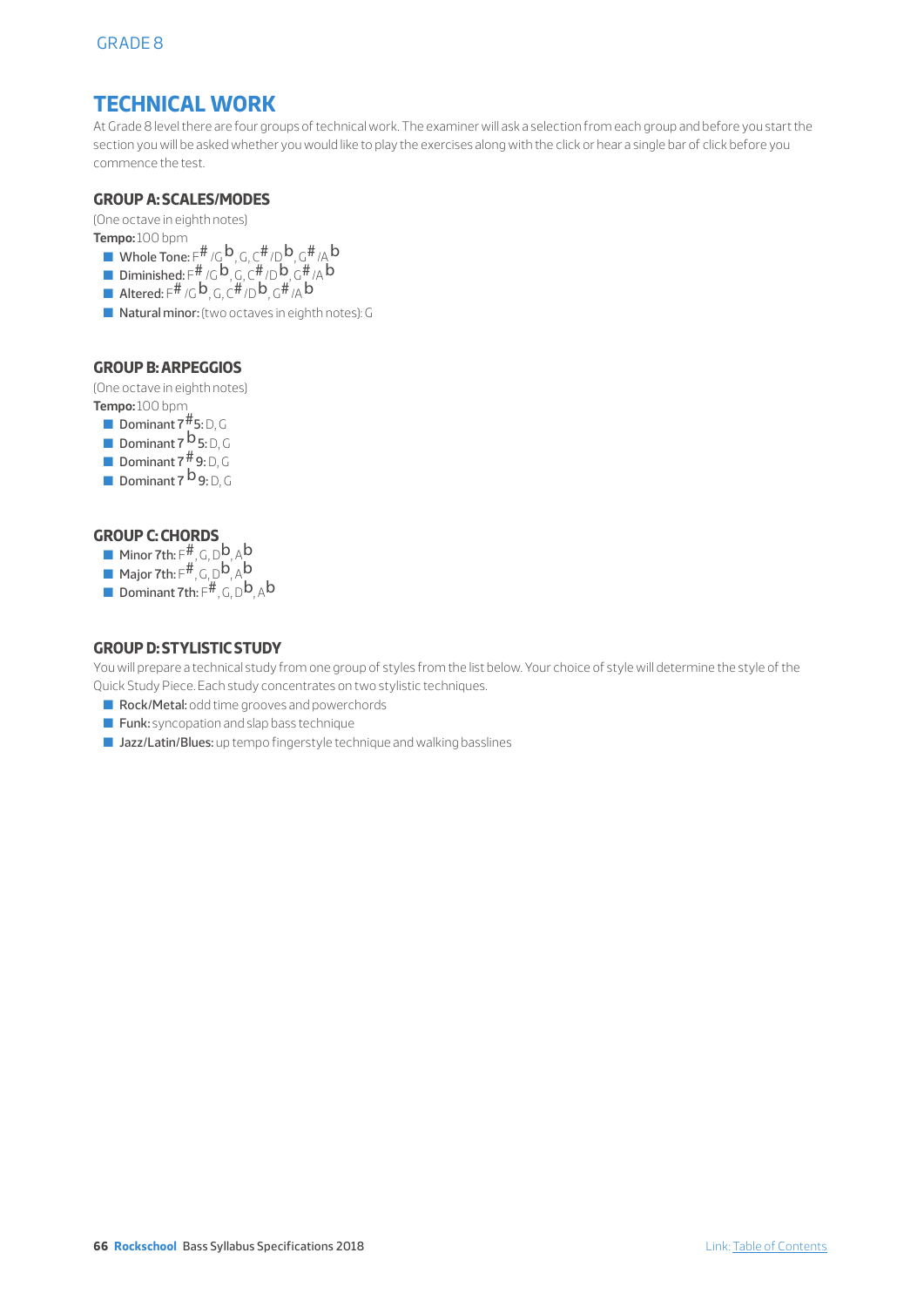## TECHNICAL WORK

At Grade 8 level there are four groups of technical work. The examiner will ask a selection from each group and before you start the section you will be asked whether you would like to play the exercises along with the click or hear a single bar of click before you commence the test.

### GROUP A: SCALES/MODES

(One octave in eighth notes)

**Tempo:** 100 bpm

- **Whole Tone:** F#/Gb, G, C#/Db, G#/Ab
- **Diminished:** F#/Gb, G, C#/Db, G#/Ab
- **Altered:** F#/Gb, G, C#/Db, G#/Ab
- **Natural minor:** (two octaves in eighth notes): G

### GROUP B: ARPEGGIOS

(One octave in eighth notes)

**Tempo:** 100 bpm

- **Dominant 7#5:** D, G
- **Dominant 7b5:** D, G
- **Dominant 7#9:** D, G
- **Dominant 7b9:** D, G

### GROUP C: CHORDS

- **Minor 7th:** F#, G, Db, Ab
- **Major 7th:** F#, G, Db, Ab
- **Dominant 7th:** F#, G, Db, Ab

### GROUP D: STYLISTIC STUDY

You will prepare a technical study from one group of styles from the list below. Your choice of style will determine the style of the Quick Study Piece. Each study concentrates on two stylistic techniques.

- **Rock/Metal:** odd time grooves and powerchords
- **Funk:** syncopation and slap bass technique
- **Jazz/Latin/Blues:** up tempo fingerstyle technique and walking basslines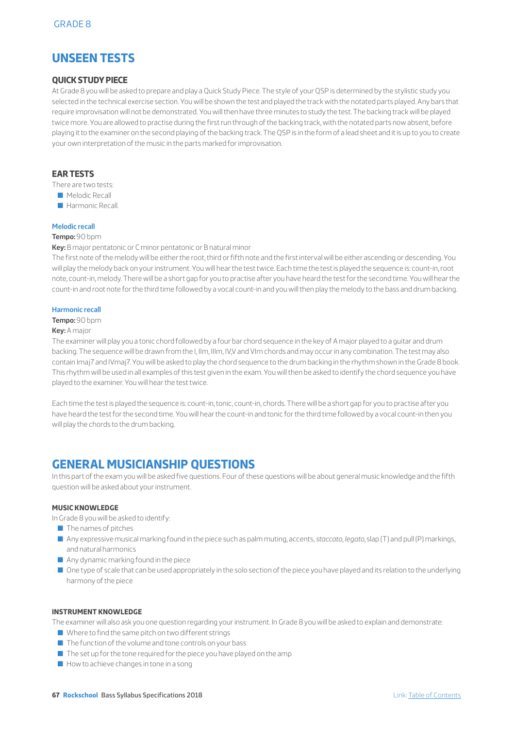# UNSEEN TESTS

### QUICK STUDY PIECE

At Grade 8 you will be asked to prepare and play a Quick Study Piece. The style of your QSP is determined by the stylistic study you selected in the technical exercise section. You will be shown the test and played the track with the notated parts played. Any bars that require improvisation will not be demonstrated. You will then have three minutes to study the test. The backing track will be played twice more. You are allowed to practise during the first run through of the backing track, with the notated parts now absent, before playing it to the examiner on the second playing of the backing track. The QSP is in the form of a lead sheet and it is up to you to create your own interpretation of the music in the parts marked for improvisation.

### EAR TESTS

There are two tests:

- Melodic Recall
- Harmonic Recall.

#### Melodic recall

**Tempo:** 90 bpm

**Key:** B major pentatonic or C minor pentatonic or B natural minor

The first note of the melody will be either the root, third or fifth note and the first interval will be either ascending or descending. You will play the melody back on your instrument. You will hear the test twice. Each time the test is played the sequence is: count-in, root note, count-in, melody. There will be a short gap for you to practise after you have heard the test for the second time. You will hear the count-in and root note for the third time followed by a vocal count-in and you will then play the melody to the bass and drum backing.

#### Harmonic recall

**Tempo:** 90 bpm

**Key:** A major

The examiner will play you a tonic chord followed by a four bar chord sequence in the key of A major played to a guitar and drum backing. The sequence will be drawn from the I, IIm, IIIm, IV,V and VIm chords and may occur in any combination. The test may also contain Imaj7 and IVmaj7. You will be asked to play the chord sequence to the drum backing in the rhythm shown in the Grade 8 book. This rhythm will be used in all examples of this test given in the exam. You will then be asked to identify the chord sequence you have played to the examiner. You will hear the test twice.

Each time the test is played the sequence is: count-in, tonic, count-in, chords. There will be a short gap for you to practise after you have heard the test for the second time. You will hear the count-in and tonic for the third time followed by a vocal count-in then you will play the chords to the drum backing.

# GENERAL MUSICIANSHIP QUESTIONS

In this part of the exam you will be asked five questions. Four of these questions will be about general music knowledge and the fifth question will be asked about your instrument.

#### MUSIC KNOWLEDGE

In Grade 8 you will be asked to identify:

- The names of pitches
- Any expressive musical marking found in the piece such as palm muting, accents, *staccato*, *legato*, slap (T) and pull (P) markings, and natural harmonics
- Any dynamic marking found in the piece
- One type of scale that can be used appropriately in the solo section of the piece you have played and its relation to the underlying harmony of the piece

#### INSTRUMENT KNOWLEDGE

The examiner will also ask you one question regarding your instrument. In Grade 8 you will be asked to explain and demonstrate:

- Where to find the same pitch on two different strings
- The function of the volume and tone controls on your bass
- The set up for the tone required for the piece you have played on the amp
- How to achieve changes in tone in a song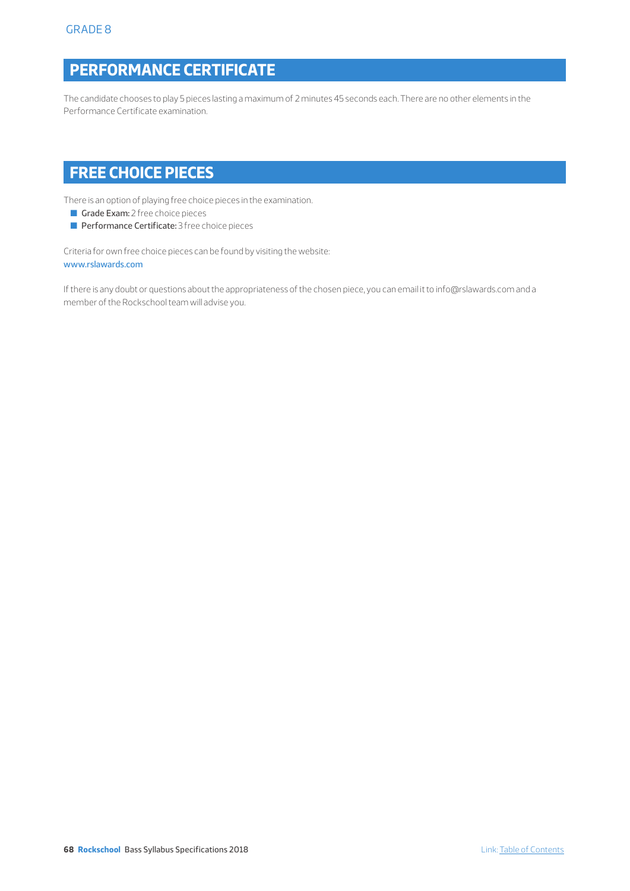## PERFORMANCE CERTIFICATE

The candidate chooses to play 5 pieces lasting a maximum of 2 minutes 45 seconds each. There are no other elements in the Performance Certificate examination.

## FREE CHOICE PIECES

There is an option of playing free choice pieces in the examination.

- **Grade Exam:** 2 free choice pieces
- **Performance Certificate:** 3 free choice pieces

Criteria for own free choice pieces can be found by visiting the website:
www.rslawards.com

If there is any doubt or questions about the appropriateness of the chosen piece, you can email it to info@rslawards.com and a member of the Rockschool team will advise you.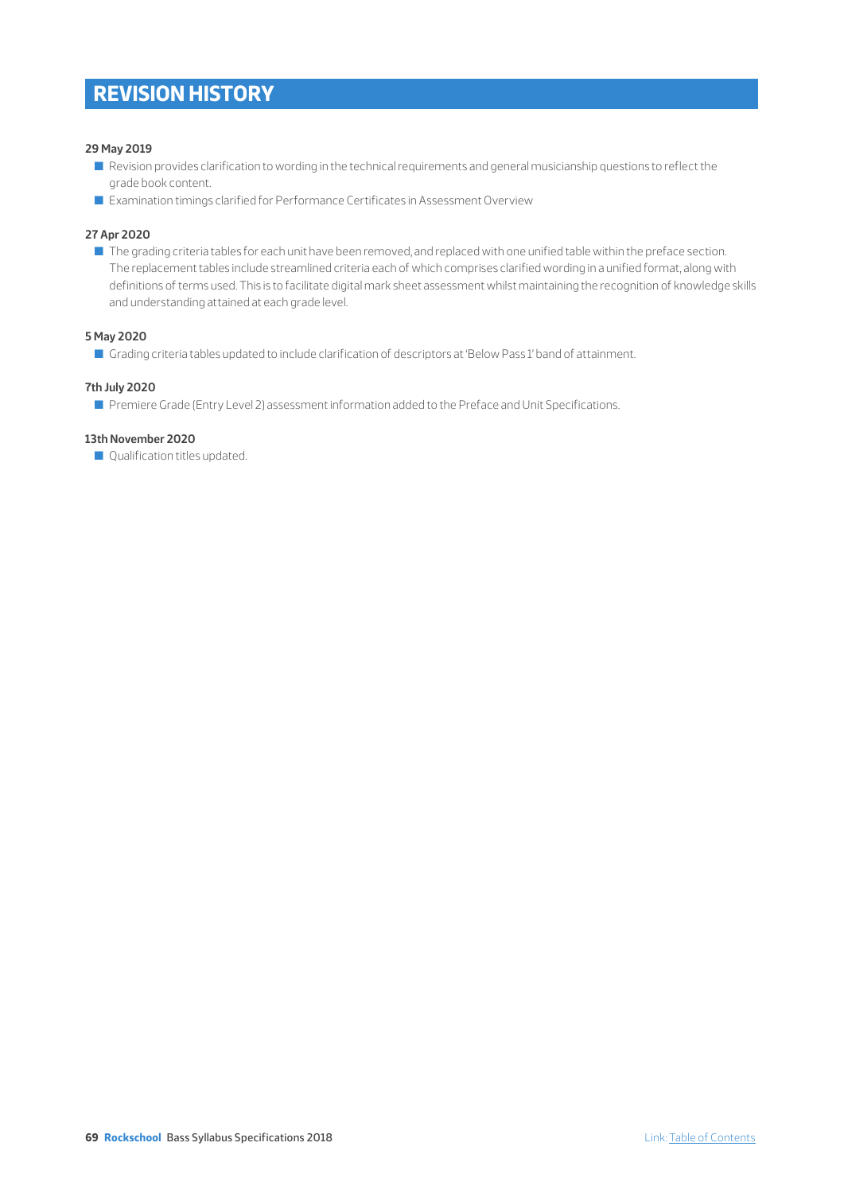# REVISION HISTORY

**29 May 2019**

- Revision provides clarification to wording in the technical requirements and general musicianship questions to reflect the grade book content.
- Examination timings clarified for Performance Certificates in Assessment Overview

**27 Apr 2020**

- The grading criteria tables for each unit have been removed, and replaced with one unified table within the preface section. The replacement tables include streamlined criteria each of which comprises clarified wording in a unified format, along with definitions of terms used. This is to facilitate digital mark sheet assessment whilst maintaining the recognition of knowledge skills and understanding attained at each grade level.

**5 May 2020**

- Grading criteria tables updated to include clarification of descriptors at 'Below Pass 1' band of attainment.

**7th July 2020**

- Premiere Grade (Entry Level 2) assessment information added to the Preface and Unit Specifications.

**13th November 2020**

- Qualification titles updated.